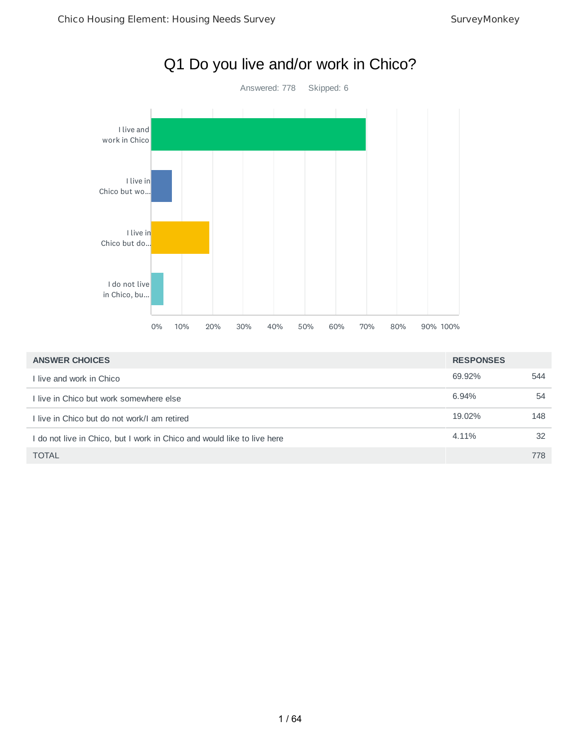# Q1 Do you live and/or work in Chico?

Answered: 778 Skipped: 6

| ANSWER CHOICES | RESPONSES | |
|---|---|---|
| I live and work in Chico | 69.92% | 544 |
| I live in Chico but work somewhere else | 6.94% | 54 |
| I live in Chico but do not work/I am retired | 19.02% | 148 |
| I do not live in Chico, but I work in Chico and would like to live here | 4.11% | 32 |
| TOTAL | | 778 |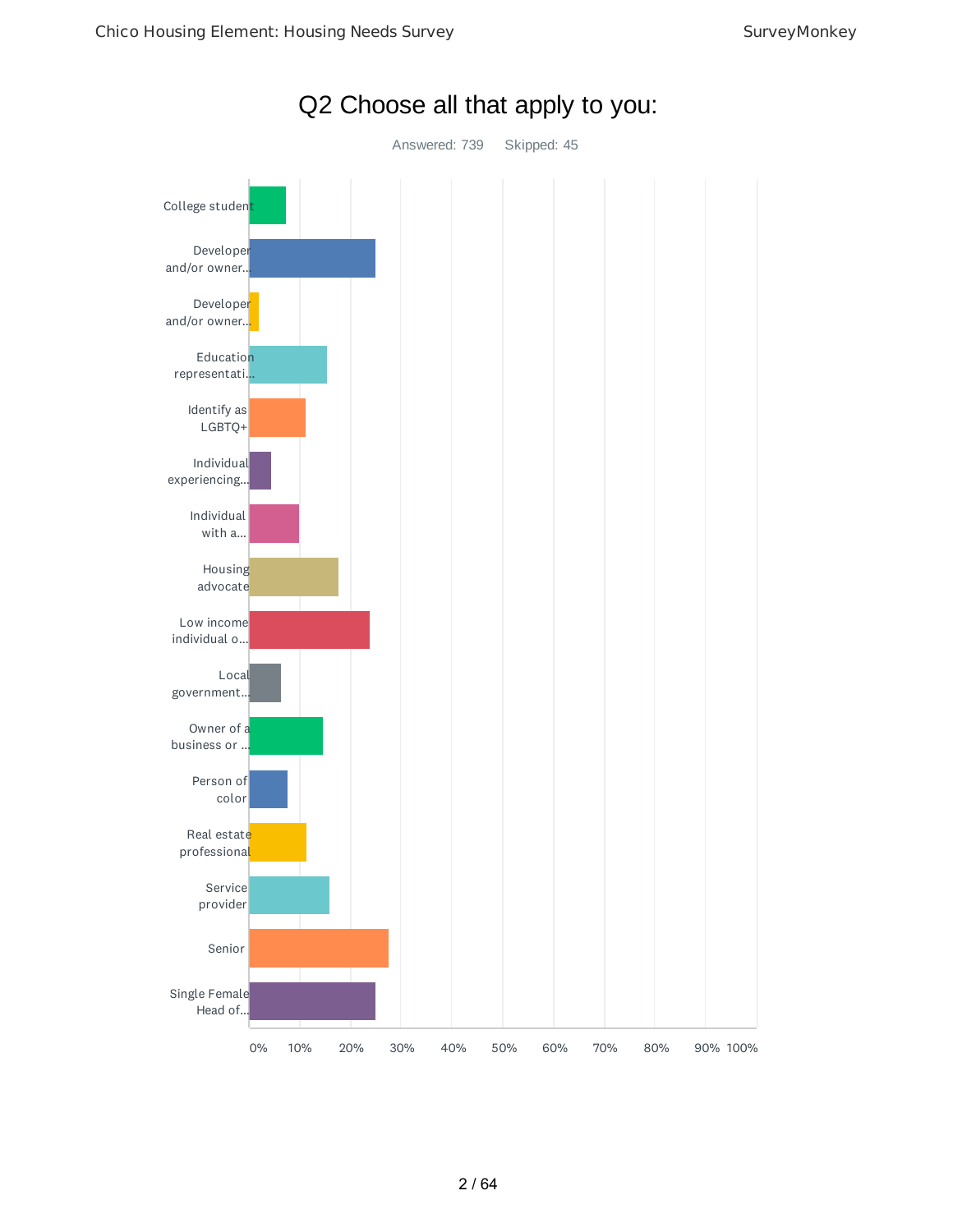# Q2 Choose all that apply to you:

Answered: 739 Skipped: 45

College student

Developer and/or owner...

Developer and/or owner...

Education representati...

Identify as LGBTQ+

Individual experiencing...

Individual with a...

Housing advocate

Low income individual o...

Local government...

Owner of a business or ...

Person of color

Real estate professional

Service provider

Senior

Single Female Head of...

0% 10% 20% 30% 40% 50% 60% 70% 80% 90% 100%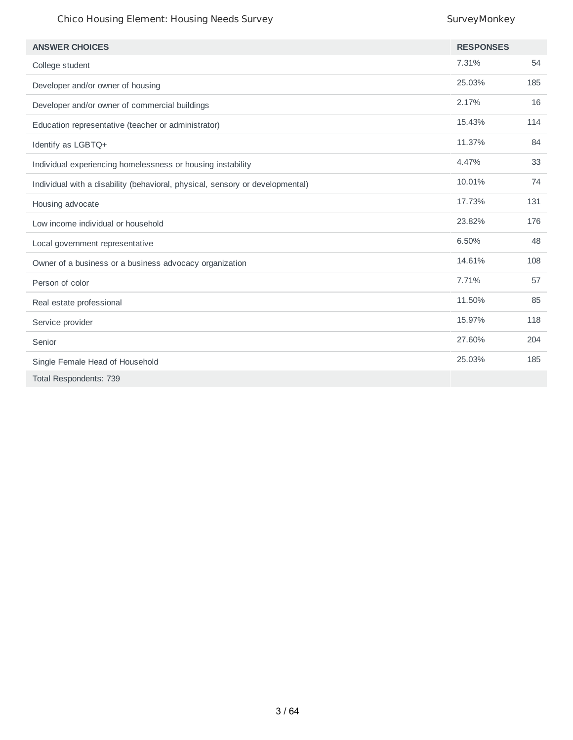| ANSWER CHOICES | RESPONSES | |
|---|---|---|
| College student | 7.31% | 54 |
| Developer and/or owner of housing | 25.03% | 185 |
| Developer and/or owner of commercial buildings | 2.17% | 16 |
| Education representative (teacher or administrator) | 15.43% | 114 |
| Identify as LGBTQ+ | 11.37% | 84 |
| Individual experiencing homelessness or housing instability | 4.47% | 33 |
| Individual with a disability (behavioral, physical, sensory or developmental) | 10.01% | 74 |
| Housing advocate | 17.73% | 131 |
| Low income individual or household | 23.82% | 176 |
| Local government representative | 6.50% | 48 |
| Owner of a business or a business advocacy organization | 14.61% | 108 |
| Person of color | 7.71% | 57 |
| Real estate professional | 11.50% | 85 |
| Service provider | 15.97% | 118 |
| Senior | 27.60% | 204 |
| Single Female Head of Household | 25.03% | 185 |
| Total Respondents: 739 | | |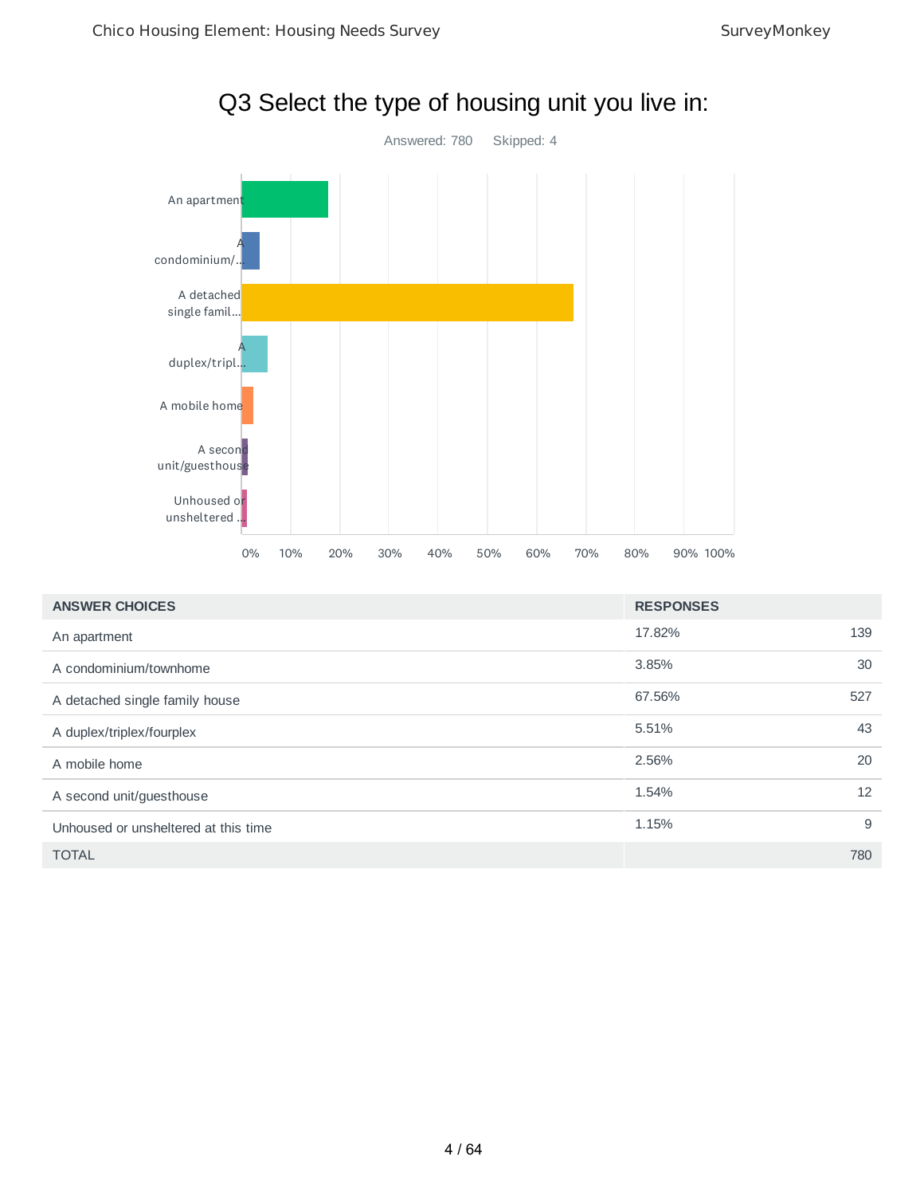# Q3 Select the type of housing unit you live in:

Answered: 780 Skipped: 4

| ANSWER CHOICES | RESPONSES | |
|---|---|---|
| An apartment | 17.82% | 139 |
| A condominium/townhome | 3.85% | 30 |
| A detached single family house | 67.56% | 527 |
| A duplex/triplex/fourplex | 5.51% | 43 |
| A mobile home | 2.56% | 20 |
| A second unit/guesthouse | 1.54% | 12 |
| Unhoused or unsheltered at this time | 1.15% | 9 |
| TOTAL | | 780 |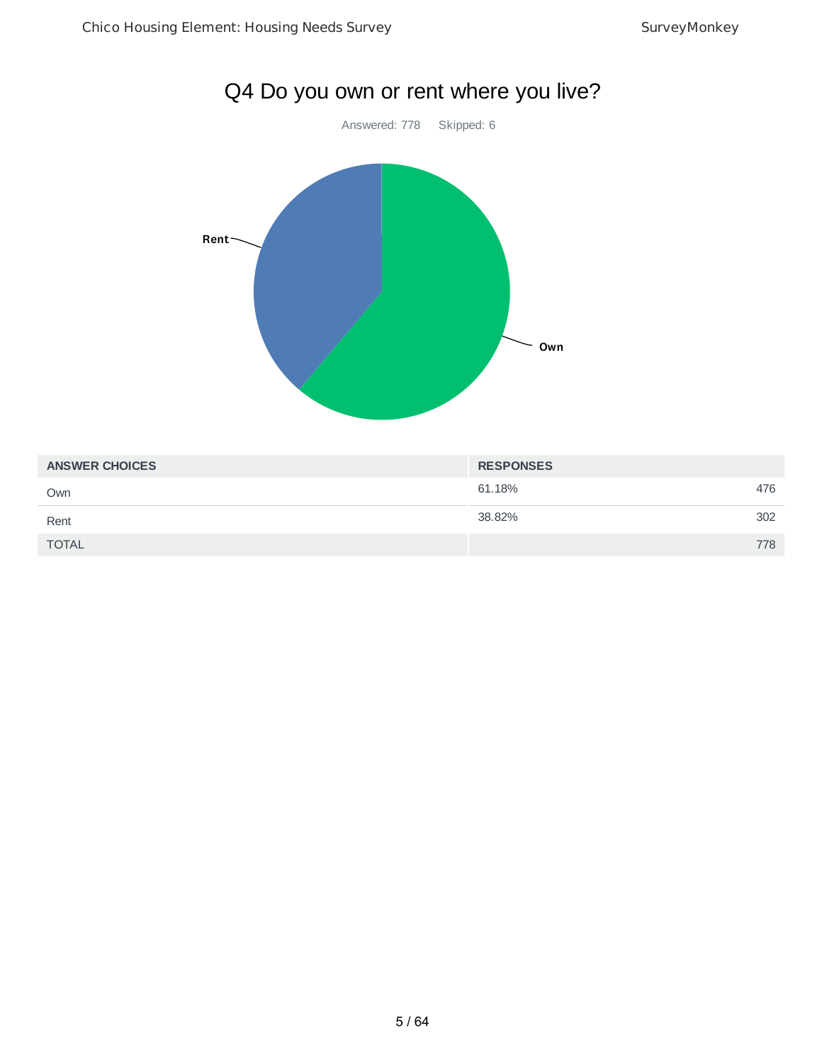# Q4 Do you own or rent where you live?

Answered: 778 Skipped: 6

| ANSWER CHOICES | RESPONSES | |
|---|---|---|
| Own | 61.18% | 476 |
| Rent | 38.82% | 302 |
| TOTAL | | 778 |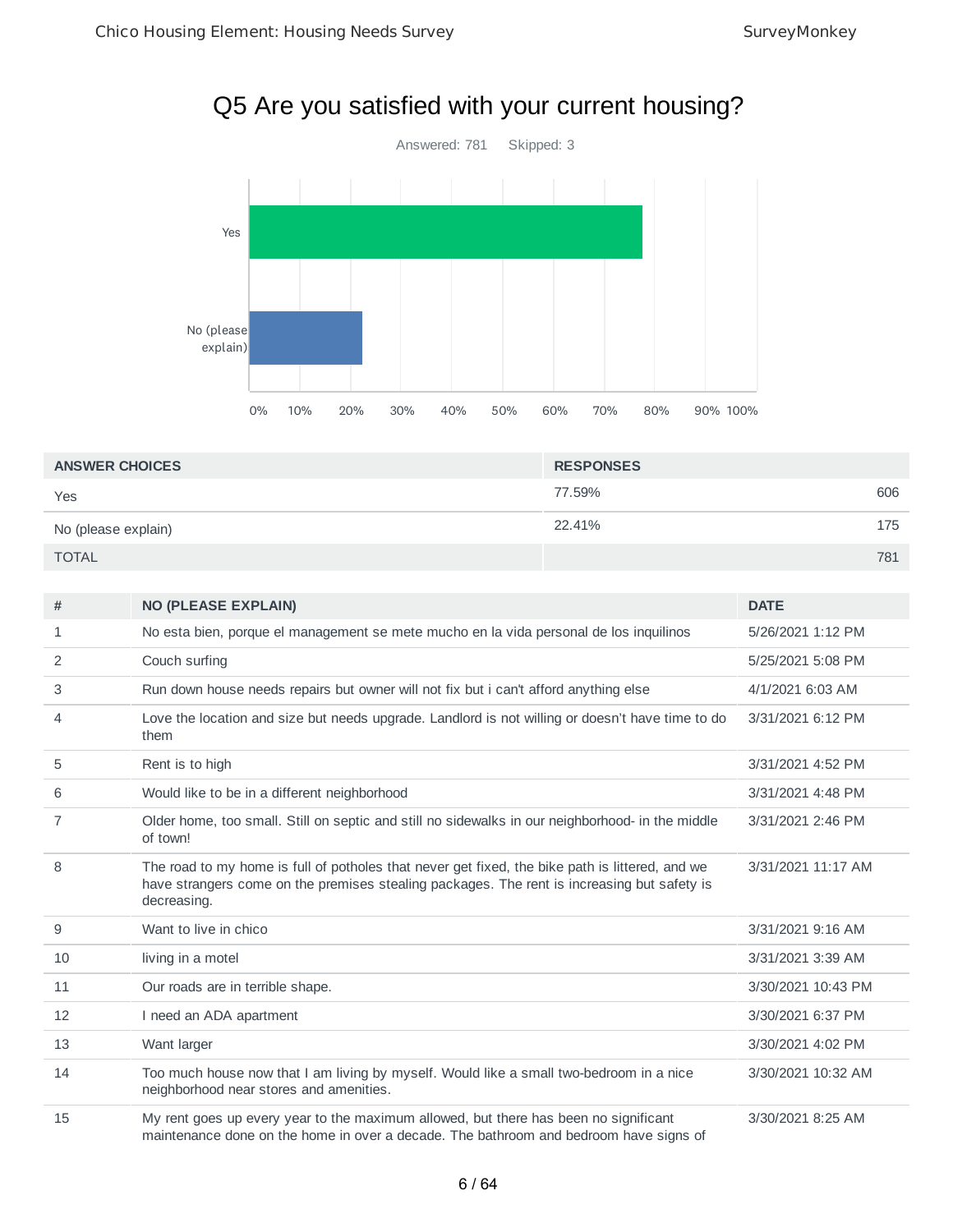# Q5 Are you satisfied with your current housing?

Answered: 781 Skipped: 3

| ANSWER CHOICES | RESPONSES | |
|---|---|---|
| Yes | 77.59% | 606 |
| No (please explain) | 22.41% | 175 |
| TOTAL | | 781 |

| # | NO (PLEASE EXPLAIN) | DATE |
|---|---|---|
| 1 | No esta bien, porque el management se mete mucho en la vida personal de los inquilinos | 5/26/2021 1:12 PM |
| 2 | Couch surfing | 5/25/2021 5:08 PM |
| 3 | Run down house needs repairs but owner will not fix but i can't afford anything else | 4/1/2021 6:03 AM |
| 4 | Love the location and size but needs upgrade. Landlord is not willing or doesn't have time to do them | 3/31/2021 6:12 PM |
| 5 | Rent is to high | 3/31/2021 4:52 PM |
| 6 | Would like to be in a different neighborhood | 3/31/2021 4:48 PM |
| 7 | Older home, too small. Still on septic and still no sidewalks in our neighborhood- in the middle of town! | 3/31/2021 2:46 PM |
| 8 | The road to my home is full of potholes that never get fixed, the bike path is littered, and we have strangers come on the premises stealing packages. The rent is increasing but safety is decreasing. | 3/31/2021 11:17 AM |
| 9 | Want to live in chico | 3/31/2021 9:16 AM |
| 10 | living in a motel | 3/31/2021 3:39 AM |
| 11 | Our roads are in terrible shape. | 3/30/2021 10:43 PM |
| 12 | I need an ADA apartment | 3/30/2021 6:37 PM |
| 13 | Want larger | 3/30/2021 4:02 PM |
| 14 | Too much house now that I am living by myself. Would like a small two-bedroom in a nice neighborhood near stores and amenities. | 3/30/2021 10:32 AM |
| 15 | My rent goes up every year to the maximum allowed, but there has been no significant maintenance done on the home in over a decade. The bathroom and bedroom have signs of | 3/30/2021 8:25 AM |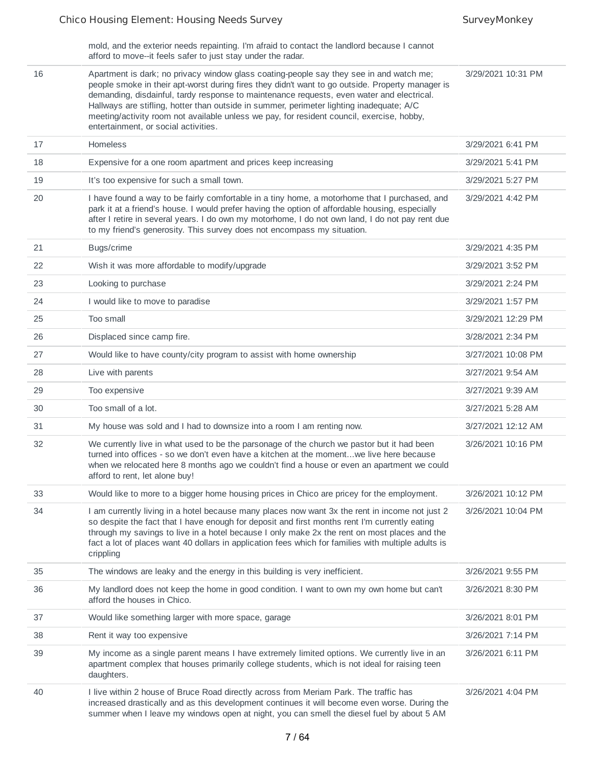| | | |
|---|---|---|
| | mold, and the exterior needs repainting. I'm afraid to contact the landlord because I cannot afford to move--it feels safer to just stay under the radar. | |
| 16 | Apartment is dark; no privacy window glass coating-people say they see in and watch me; people smoke in their apt-worst during fires they didn't want to go outside. Property manager is demanding, disdainful, tardy response to maintenance requests, even water and electrical. Hallways are stifling, hotter than outside in summer, perimeter lighting inadequate; A/C meeting/activity room not available unless we pay, for resident council, exercise, hobby, entertainment, or social activities. | 3/29/2021 10:31 PM |
| 17 | Homeless | 3/29/2021 6:41 PM |
| 18 | Expensive for a one room apartment and prices keep increasing | 3/29/2021 5:41 PM |
| 19 | It's too expensive for such a small town. | 3/29/2021 5:27 PM |
| 20 | I have found a way to be fairly comfortable in a tiny home, a motorhome that I purchased, and park it at a friend's house. I would prefer having the option of affordable housing, especially after I retire in several years. I do own my motorhome, I do not own land, I do not pay rent due to my friend's generosity. This survey does not encompass my situation. | 3/29/2021 4:42 PM |
| 21 | Bugs/crime | 3/29/2021 4:35 PM |
| 22 | Wish it was more affordable to modify/upgrade | 3/29/2021 3:52 PM |
| 23 | Looking to purchase | 3/29/2021 2:24 PM |
| 24 | I would like to move to paradise | 3/29/2021 1:57 PM |
| 25 | Too small | 3/29/2021 12:29 PM |
| 26 | Displaced since camp fire. | 3/28/2021 2:34 PM |
| 27 | Would like to have county/city program to assist with home ownership | 3/27/2021 10:08 PM |
| 28 | Live with parents | 3/27/2021 9:54 AM |
| 29 | Too expensive | 3/27/2021 9:39 AM |
| 30 | Too small of a lot. | 3/27/2021 5:28 AM |
| 31 | My house was sold and I had to downsize into a room I am renting now. | 3/27/2021 12:12 AM |
| 32 | We currently live in what used to be the parsonage of the church we pastor but it had been turned into offices - so we don't even have a kitchen at the moment...we live here because when we relocated here 8 months ago we couldn't find a house or even an apartment we could afford to rent, let alone buy! | 3/26/2021 10:16 PM |
| 33 | Would like to more to a bigger home housing prices in Chico are pricey for the employment. | 3/26/2021 10:12 PM |
| 34 | I am currently living in a hotel because many places now want 3x the rent in income not just 2 so despite the fact that I have enough for deposit and first months rent I'm currently eating through my savings to live in a hotel because I only make 2x the rent on most places and the fact a lot of places want 40 dollars in application fees which for families with multiple adults is crippling | 3/26/2021 10:04 PM |
| 35 | The windows are leaky and the energy in this building is very inefficient. | 3/26/2021 9:55 PM |
| 36 | My landlord does not keep the home in good condition. I want to own my own home but can't afford the houses in Chico. | 3/26/2021 8:30 PM |
| 37 | Would like something larger with more space, garage | 3/26/2021 8:01 PM |
| 38 | Rent it way too expensive | 3/26/2021 7:14 PM |
| 39 | My income as a single parent means I have extremely limited options. We currently live in an apartment complex that houses primarily college students, which is not ideal for raising teen daughters. | 3/26/2021 6:11 PM |
| 40 | I live within 2 house of Bruce Road directly across from Meriam Park. The traffic has increased drastically and as this development continues it will become even worse. During the summer when I leave my windows open at night, you can smell the diesel fuel by about 5 AM | 3/26/2021 4:04 PM |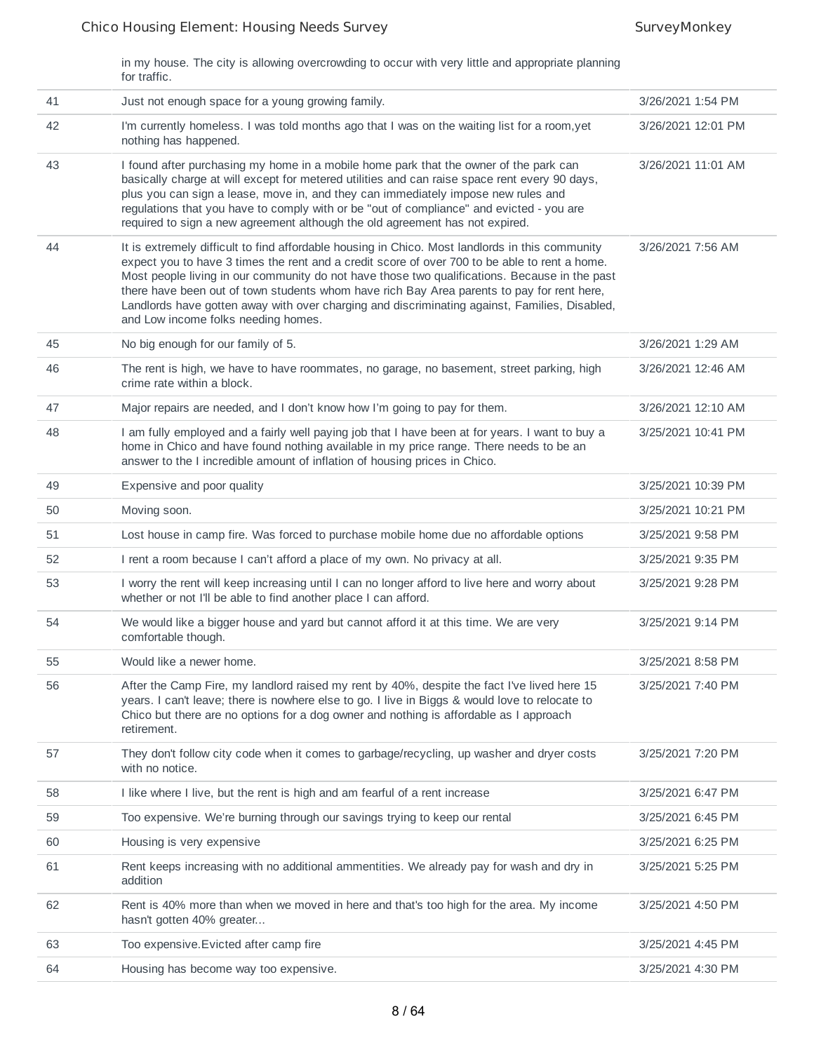| | in my house. The city is allowing overcrowding to occur with very little and appropriate planning for traffic. | |
|---|---|---|
| 41 | Just not enough space for a young growing family. | 3/26/2021 1:54 PM |
| 42 | I'm currently homeless. I was told months ago that I was on the waiting list for a room,yet nothing has happened. | 3/26/2021 12:01 PM |
| 43 | I found after purchasing my home in a mobile home park that the owner of the park can basically charge at will except for metered utilities and can raise space rent every 90 days, plus you can sign a lease, move in, and they can immediately impose new rules and regulations that you have to comply with or be "out of compliance" and evicted - you are required to sign a new agreement although the old agreement has not expired. | 3/26/2021 11:01 AM |
| 44 | It is extremely difficult to find affordable housing in Chico. Most landlords in this community expect you to have 3 times the rent and a credit score of over 700 to be able to rent a home. Most people living in our community do not have those two qualifications. Because in the past there have been out of town students whom have rich Bay Area parents to pay for rent here, Landlords have gotten away with over charging and discriminating against, Families, Disabled, and Low income folks needing homes. | 3/26/2021 7:56 AM |
| 45 | No big enough for our family of 5. | 3/26/2021 1:29 AM |
| 46 | The rent is high, we have to have roommates, no garage, no basement, street parking, high crime rate within a block. | 3/26/2021 12:46 AM |
| 47 | Major repairs are needed, and I don't know how I'm going to pay for them. | 3/26/2021 12:10 AM |
| 48 | I am fully employed and a fairly well paying job that I have been at for years. I want to buy a home in Chico and have found nothing available in my price range. There needs to be an answer to the I incredible amount of inflation of housing prices in Chico. | 3/25/2021 10:41 PM |
| 49 | Expensive and poor quality | 3/25/2021 10:39 PM |
| 50 | Moving soon. | 3/25/2021 10:21 PM |
| 51 | Lost house in camp fire. Was forced to purchase mobile home due no affordable options | 3/25/2021 9:58 PM |
| 52 | I rent a room because I can't afford a place of my own. No privacy at all. | 3/25/2021 9:35 PM |
| 53 | I worry the rent will keep increasing until I can no longer afford to live here and worry about whether or not I'll be able to find another place I can afford. | 3/25/2021 9:28 PM |
| 54 | We would like a bigger house and yard but cannot afford it at this time. We are very comfortable though. | 3/25/2021 9:14 PM |
| 55 | Would like a newer home. | 3/25/2021 8:58 PM |
| 56 | After the Camp Fire, my landlord raised my rent by 40%, despite the fact I've lived here 15 years. I can't leave; there is nowhere else to go. I live in Biggs & would love to relocate to Chico but there are no options for a dog owner and nothing is affordable as I approach retirement. | 3/25/2021 7:40 PM |
| 57 | They don't follow city code when it comes to garbage/recycling, up washer and dryer costs with no notice. | 3/25/2021 7:20 PM |
| 58 | I like where I live, but the rent is high and am fearful of a rent increase | 3/25/2021 6:47 PM |
| 59 | Too expensive. We're burning through our savings trying to keep our rental | 3/25/2021 6:45 PM |
| 60 | Housing is very expensive | 3/25/2021 6:25 PM |
| 61 | Rent keeps increasing with no additional ammentities. We already pay for wash and dry in addition | 3/25/2021 5:25 PM |
| 62 | Rent is 40% more than when we moved in here and that's too high for the area. My income hasn't gotten 40% greater... | 3/25/2021 4:50 PM |
| 63 | Too expensive.Evicted after camp fire | 3/25/2021 4:45 PM |
| 64 | Housing has become way too expensive. | 3/25/2021 4:30 PM |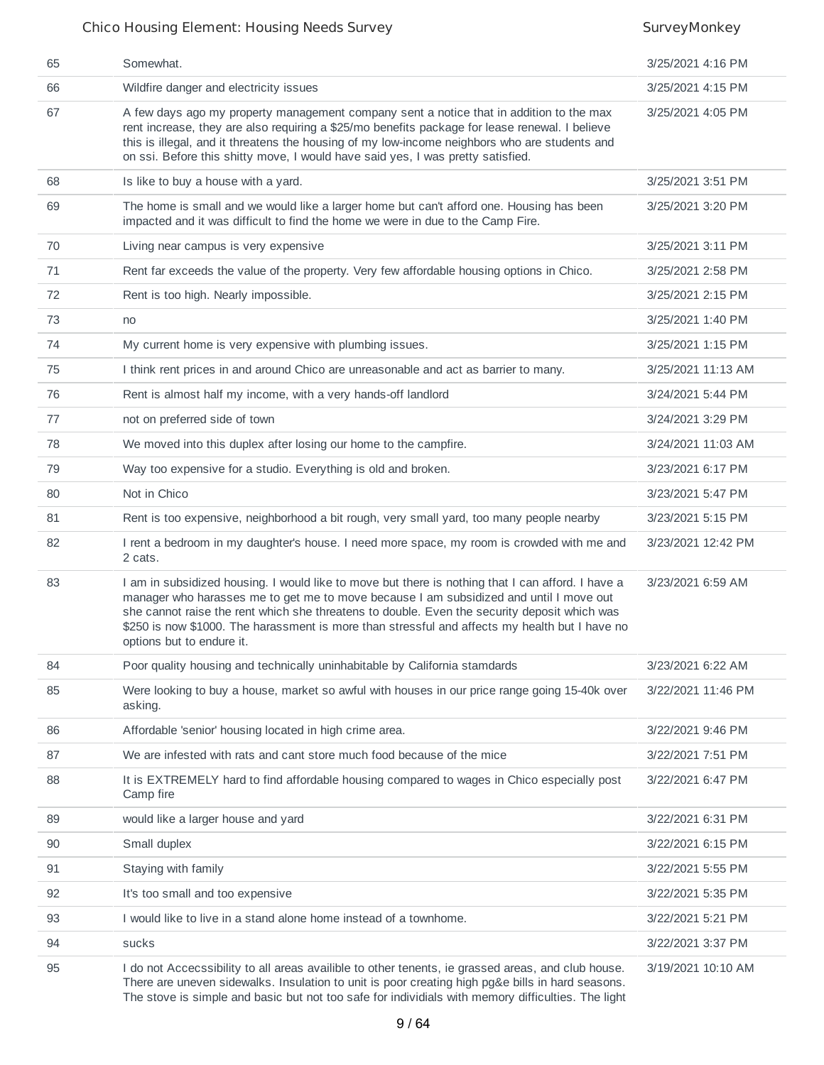| | | |
|---|---|---|
| 65 | Somewhat. | 3/25/2021 4:16 PM |
| 66 | Wildfire danger and electricity issues | 3/25/2021 4:15 PM |
| 67 | A few days ago my property management company sent a notice that in addition to the max rent increase, they are also requiring a $25/mo benefits package for lease renewal. I believe this is illegal, and it threatens the housing of my low-income neighbors who are students and on ssi. Before this shitty move, I would have said yes, I was pretty satisfied. | 3/25/2021 4:05 PM |
| 68 | Is like to buy a house with a yard. | 3/25/2021 3:51 PM |
| 69 | The home is small and we would like a larger home but can't afford one. Housing has been impacted and it was difficult to find the home we were in due to the Camp Fire. | 3/25/2021 3:20 PM |
| 70 | Living near campus is very expensive | 3/25/2021 3:11 PM |
| 71 | Rent far exceeds the value of the property. Very few affordable housing options in Chico. | 3/25/2021 2:58 PM |
| 72 | Rent is too high. Nearly impossible. | 3/25/2021 2:15 PM |
| 73 | no | 3/25/2021 1:40 PM |
| 74 | My current home is very expensive with plumbing issues. | 3/25/2021 1:15 PM |
| 75 | I think rent prices in and around Chico are unreasonable and act as barrier to many. | 3/25/2021 11:13 AM |
| 76 | Rent is almost half my income, with a very hands-off landlord | 3/24/2021 5:44 PM |
| 77 | not on preferred side of town | 3/24/2021 3:29 PM |
| 78 | We moved into this duplex after losing our home to the campfire. | 3/24/2021 11:03 AM |
| 79 | Way too expensive for a studio. Everything is old and broken. | 3/23/2021 6:17 PM |
| 80 | Not in Chico | 3/23/2021 5:47 PM |
| 81 | Rent is too expensive, neighborhood a bit rough, very small yard, too many people nearby | 3/23/2021 5:15 PM |
| 82 | I rent a bedroom in my daughter's house. I need more space, my room is crowded with me and 2 cats. | 3/23/2021 12:42 PM |
| 83 | I am in subsidized housing. I would like to move but there is nothing that I can afford. I have a manager who harasses me to get me to move because I am subsidized and until I move out she cannot raise the rent which she threatens to double. Even the security deposit which was $250 is now $1000. The harassment is more than stressful and affects my health but I have no options but to endure it. | 3/23/2021 6:59 AM |
| 84 | Poor quality housing and technically uninhabitable by California stamdards | 3/23/2021 6:22 AM |
| 85 | Were looking to buy a house, market so awful with houses in our price range going 15-40k over asking. | 3/22/2021 11:46 PM |
| 86 | Affordable 'senior' housing located in high crime area. | 3/22/2021 9:46 PM |
| 87 | We are infested with rats and cant store much food because of the mice | 3/22/2021 7:51 PM |
| 88 | It is EXTREMELY hard to find affordable housing compared to wages in Chico especially post Camp fire | 3/22/2021 6:47 PM |
| 89 | would like a larger house and yard | 3/22/2021 6:31 PM |
| 90 | Small duplex | 3/22/2021 6:15 PM |
| 91 | Staying with family | 3/22/2021 5:55 PM |
| 92 | It's too small and too expensive | 3/22/2021 5:35 PM |
| 93 | I would like to live in a stand alone home instead of a townhome. | 3/22/2021 5:21 PM |
| 94 | sucks | 3/22/2021 3:37 PM |
| 95 | I do not Accecssibility to all areas availible to other tenents, ie grassed areas, and club house. There are uneven sidewalks. Insulation to unit is poor creating high pg&e bills in hard seasons. The stove is simple and basic but not too safe for individials with memory difficulties. The light | 3/19/2021 10:10 AM |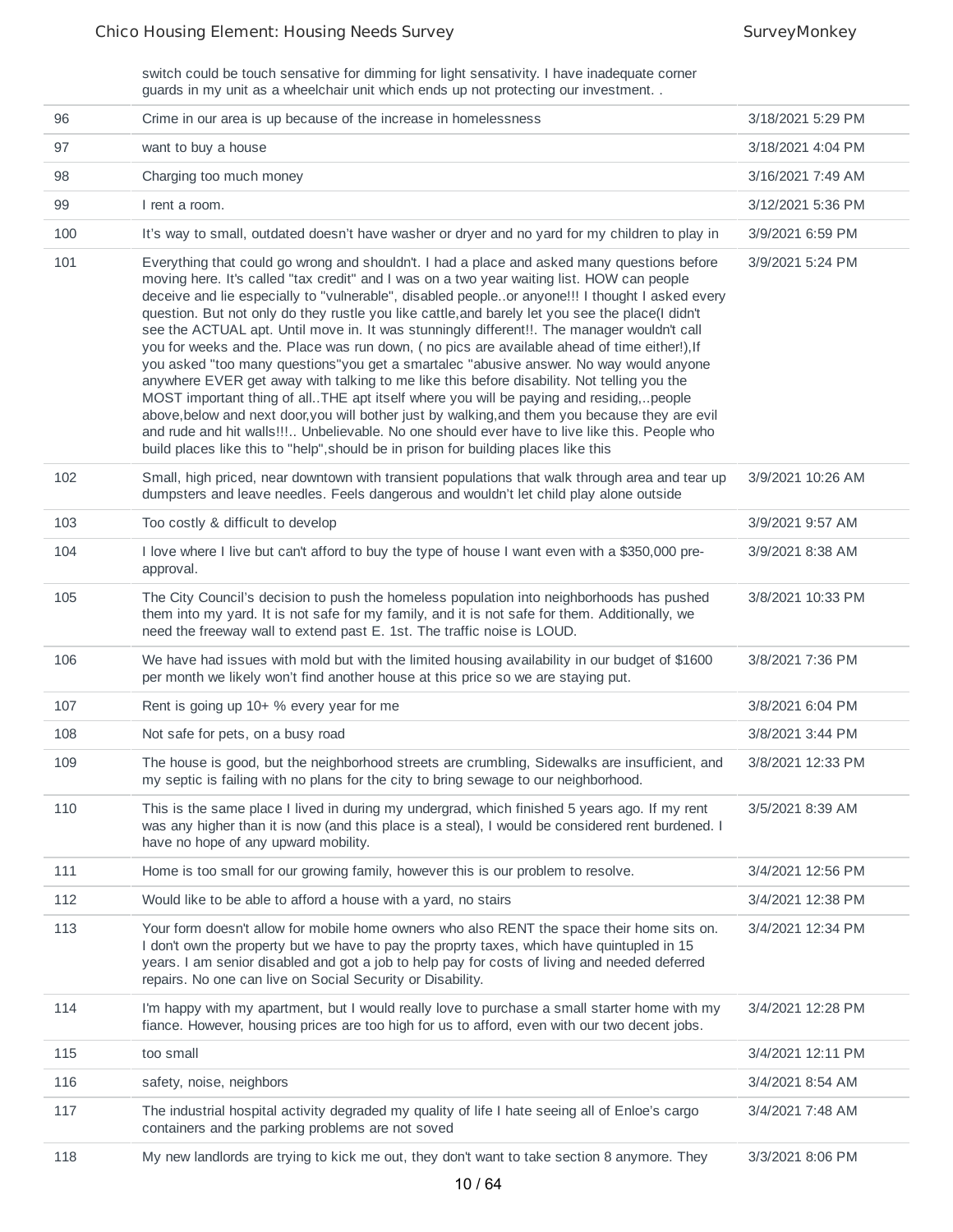| | switch could be touch sensative for dimming for light sensativity. I have inadequate corner guards in my unit as a wheelchair unit which ends up not protecting our investment. . | |
|---|---|---|
| 96 | Crime in our area is up because of the increase in homelessness | 3/18/2021 5:29 PM |
| 97 | want to buy a house | 3/18/2021 4:04 PM |
| 98 | Charging too much money | 3/16/2021 7:49 AM |
| 99 | I rent a room. | 3/12/2021 5:36 PM |
| 100 | It's way to small, outdated doesn't have washer or dryer and no yard for my children to play in | 3/9/2021 6:59 PM |
| 101 | Everything that could go wrong and shouldn't. I had a place and asked many questions before moving here. It's called "tax credit" and I was on a two year waiting list. HOW can people deceive and lie especially to "vulnerable", disabled people..or anyone!!! I thought I asked every question. But not only do they rustle you like cattle,and barely let you see the place(I didn't see the ACTUAL apt. Until move in. It was stunningly different!!. The manager wouldn't call you for weeks and the. Place was run down, ( no pics are available ahead of time either!),If you asked "too many questions"you get a smartalec "abusive answer. No way would anyone anywhere EVER get away with talking to me like this before disability. Not telling you the MOST important thing of all..THE apt itself where you will be paying and residing,..people above,below and next door,you will bother just by walking,and them you because they are evil and rude and hit walls!!!.. Unbelievable. No one should ever have to live like this. People who build places like this to "help",should be in prison for building places like this | 3/9/2021 5:24 PM |
| 102 | Small, high priced, near downtown with transient populations that walk through area and tear up dumpsters and leave needles. Feels dangerous and wouldn't let child play alone outside | 3/9/2021 10:26 AM |
| 103 | Too costly & difficult to develop | 3/9/2021 9:57 AM |
| 104 | I love where I live but can't afford to buy the type of house I want even with a $350,000 pre-approval. | 3/9/2021 8:38 AM |
| 105 | The City Council's decision to push the homeless population into neighborhoods has pushed them into my yard. It is not safe for my family, and it is not safe for them. Additionally, we need the freeway wall to extend past E. 1st. The traffic noise is LOUD. | 3/8/2021 10:33 PM |
| 106 | We have had issues with mold but with the limited housing availability in our budget of $1600 per month we likely won't find another house at this price so we are staying put. | 3/8/2021 7:36 PM |
| 107 | Rent is going up 10+ % every year for me | 3/8/2021 6:04 PM |
| 108 | Not safe for pets, on a busy road | 3/8/2021 3:44 PM |
| 109 | The house is good, but the neighborhood streets are crumbling, Sidewalks are insufficient, and my septic is failing with no plans for the city to bring sewage to our neighborhood. | 3/8/2021 12:33 PM |
| 110 | This is the same place I lived in during my undergrad, which finished 5 years ago. If my rent was any higher than it is now (and this place is a steal), I would be considered rent burdened. I have no hope of any upward mobility. | 3/5/2021 8:39 AM |
| 111 | Home is too small for our growing family, however this is our problem to resolve. | 3/4/2021 12:56 PM |
| 112 | Would like to be able to afford a house with a yard, no stairs | 3/4/2021 12:38 PM |
| 113 | Your form doesn't allow for mobile home owners who also RENT the space their home sits on. I don't own the property but we have to pay the proprty taxes, which have quintupled in 15 years. I am senior disabled and got a job to help pay for costs of living and needed deferred repairs. No one can live on Social Security or Disability. | 3/4/2021 12:34 PM |
| 114 | I'm happy with my apartment, but I would really love to purchase a small starter home with my fiance. However, housing prices are too high for us to afford, even with our two decent jobs. | 3/4/2021 12:28 PM |
| 115 | too small | 3/4/2021 12:11 PM |
| 116 | safety, noise, neighbors | 3/4/2021 8:54 AM |
| 117 | The industrial hospital activity degraded my quality of life I hate seeing all of Enloe's cargo containers and the parking problems are not soved | 3/4/2021 7:48 AM |
| 118 | My new landlords are trying to kick me out, they don't want to take section 8 anymore. They | 3/3/2021 8:06 PM |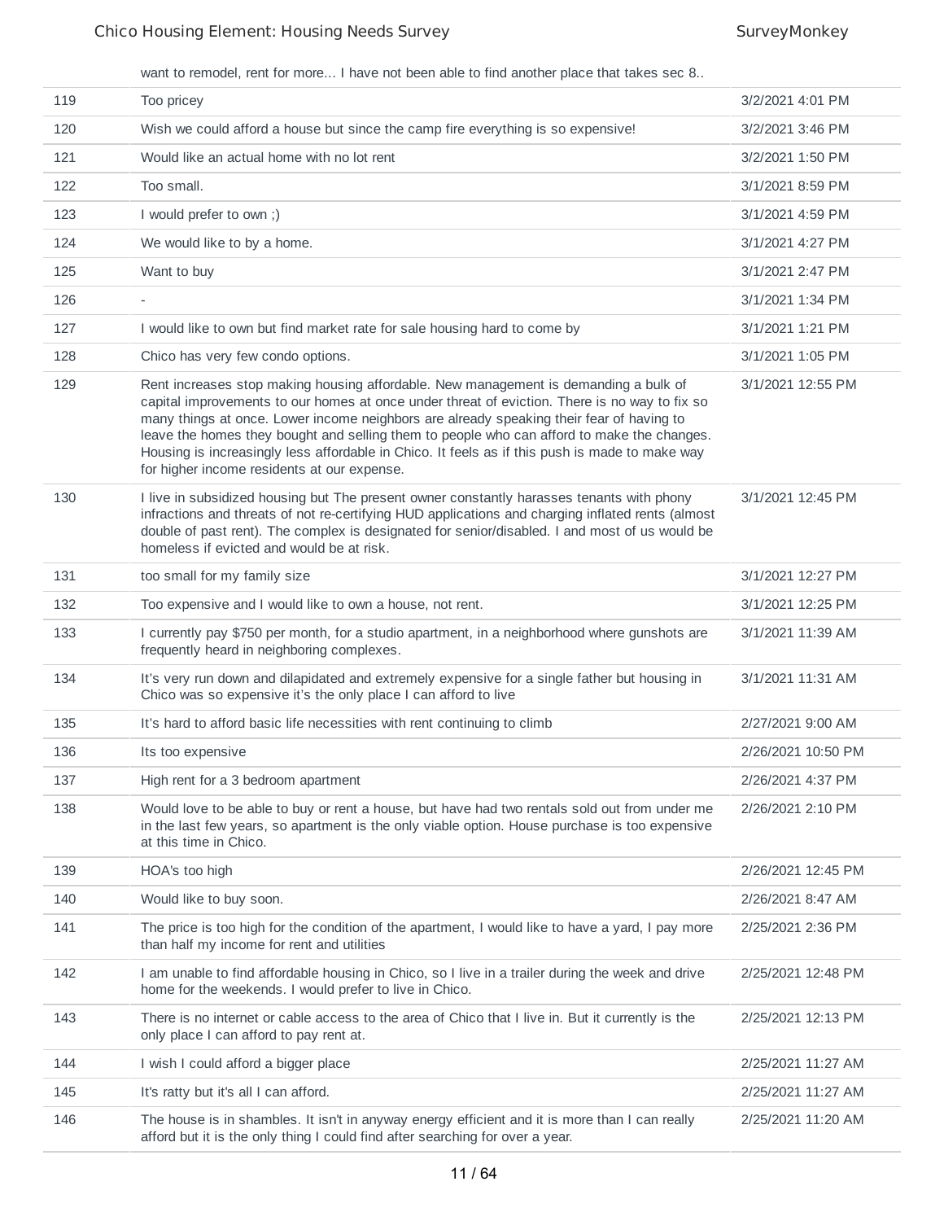| | want to remodel, rent for more... I have not been able to find another place that takes sec 8.. | |
|---|---|---|
| 119 | Too pricey | 3/2/2021 4:01 PM |
| 120 | Wish we could afford a house but since the camp fire everything is so expensive! | 3/2/2021 3:46 PM |
| 121 | Would like an actual home with no lot rent | 3/2/2021 1:50 PM |
| 122 | Too small. | 3/1/2021 8:59 PM |
| 123 | I would prefer to own ;) | 3/1/2021 4:59 PM |
| 124 | We would like to by a home. | 3/1/2021 4:27 PM |
| 125 | Want to buy | 3/1/2021 2:47 PM |
| 126 | - | 3/1/2021 1:34 PM |
| 127 | I would like to own but find market rate for sale housing hard to come by | 3/1/2021 1:21 PM |
| 128 | Chico has very few condo options. | 3/1/2021 1:05 PM |
| 129 | Rent increases stop making housing affordable. New management is demanding a bulk of capital improvements to our homes at once under threat of eviction. There is no way to fix so many things at once. Lower income neighbors are already speaking their fear of having to leave the homes they bought and selling them to people who can afford to make the changes. Housing is increasingly less affordable in Chico. It feels as if this push is made to make way for higher income residents at our expense. | 3/1/2021 12:55 PM |
| 130 | I live in subsidized housing but The present owner constantly harasses tenants with phony infractions and threats of not re-certifying HUD applications and charging inflated rents (almost double of past rent). The complex is designated for senior/disabled. I and most of us would be homeless if evicted and would be at risk. | 3/1/2021 12:45 PM |
| 131 | too small for my family size | 3/1/2021 12:27 PM |
| 132 | Too expensive and I would like to own a house, not rent. | 3/1/2021 12:25 PM |
| 133 | I currently pay $750 per month, for a studio apartment, in a neighborhood where gunshots are frequently heard in neighboring complexes. | 3/1/2021 11:39 AM |
| 134 | It's very run down and dilapidated and extremely expensive for a single father but housing in Chico was so expensive it's the only place I can afford to live | 3/1/2021 11:31 AM |
| 135 | It's hard to afford basic life necessities with rent continuing to climb | 2/27/2021 9:00 AM |
| 136 | Its too expensive | 2/26/2021 10:50 PM |
| 137 | High rent for a 3 bedroom apartment | 2/26/2021 4:37 PM |
| 138 | Would love to be able to buy or rent a house, but have had two rentals sold out from under me in the last few years, so apartment is the only viable option. House purchase is too expensive at this time in Chico. | 2/26/2021 2:10 PM |
| 139 | HOA's too high | 2/26/2021 12:45 PM |
| 140 | Would like to buy soon. | 2/26/2021 8:47 AM |
| 141 | The price is too high for the condition of the apartment, I would like to have a yard, I pay more than half my income for rent and utilities | 2/25/2021 2:36 PM |
| 142 | I am unable to find affordable housing in Chico, so I live in a trailer during the week and drive home for the weekends. I would prefer to live in Chico. | 2/25/2021 12:48 PM |
| 143 | There is no internet or cable access to the area of Chico that I live in. But it currently is the only place I can afford to pay rent at. | 2/25/2021 12:13 PM |
| 144 | I wish I could afford a bigger place | 2/25/2021 11:27 AM |
| 145 | It's ratty but it's all I can afford. | 2/25/2021 11:27 AM |
| 146 | The house is in shambles. It isn't in anyway energy efficient and it is more than I can really afford but it is the only thing I could find after searching for over a year. | 2/25/2021 11:20 AM |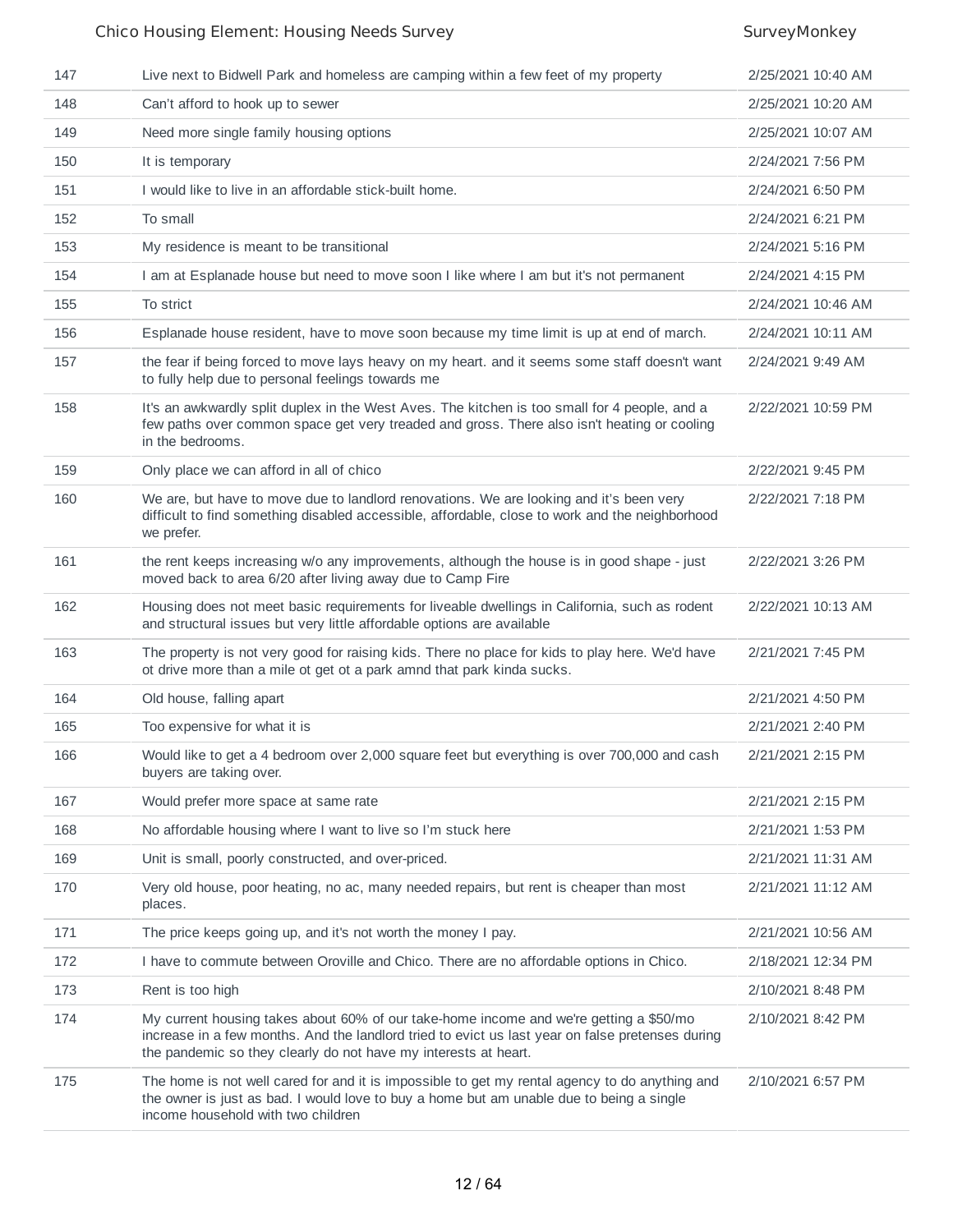| | | |
|---|---|---|
| 147 | Live next to Bidwell Park and homeless are camping within a few feet of my property | 2/25/2021 10:40 AM |
| 148 | Can't afford to hook up to sewer | 2/25/2021 10:20 AM |
| 149 | Need more single family housing options | 2/25/2021 10:07 AM |
| 150 | It is temporary | 2/24/2021 7:56 PM |
| 151 | I would like to live in an affordable stick-built home. | 2/24/2021 6:50 PM |
| 152 | To small | 2/24/2021 6:21 PM |
| 153 | My residence is meant to be transitional | 2/24/2021 5:16 PM |
| 154 | I am at Esplanade house but need to move soon I like where I am but it's not permanent | 2/24/2021 4:15 PM |
| 155 | To strict | 2/24/2021 10:46 AM |
| 156 | Esplanade house resident, have to move soon because my time limit is up at end of march. | 2/24/2021 10:11 AM |
| 157 | the fear if being forced to move lays heavy on my heart. and it seems some staff doesn't want to fully help due to personal feelings towards me | 2/24/2021 9:49 AM |
| 158 | It's an awkwardly split duplex in the West Aves. The kitchen is too small for 4 people, and a few paths over common space get very treaded and gross. There also isn't heating or cooling in the bedrooms. | 2/22/2021 10:59 PM |
| 159 | Only place we can afford in all of chico | 2/22/2021 9:45 PM |
| 160 | We are, but have to move due to landlord renovations. We are looking and it's been very difficult to find something disabled accessible, affordable, close to work and the neighborhood we prefer. | 2/22/2021 7:18 PM |
| 161 | the rent keeps increasing w/o any improvements, although the house is in good shape - just moved back to area 6/20 after living away due to Camp Fire | 2/22/2021 3:26 PM |
| 162 | Housing does not meet basic requirements for liveable dwellings in California, such as rodent and structural issues but very little affordable options are available | 2/22/2021 10:13 AM |
| 163 | The property is not very good for raising kids. There no place for kids to play here. We'd have ot drive more than a mile ot get ot a park amnd that park kinda sucks. | 2/21/2021 7:45 PM |
| 164 | Old house, falling apart | 2/21/2021 4:50 PM |
| 165 | Too expensive for what it is | 2/21/2021 2:40 PM |
| 166 | Would like to get a 4 bedroom over 2,000 square feet but everything is over 700,000 and cash buyers are taking over. | 2/21/2021 2:15 PM |
| 167 | Would prefer more space at same rate | 2/21/2021 2:15 PM |
| 168 | No affordable housing where I want to live so I'm stuck here | 2/21/2021 1:53 PM |
| 169 | Unit is small, poorly constructed, and over-priced. | 2/21/2021 11:31 AM |
| 170 | Very old house, poor heating, no ac, many needed repairs, but rent is cheaper than most places. | 2/21/2021 11:12 AM |
| 171 | The price keeps going up, and it's not worth the money I pay. | 2/21/2021 10:56 AM |
| 172 | I have to commute between Oroville and Chico. There are no affordable options in Chico. | 2/18/2021 12:34 PM |
| 173 | Rent is too high | 2/10/2021 8:48 PM |
| 174 | My current housing takes about 60% of our take-home income and we're getting a $50/mo increase in a few months. And the landlord tried to evict us last year on false pretenses during the pandemic so they clearly do not have my interests at heart. | 2/10/2021 8:42 PM |
| 175 | The home is not well cared for and it is impossible to get my rental agency to do anything and the owner is just as bad. I would love to buy a home but am unable due to being a single income household with two children | 2/10/2021 6:57 PM |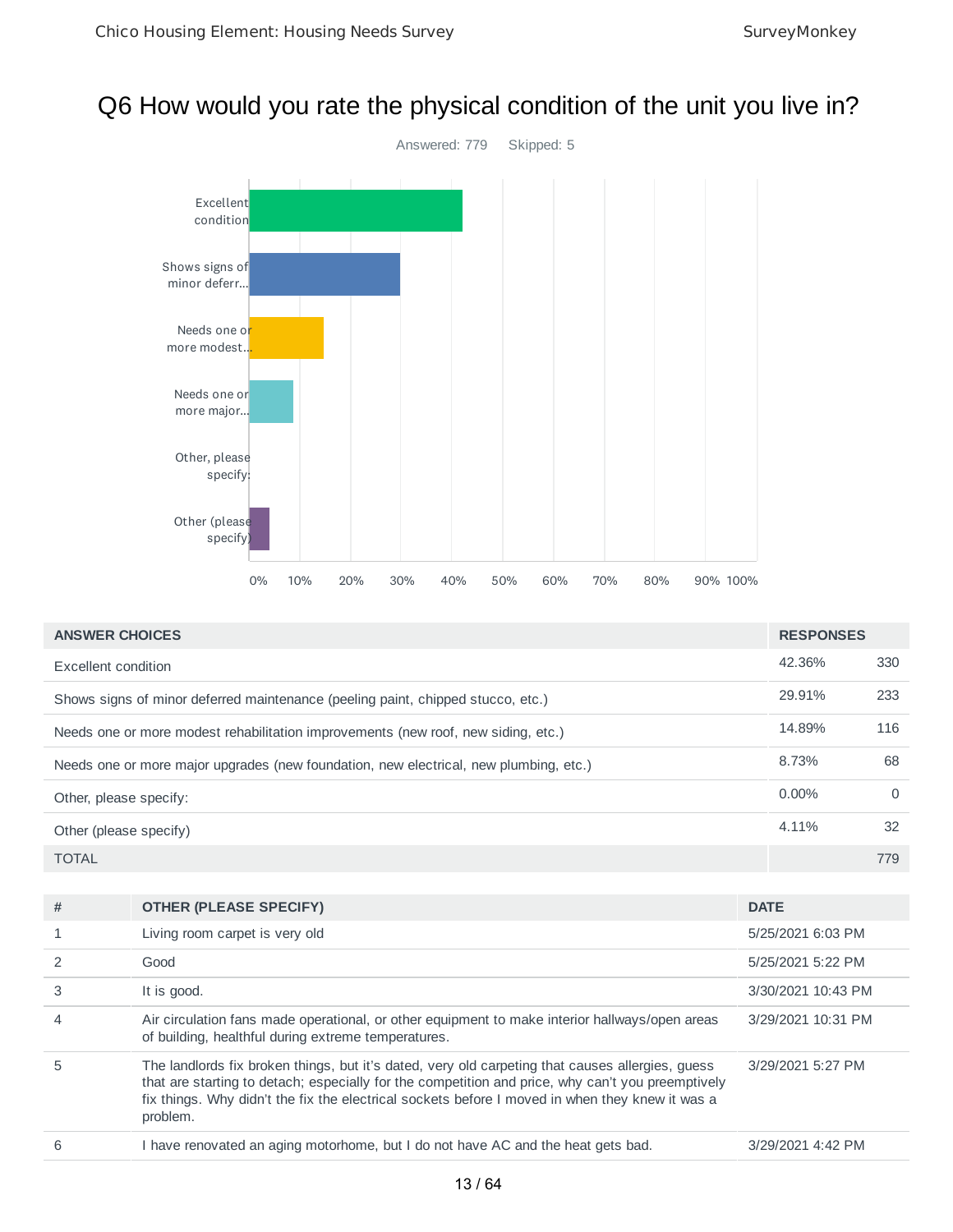# Q6 How would you rate the physical condition of the unit you live in?

Answered: 779  Skipped: 5

| ANSWER CHOICES | RESPONSES | |
|---|---|---|
| Excellent condition | 42.36% | 330 |
| Shows signs of minor deferred maintenance (peeling paint, chipped stucco, etc.) | 29.91% | 233 |
| Needs one or more modest rehabilitation improvements (new roof, new siding, etc.) | 14.89% | 116 |
| Needs one or more major upgrades (new foundation, new electrical, new plumbing, etc.) | 8.73% | 68 |
| Other, please specify: | 0.00% | 0 |
| Other (please specify) | 4.11% | 32 |
| TOTAL | | 779 |

| # | OTHER (PLEASE SPECIFY) | DATE |
|---|---|---|
| 1 | Living room carpet is very old | 5/25/2021 6:03 PM |
| 2 | Good | 5/25/2021 5:22 PM |
| 3 | It is good. | 3/30/2021 10:43 PM |
| 4 | Air circulation fans made operational, or other equipment to make interior hallways/open areas of building, healthful during extreme temperatures. | 3/29/2021 10:31 PM |
| 5 | The landlords fix broken things, but it's dated, very old carpeting that causes allergies, guess that are starting to detach; especially for the competition and price, why can't you preemptively fix things. Why didn't the fix the electrical sockets before I moved in when they knew it was a problem. | 3/29/2021 5:27 PM |
| 6 | I have renovated an aging motorhome, but I do not have AC and the heat gets bad. | 3/29/2021 4:42 PM |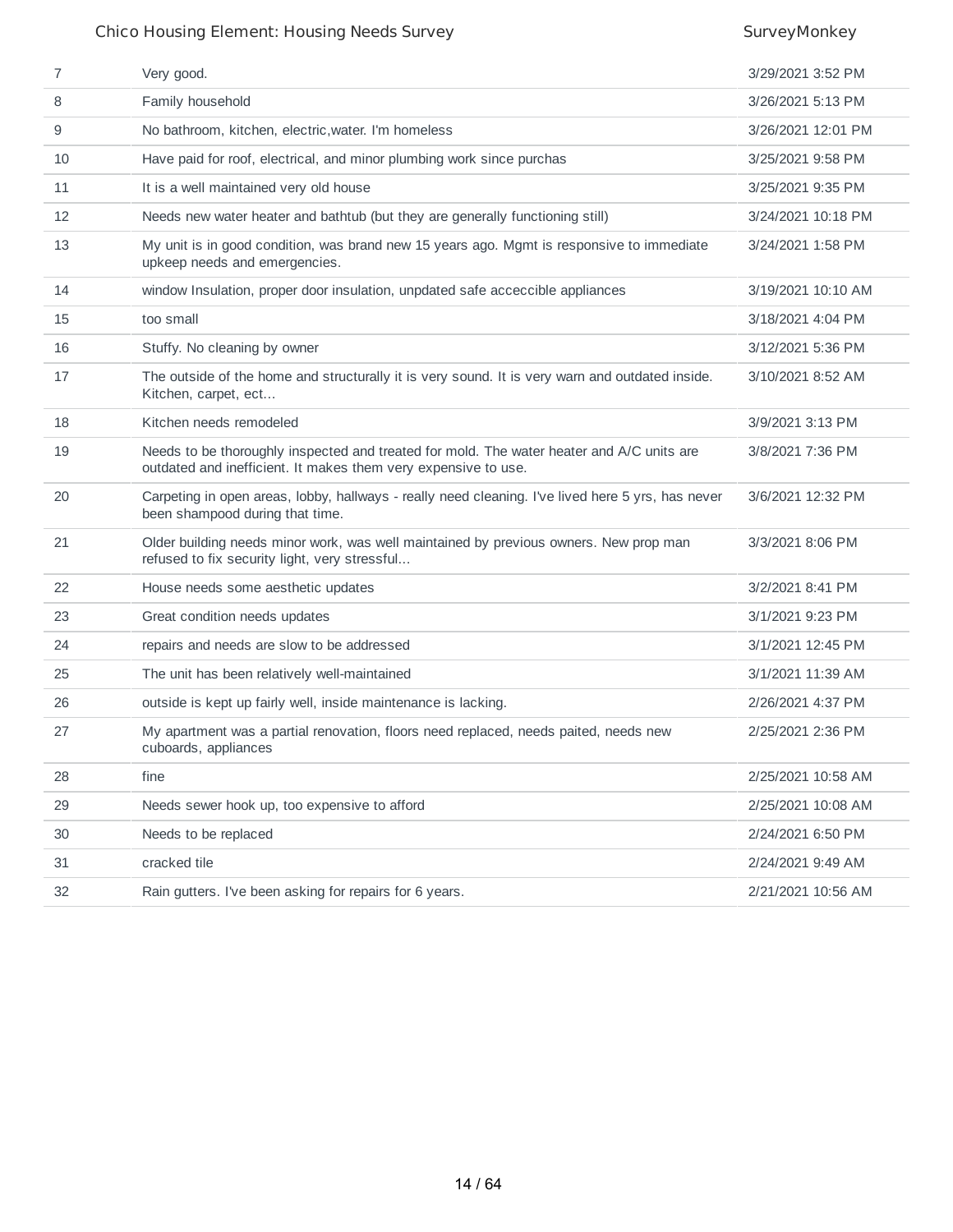| | | |
|---|---|---|
| 7 | Very good. | 3/29/2021 3:52 PM |
| 8 | Family household | 3/26/2021 5:13 PM |
| 9 | No bathroom, kitchen, electric,water. I'm homeless | 3/26/2021 12:01 PM |
| 10 | Have paid for roof, electrical, and minor plumbing work since purchas | 3/25/2021 9:58 PM |
| 11 | It is a well maintained very old house | 3/25/2021 9:35 PM |
| 12 | Needs new water heater and bathtub (but they are generally functioning still) | 3/24/2021 10:18 PM |
| 13 | My unit is in good condition, was brand new 15 years ago. Mgmt is responsive to immediate upkeep needs and emergencies. | 3/24/2021 1:58 PM |
| 14 | window Insulation, proper door insulation, unpdated safe acceccible appliances | 3/19/2021 10:10 AM |
| 15 | too small | 3/18/2021 4:04 PM |
| 16 | Stuffy. No cleaning by owner | 3/12/2021 5:36 PM |
| 17 | The outside of the home and structurally it is very sound. It is very warn and outdated inside. Kitchen, carpet, ect... | 3/10/2021 8:52 AM |
| 18 | Kitchen needs remodeled | 3/9/2021 3:13 PM |
| 19 | Needs to be thoroughly inspected and treated for mold. The water heater and A/C units are outdated and inefficient. It makes them very expensive to use. | 3/8/2021 7:36 PM |
| 20 | Carpeting in open areas, lobby, hallways - really need cleaning. I've lived here 5 yrs, has never been shampood during that time. | 3/6/2021 12:32 PM |
| 21 | Older building needs minor work, was well maintained by previous owners. New prop man refused to fix security light, very stressful... | 3/3/2021 8:06 PM |
| 22 | House needs some aesthetic updates | 3/2/2021 8:41 PM |
| 23 | Great condition needs updates | 3/1/2021 9:23 PM |
| 24 | repairs and needs are slow to be addressed | 3/1/2021 12:45 PM |
| 25 | The unit has been relatively well-maintained | 3/1/2021 11:39 AM |
| 26 | outside is kept up fairly well, inside maintenance is lacking. | 2/26/2021 4:37 PM |
| 27 | My apartment was a partial renovation, floors need replaced, needs paited, needs new cuboards, appliances | 2/25/2021 2:36 PM |
| 28 | fine | 2/25/2021 10:58 AM |
| 29 | Needs sewer hook up, too expensive to afford | 2/25/2021 10:08 AM |
| 30 | Needs to be replaced | 2/24/2021 6:50 PM |
| 31 | cracked tile | 2/24/2021 9:49 AM |
| 32 | Rain gutters. I've been asking for repairs for 6 years. | 2/21/2021 10:56 AM |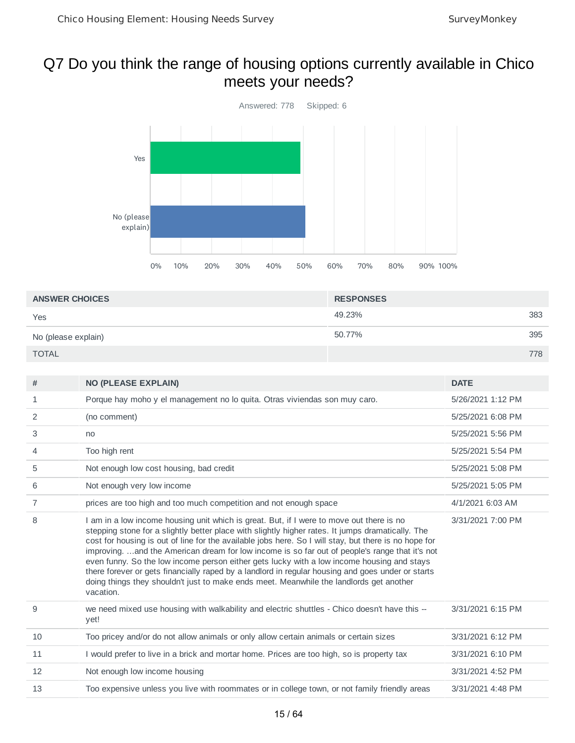# Q7 Do you think the range of housing options currently available in Chico meets your needs?

Answered: 778    Skipped: 6

| ANSWER CHOICES | RESPONSES | |
|---|---|---|
| Yes | 49.23% | 383 |
| No (please explain) | 50.77% | 395 |
| TOTAL | | 778 |

| # | NO (PLEASE EXPLAIN) | DATE |
|---|---|---|
| 1 | Porque hay moho y el management no lo quita. Otras viviendas son muy caro. | 5/26/2021 1:12 PM |
| 2 | (no comment) | 5/25/2021 6:08 PM |
| 3 | no | 5/25/2021 5:56 PM |
| 4 | Too high rent | 5/25/2021 5:54 PM |
| 5 | Not enough low cost housing, bad credit | 5/25/2021 5:08 PM |
| 6 | Not enough very low income | 5/25/2021 5:05 PM |
| 7 | prices are too high and too much competition and not enough space | 4/1/2021 6:03 AM |
| 8 | I am in a low income housing unit which is great. But, if I were to move out there is no stepping stone for a slightly better place with slightly higher rates. It jumps dramatically. The cost for housing is out of line for the available jobs here. So I will stay, but there is no hope for improving. ...and the American dream for low income is so far out of people's range that it's not even funny. So the low income person either gets lucky with a low income housing and stays there forever or gets financially raped by a landlord in regular housing and goes under or starts doing things they shouldn't just to make ends meet. Meanwhile the landlords get another vacation. | 3/31/2021 7:00 PM |
| 9 | we need mixed use housing with walkability and electric shuttles - Chico doesn't have this -- yet! | 3/31/2021 6:15 PM |
| 10 | Too pricey and/or do not allow animals or only allow certain animals or certain sizes | 3/31/2021 6:12 PM |
| 11 | I would prefer to live in a brick and mortar home. Prices are too high, so is property tax | 3/31/2021 6:10 PM |
| 12 | Not enough low income housing | 3/31/2021 4:52 PM |
| 13 | Too expensive unless you live with roommates or in college town, or not family friendly areas | 3/31/2021 4:48 PM |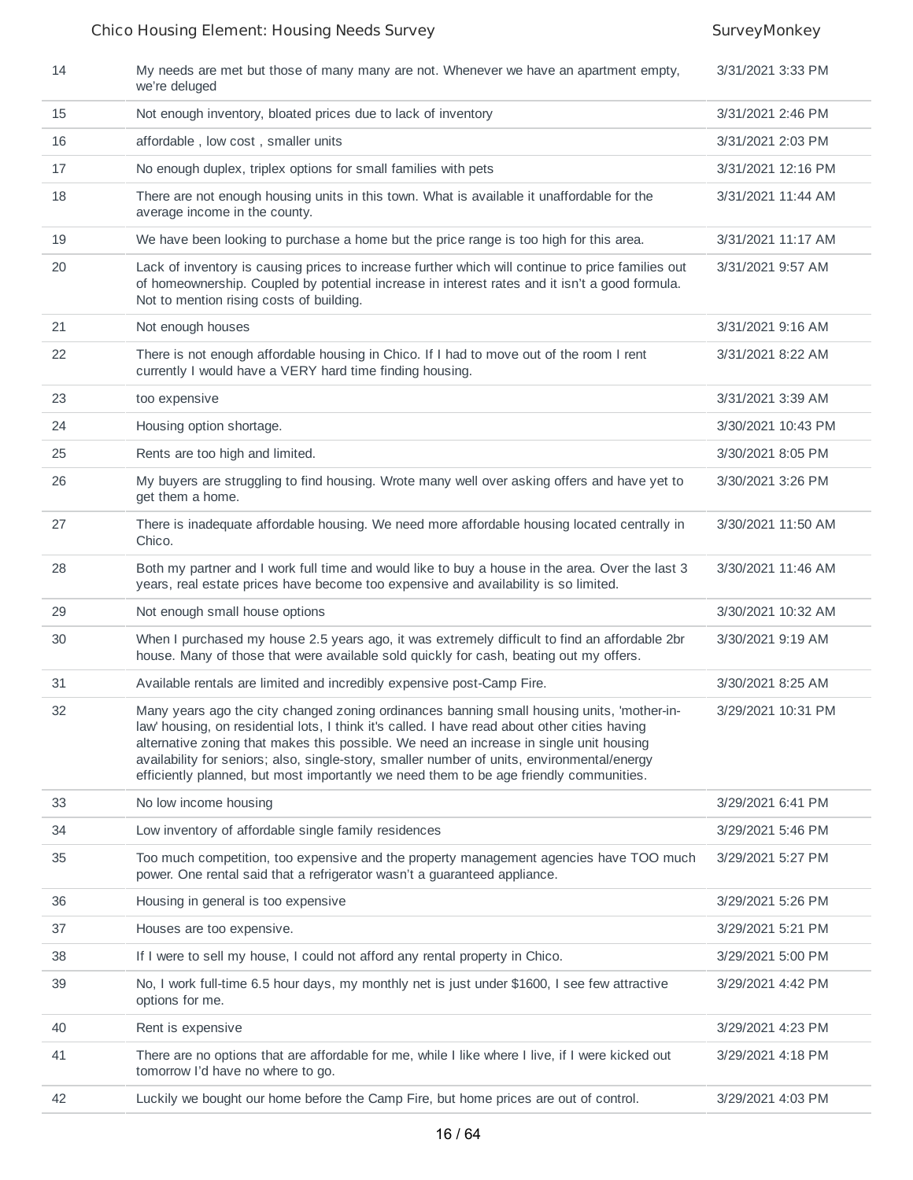| | | |
|---|---|---|
| 14 | My needs are met but those of many many are not. Whenever we have an apartment empty, we're deluged | 3/31/2021 3:33 PM |
| 15 | Not enough inventory, bloated prices due to lack of inventory | 3/31/2021 2:46 PM |
| 16 | affordable , low cost , smaller units | 3/31/2021 2:03 PM |
| 17 | No enough duplex, triplex options for small families with pets | 3/31/2021 12:16 PM |
| 18 | There are not enough housing units in this town. What is available it unaffordable for the average income in the county. | 3/31/2021 11:44 AM |
| 19 | We have been looking to purchase a home but the price range is too high for this area. | 3/31/2021 11:17 AM |
| 20 | Lack of inventory is causing prices to increase further which will continue to price families out of homeownership. Coupled by potential increase in interest rates and it isn't a good formula. Not to mention rising costs of building. | 3/31/2021 9:57 AM |
| 21 | Not enough houses | 3/31/2021 9:16 AM |
| 22 | There is not enough affordable housing in Chico. If I had to move out of the room I rent currently I would have a VERY hard time finding housing. | 3/31/2021 8:22 AM |
| 23 | too expensive | 3/31/2021 3:39 AM |
| 24 | Housing option shortage. | 3/30/2021 10:43 PM |
| 25 | Rents are too high and limited. | 3/30/2021 8:05 PM |
| 26 | My buyers are struggling to find housing. Wrote many well over asking offers and have yet to get them a home. | 3/30/2021 3:26 PM |
| 27 | There is inadequate affordable housing. We need more affordable housing located centrally in Chico. | 3/30/2021 11:50 AM |
| 28 | Both my partner and I work full time and would like to buy a house in the area. Over the last 3 years, real estate prices have become too expensive and availability is so limited. | 3/30/2021 11:46 AM |
| 29 | Not enough small house options | 3/30/2021 10:32 AM |
| 30 | When I purchased my house 2.5 years ago, it was extremely difficult to find an affordable 2br house. Many of those that were available sold quickly for cash, beating out my offers. | 3/30/2021 9:19 AM |
| 31 | Available rentals are limited and incredibly expensive post-Camp Fire. | 3/30/2021 8:25 AM |
| 32 | Many years ago the city changed zoning ordinances banning small housing units, 'mother-in-law' housing, on residential lots, I think it's called. I have read about other cities having alternative zoning that makes this possible. We need an increase in single unit housing availability for seniors; also, single-story, smaller number of units, environmental/energy efficiently planned, but most importantly we need them to be age friendly communities. | 3/29/2021 10:31 PM |
| 33 | No low income housing | 3/29/2021 6:41 PM |
| 34 | Low inventory of affordable single family residences | 3/29/2021 5:46 PM |
| 35 | Too much competition, too expensive and the property management agencies have TOO much power. One rental said that a refrigerator wasn't a guaranteed appliance. | 3/29/2021 5:27 PM |
| 36 | Housing in general is too expensive | 3/29/2021 5:26 PM |
| 37 | Houses are too expensive. | 3/29/2021 5:21 PM |
| 38 | If I were to sell my house, I could not afford any rental property in Chico. | 3/29/2021 5:00 PM |
| 39 | No, I work full-time 6.5 hour days, my monthly net is just under $1600, I see few attractive options for me. | 3/29/2021 4:42 PM |
| 40 | Rent is expensive | 3/29/2021 4:23 PM |
| 41 | There are no options that are affordable for me, while I like where I live, if I were kicked out tomorrow I'd have no where to go. | 3/29/2021 4:18 PM |
| 42 | Luckily we bought our home before the Camp Fire, but home prices are out of control. | 3/29/2021 4:03 PM |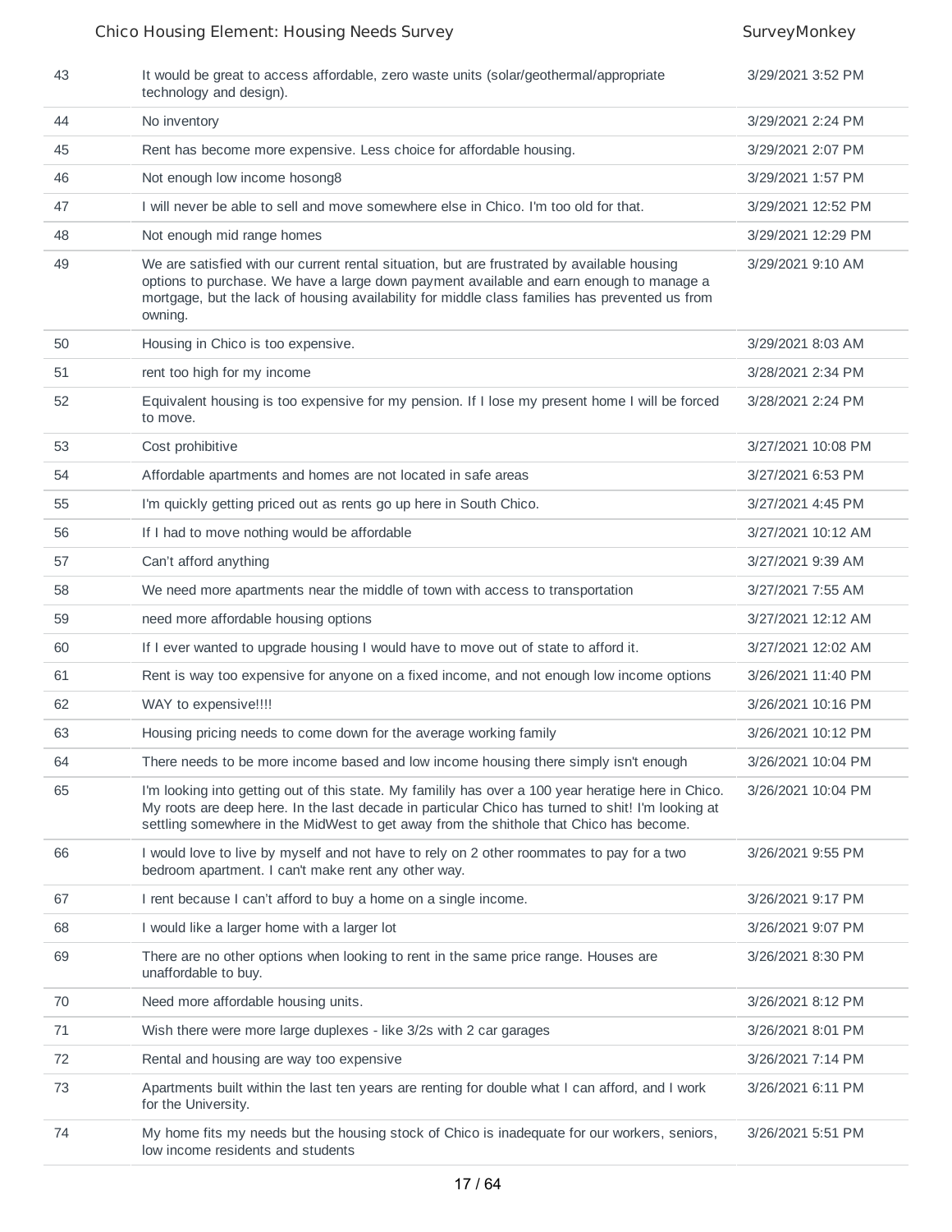| | | |
|---|---|---|
| 43 | It would be great to access affordable, zero waste units (solar/geothermal/appropriate technology and design). | 3/29/2021 3:52 PM |
| 44 | No inventory | 3/29/2021 2:24 PM |
| 45 | Rent has become more expensive. Less choice for affordable housing. | 3/29/2021 2:07 PM |
| 46 | Not enough low income hosong8 | 3/29/2021 1:57 PM |
| 47 | I will never be able to sell and move somewhere else in Chico. I'm too old for that. | 3/29/2021 12:52 PM |
| 48 | Not enough mid range homes | 3/29/2021 12:29 PM |
| 49 | We are satisfied with our current rental situation, but are frustrated by available housing options to purchase. We have a large down payment available and earn enough to manage a mortgage, but the lack of housing availability for middle class families has prevented us from owning. | 3/29/2021 9:10 AM |
| 50 | Housing in Chico is too expensive. | 3/29/2021 8:03 AM |
| 51 | rent too high for my income | 3/28/2021 2:34 PM |
| 52 | Equivalent housing is too expensive for my pension. If I lose my present home I will be forced to move. | 3/28/2021 2:24 PM |
| 53 | Cost prohibitive | 3/27/2021 10:08 PM |
| 54 | Affordable apartments and homes are not located in safe areas | 3/27/2021 6:53 PM |
| 55 | I'm quickly getting priced out as rents go up here in South Chico. | 3/27/2021 4:45 PM |
| 56 | If I had to move nothing would be affordable | 3/27/2021 10:12 AM |
| 57 | Can't afford anything | 3/27/2021 9:39 AM |
| 58 | We need more apartments near the middle of town with access to transportation | 3/27/2021 7:55 AM |
| 59 | need more affordable housing options | 3/27/2021 12:12 AM |
| 60 | If I ever wanted to upgrade housing I would have to move out of state to afford it. | 3/27/2021 12:02 AM |
| 61 | Rent is way too expensive for anyone on a fixed income, and not enough low income options | 3/26/2021 11:40 PM |
| 62 | WAY to expensive!!!! | 3/26/2021 10:16 PM |
| 63 | Housing pricing needs to come down for the average working family | 3/26/2021 10:12 PM |
| 64 | There needs to be more income based and low income housing there simply isn't enough | 3/26/2021 10:04 PM |
| 65 | I'm looking into getting out of this state. My famility has over a 100 year heratige here in Chico. My roots are deep here. In the last decade in particular Chico has turned to shit! I'm looking at settling somewhere in the MidWest to get away from the shithole that Chico has become. | 3/26/2021 10:04 PM |
| 66 | I would love to live by myself and not have to rely on 2 other roommates to pay for a two bedroom apartment. I can't make rent any other way. | 3/26/2021 9:55 PM |
| 67 | I rent because I can't afford to buy a home on a single income. | 3/26/2021 9:17 PM |
| 68 | I would like a larger home with a larger lot | 3/26/2021 9:07 PM |
| 69 | There are no other options when looking to rent in the same price range. Houses are unaffordable to buy. | 3/26/2021 8:30 PM |
| 70 | Need more affordable housing units. | 3/26/2021 8:12 PM |
| 71 | Wish there were more large duplexes - like 3/2s with 2 car garages | 3/26/2021 8:01 PM |
| 72 | Rental and housing are way too expensive | 3/26/2021 7:14 PM |
| 73 | Apartments built within the last ten years are renting for double what I can afford, and I work for the University. | 3/26/2021 6:11 PM |
| 74 | My home fits my needs but the housing stock of Chico is inadequate for our workers, seniors, low income residents and students | 3/26/2021 5:51 PM |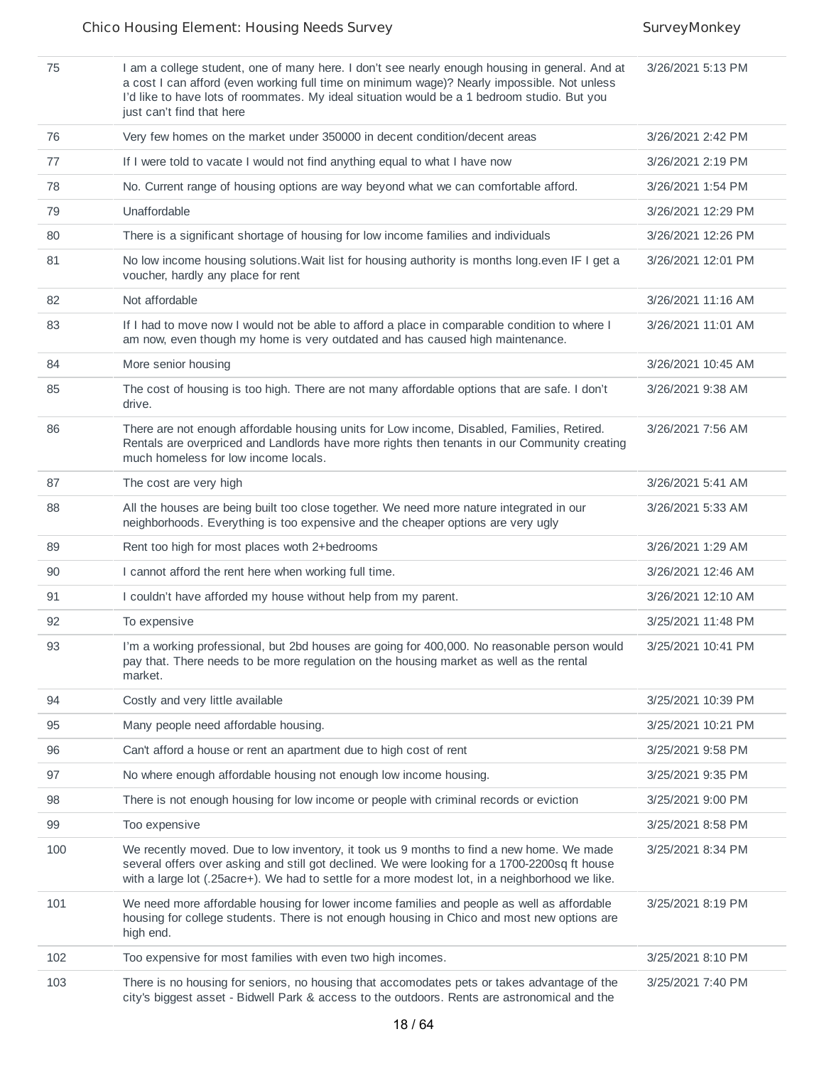| | | |
|---|---|---|
| 75 | I am a college student, one of many here. I don't see nearly enough housing in general. And at a cost I can afford (even working full time on minimum wage)? Nearly impossible. Not unless I'd like to have lots of roommates. My ideal situation would be a 1 bedroom studio. But you just can't find that here | 3/26/2021 5:13 PM |
| 76 | Very few homes on the market under 350000 in decent condition/decent areas | 3/26/2021 2:42 PM |
| 77 | If I were told to vacate I would not find anything equal to what I have now | 3/26/2021 2:19 PM |
| 78 | No. Current range of housing options are way beyond what we can comfortable afford. | 3/26/2021 1:54 PM |
| 79 | Unaffordable | 3/26/2021 12:29 PM |
| 80 | There is a significant shortage of housing for low income families and individuals | 3/26/2021 12:26 PM |
| 81 | No low income housing solutions.Wait list for housing authority is months long.even IF I get a voucher, hardly any place for rent | 3/26/2021 12:01 PM |
| 82 | Not affordable | 3/26/2021 11:16 AM |
| 83 | If I had to move now I would not be able to afford a place in comparable condition to where I am now, even though my home is very outdated and has caused high maintenance. | 3/26/2021 11:01 AM |
| 84 | More senior housing | 3/26/2021 10:45 AM |
| 85 | The cost of housing is too high. There are not many affordable options that are safe. I don't drive. | 3/26/2021 9:38 AM |
| 86 | There are not enough affordable housing units for Low income, Disabled, Families, Retired. Rentals are overpriced and Landlords have more rights then tenants in our Community creating much homeless for low income locals. | 3/26/2021 7:56 AM |
| 87 | The cost are very high | 3/26/2021 5:41 AM |
| 88 | All the houses are being built too close together. We need more nature integrated in our neighborhoods. Everything is too expensive and the cheaper options are very ugly | 3/26/2021 5:33 AM |
| 89 | Rent too high for most places woth 2+bedrooms | 3/26/2021 1:29 AM |
| 90 | I cannot afford the rent here when working full time. | 3/26/2021 12:46 AM |
| 91 | I couldn't have afforded my house without help from my parent. | 3/26/2021 12:10 AM |
| 92 | To expensive | 3/25/2021 11:48 PM |
| 93 | I'm a working professional, but 2bd houses are going for 400,000. No reasonable person would pay that. There needs to be more regulation on the housing market as well as the rental market. | 3/25/2021 10:41 PM |
| 94 | Costly and very little available | 3/25/2021 10:39 PM |
| 95 | Many people need affordable housing. | 3/25/2021 10:21 PM |
| 96 | Can't afford a house or rent an apartment due to high cost of rent | 3/25/2021 9:58 PM |
| 97 | No where enough affordable housing not enough low income housing. | 3/25/2021 9:35 PM |
| 98 | There is not enough housing for low income or people with criminal records or eviction | 3/25/2021 9:00 PM |
| 99 | Too expensive | 3/25/2021 8:58 PM |
| 100 | We recently moved. Due to low inventory, it took us 9 months to find a new home. We made several offers over asking and still got declined. We were looking for a 1700-2200sq ft house with a large lot (.25acre+). We had to settle for a more modest lot, in a neighborhood we like. | 3/25/2021 8:34 PM |
| 101 | We need more affordable housing for lower income families and people as well as affordable housing for college students. There is not enough housing in Chico and most new options are high end. | 3/25/2021 8:19 PM |
| 102 | Too expensive for most families with even two high incomes. | 3/25/2021 8:10 PM |
| 103 | There is no housing for seniors, no housing that accomodates pets or takes advantage of the city's biggest asset - Bidwell Park & access to the outdoors. Rents are astronomical and the | 3/25/2021 7:40 PM |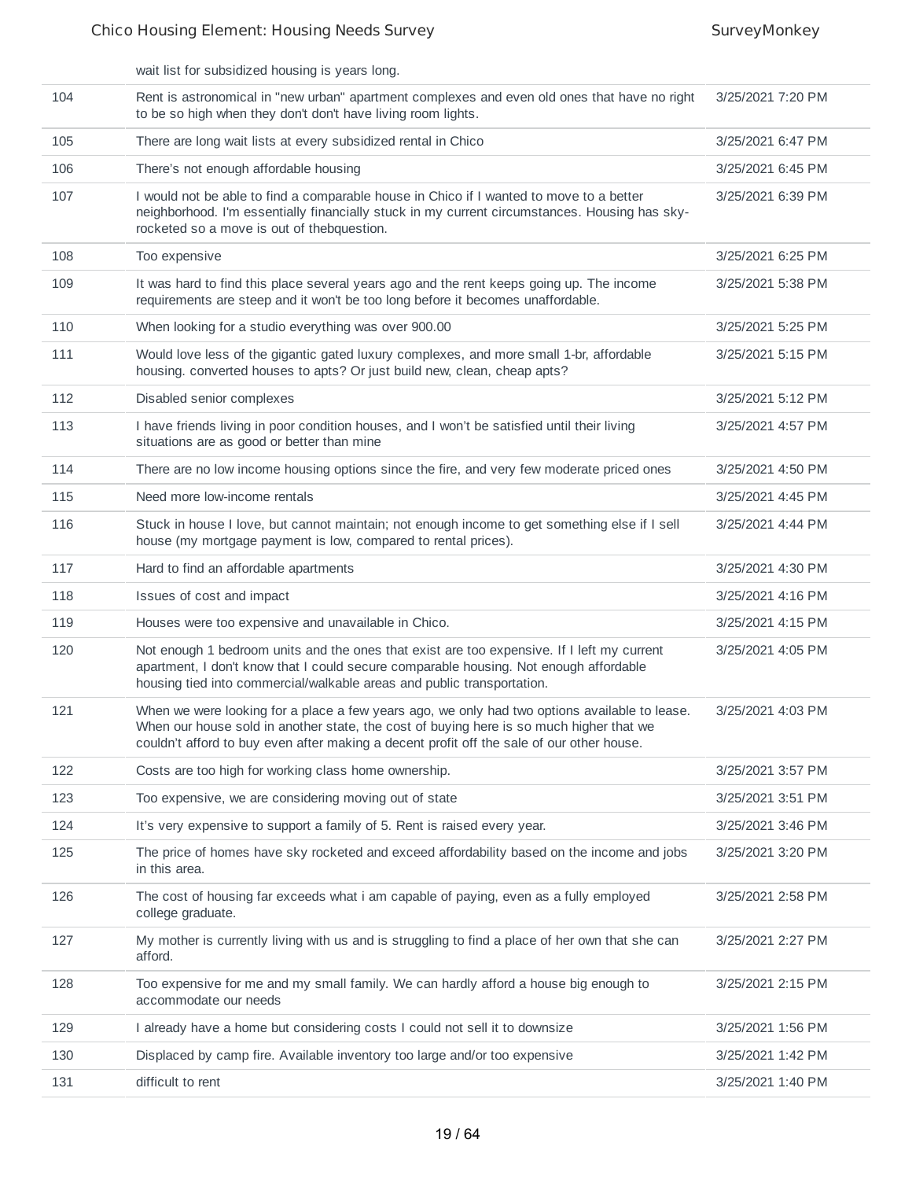| | wait list for subsidized housing is years long. | |
|---|---|---|
| 104 | Rent is astronomical in "new urban" apartment complexes and even old ones that have no right to be so high when they don't don't have living room lights. | 3/25/2021 7:20 PM |
| 105 | There are long wait lists at every subsidized rental in Chico | 3/25/2021 6:47 PM |
| 106 | There's not enough affordable housing | 3/25/2021 6:45 PM |
| 107 | I would not be able to find a comparable house in Chico if I wanted to move to a better neighborhood. I'm essentially financially stuck in my current circumstances. Housing has sky-rocketed so a move is out of thebquestion. | 3/25/2021 6:39 PM |
| 108 | Too expensive | 3/25/2021 6:25 PM |
| 109 | It was hard to find this place several years ago and the rent keeps going up. The income requirements are steep and it won't be too long before it becomes unaffordable. | 3/25/2021 5:38 PM |
| 110 | When looking for a studio everything was over 900.00 | 3/25/2021 5:25 PM |
| 111 | Would love less of the gigantic gated luxury complexes, and more small 1-br, affordable housing. converted houses to apts? Or just build new, clean, cheap apts? | 3/25/2021 5:15 PM |
| 112 | Disabled senior complexes | 3/25/2021 5:12 PM |
| 113 | I have friends living in poor condition houses, and I won't be satisfied until their living situations are as good or better than mine | 3/25/2021 4:57 PM |
| 114 | There are no low income housing options since the fire, and very few moderate priced ones | 3/25/2021 4:50 PM |
| 115 | Need more low-income rentals | 3/25/2021 4:45 PM |
| 116 | Stuck in house I love, but cannot maintain; not enough income to get something else if I sell house (my mortgage payment is low, compared to rental prices). | 3/25/2021 4:44 PM |
| 117 | Hard to find an affordable apartments | 3/25/2021 4:30 PM |
| 118 | Issues of cost and impact | 3/25/2021 4:16 PM |
| 119 | Houses were too expensive and unavailable in Chico. | 3/25/2021 4:15 PM |
| 120 | Not enough 1 bedroom units and the ones that exist are too expensive. If I left my current apartment, I don't know that I could secure comparable housing. Not enough affordable housing tied into commercial/walkable areas and public transportation. | 3/25/2021 4:05 PM |
| 121 | When we were looking for a place a few years ago, we only had two options available to lease. When our house sold in another state, the cost of buying here is so much higher that we couldn't afford to buy even after making a decent profit off the sale of our other house. | 3/25/2021 4:03 PM |
| 122 | Costs are too high for working class home ownership. | 3/25/2021 3:57 PM |
| 123 | Too expensive, we are considering moving out of state | 3/25/2021 3:51 PM |
| 124 | It's very expensive to support a family of 5. Rent is raised every year. | 3/25/2021 3:46 PM |
| 125 | The price of homes have sky rocketed and exceed affordability based on the income and jobs in this area. | 3/25/2021 3:20 PM |
| 126 | The cost of housing far exceeds what i am capable of paying, even as a fully employed college graduate. | 3/25/2021 2:58 PM |
| 127 | My mother is currently living with us and is struggling to find a place of her own that she can afford. | 3/25/2021 2:27 PM |
| 128 | Too expensive for me and my small family. We can hardly afford a house big enough to accommodate our needs | 3/25/2021 2:15 PM |
| 129 | I already have a home but considering costs I could not sell it to downsize | 3/25/2021 1:56 PM |
| 130 | Displaced by camp fire. Available inventory too large and/or too expensive | 3/25/2021 1:42 PM |
| 131 | difficult to rent | 3/25/2021 1:40 PM |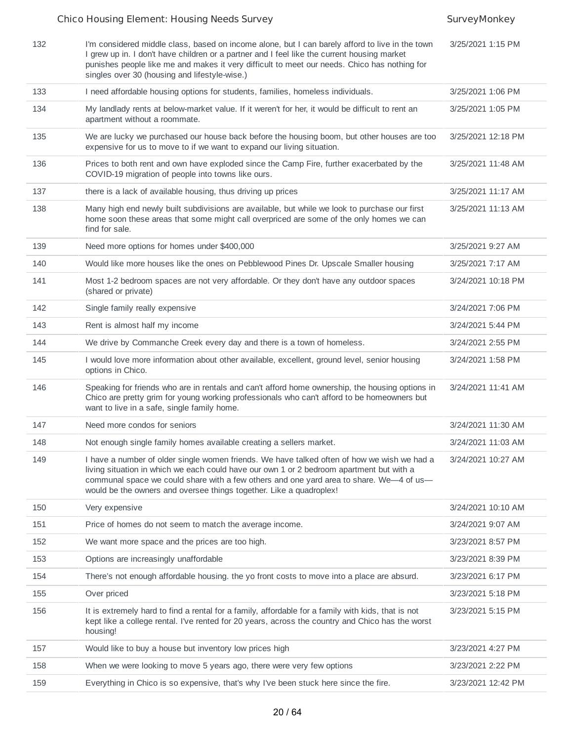| | | |
|---|---|---|
| 132 | I'm considered middle class, based on income alone, but I can barely afford to live in the town I grew up in. I don't have children or a partner and I feel like the current housing market punishes people like me and makes it very difficult to meet our needs. Chico has nothing for singles over 30 (housing and lifestyle-wise.) | 3/25/2021 1:15 PM |
| 133 | I need affordable housing options for students, families, homeless individuals. | 3/25/2021 1:06 PM |
| 134 | My landlady rents at below-market value. If it weren't for her, it would be difficult to rent an apartment without a roommate. | 3/25/2021 1:05 PM |
| 135 | We are lucky we purchased our house back before the housing boom, but other houses are too expensive for us to move to if we want to expand our living situation. | 3/25/2021 12:18 PM |
| 136 | Prices to both rent and own have exploded since the Camp Fire, further exacerbated by the COVID-19 migration of people into towns like ours. | 3/25/2021 11:48 AM |
| 137 | there is a lack of available housing, thus driving up prices | 3/25/2021 11:17 AM |
| 138 | Many high end newly built subdivisions are available, but while we look to purchase our first home soon these areas that some might call overpriced are some of the only homes we can find for sale. | 3/25/2021 11:13 AM |
| 139 | Need more options for homes under $400,000 | 3/25/2021 9:27 AM |
| 140 | Would like more houses like the ones on Pebblewood Pines Dr. Upscale Smaller housing | 3/25/2021 7:17 AM |
| 141 | Most 1-2 bedroom spaces are not very affordable. Or they don't have any outdoor spaces (shared or private) | 3/24/2021 10:18 PM |
| 142 | Single family really expensive | 3/24/2021 7:06 PM |
| 143 | Rent is almost half my income | 3/24/2021 5:44 PM |
| 144 | We drive by Commanche Creek every day and there is a town of homeless. | 3/24/2021 2:55 PM |
| 145 | I would love more information about other available, excellent, ground level, senior housing options in Chico. | 3/24/2021 1:58 PM |
| 146 | Speaking for friends who are in rentals and can't afford home ownership, the housing options in Chico are pretty grim for young working professionals who can't afford to be homeowners but want to live in a safe, single family home. | 3/24/2021 11:41 AM |
| 147 | Need more condos for seniors | 3/24/2021 11:30 AM |
| 148 | Not enough single family homes available creating a sellers market. | 3/24/2021 11:03 AM |
| 149 | I have a number of older single women friends. We have talked often of how we wish we had a living situation in which we each could have our own 1 or 2 bedroom apartment but with a communal space we could share with a few others and one yard area to share. We—4 of us—would be the owners and oversee things together. Like a quadroplex! | 3/24/2021 10:27 AM |
| 150 | Very expensive | 3/24/2021 10:10 AM |
| 151 | Price of homes do not seem to match the average income. | 3/24/2021 9:07 AM |
| 152 | We want more space and the prices are too high. | 3/23/2021 8:57 PM |
| 153 | Options are increasingly unaffordable | 3/23/2021 8:39 PM |
| 154 | There's not enough affordable housing. the yo front costs to move into a place are absurd. | 3/23/2021 6:17 PM |
| 155 | Over priced | 3/23/2021 5:18 PM |
| 156 | It is extremely hard to find a rental for a family, affordable for a family with kids, that is not kept like a college rental. I've rented for 20 years, across the country and Chico has the worst housing! | 3/23/2021 5:15 PM |
| 157 | Would like to buy a house but inventory low prices high | 3/23/2021 4:27 PM |
| 158 | When we were looking to move 5 years ago, there were very few options | 3/23/2021 2:22 PM |
| 159 | Everything in Chico is so expensive, that's why I've been stuck here since the fire. | 3/23/2021 12:42 PM |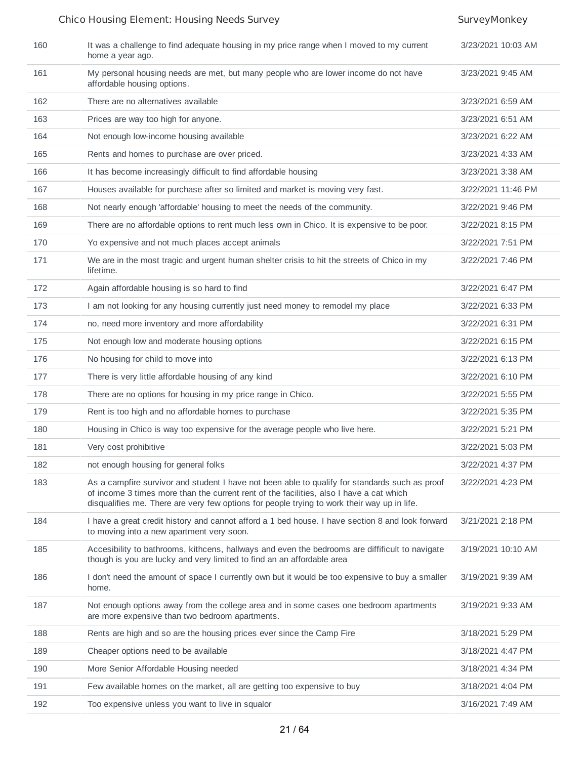| | | |
|---|---|---|
| 160 | It was a challenge to find adequate housing in my price range when I moved to my current home a year ago. | 3/23/2021 10:03 AM |
| 161 | My personal housing needs are met, but many people who are lower income do not have affordable housing options. | 3/23/2021 9:45 AM |
| 162 | There are no alternatives available | 3/23/2021 6:59 AM |
| 163 | Prices are way too high for anyone. | 3/23/2021 6:51 AM |
| 164 | Not enough low-income housing available | 3/23/2021 6:22 AM |
| 165 | Rents and homes to purchase are over priced. | 3/23/2021 4:33 AM |
| 166 | It has become increasingly difficult to find affordable housing | 3/23/2021 3:38 AM |
| 167 | Houses available for purchase after so limited and market is moving very fast. | 3/22/2021 11:46 PM |
| 168 | Not nearly enough 'affordable' housing to meet the needs of the community. | 3/22/2021 9:46 PM |
| 169 | There are no affordable options to rent much less own in Chico. It is expensive to be poor. | 3/22/2021 8:15 PM |
| 170 | Yo expensive and not much places accept animals | 3/22/2021 7:51 PM |
| 171 | We are in the most tragic and urgent human shelter crisis to hit the streets of Chico in my lifetime. | 3/22/2021 7:46 PM |
| 172 | Again affordable housing is so hard to find | 3/22/2021 6:47 PM |
| 173 | I am not looking for any housing currently just need money to remodel my place | 3/22/2021 6:33 PM |
| 174 | no, need more inventory and more affordability | 3/22/2021 6:31 PM |
| 175 | Not enough low and moderate housing options | 3/22/2021 6:15 PM |
| 176 | No housing for child to move into | 3/22/2021 6:13 PM |
| 177 | There is very little affordable housing of any kind | 3/22/2021 6:10 PM |
| 178 | There are no options for housing in my price range in Chico. | 3/22/2021 5:55 PM |
| 179 | Rent is too high and no affordable homes to purchase | 3/22/2021 5:35 PM |
| 180 | Housing in Chico is way too expensive for the average people who live here. | 3/22/2021 5:21 PM |
| 181 | Very cost prohibitive | 3/22/2021 5:03 PM |
| 182 | not enough housing for general folks | 3/22/2021 4:37 PM |
| 183 | As a campfire survivor and student I have not been able to qualify for standards such as proof of income 3 times more than the current rent of the facilities, also I have a cat which disqualifies me. There are very few options for people trying to work their way up in life. | 3/22/2021 4:23 PM |
| 184 | I have a great credit history and cannot afford a 1 bed house. I have section 8 and look forward to moving into a new apartment very soon. | 3/21/2021 2:18 PM |
| 185 | Accesibility to bathrooms, kithcens, hallways and even the bedrooms are diffificult to navigate though is you are lucky and very limited to find an an affordable area | 3/19/2021 10:10 AM |
| 186 | I don't need the amount of space I currently own but it would be too expensive to buy a smaller home. | 3/19/2021 9:39 AM |
| 187 | Not enough options away from the college area and in some cases one bedroom apartments are more expensive than two bedroom apartments. | 3/19/2021 9:33 AM |
| 188 | Rents are high and so are the housing prices ever since the Camp Fire | 3/18/2021 5:29 PM |
| 189 | Cheaper options need to be available | 3/18/2021 4:47 PM |
| 190 | More Senior Affordable Housing needed | 3/18/2021 4:34 PM |
| 191 | Few available homes on the market, all are getting too expensive to buy | 3/18/2021 4:04 PM |
| 192 | Too expensive unless you want to live in squalor | 3/16/2021 7:49 AM |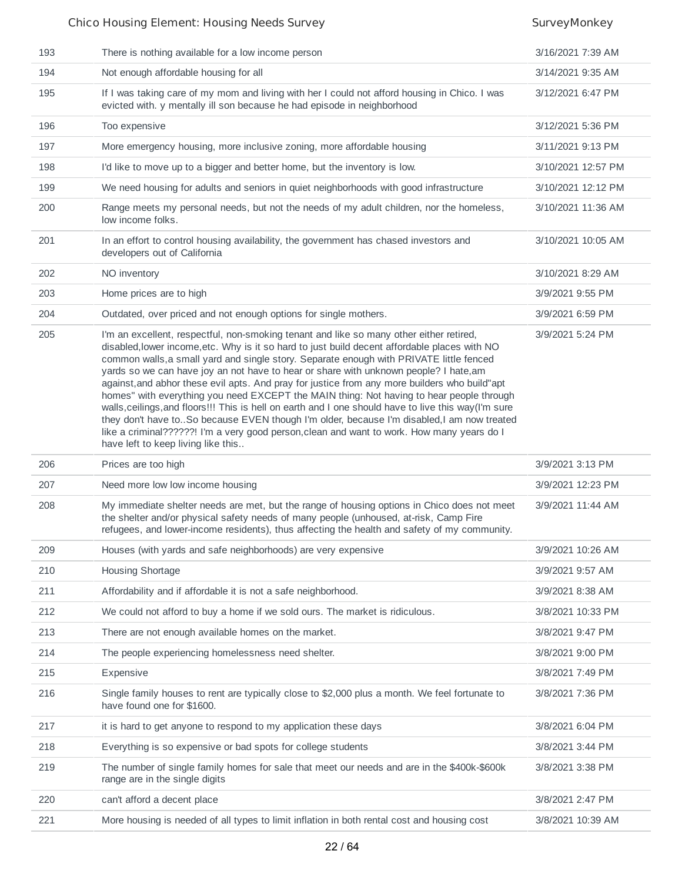| | | |
|---|---|---|
| 193 | There is nothing available for a low income person | 3/16/2021 7:39 AM |
| 194 | Not enough affordable housing for all | 3/14/2021 9:35 AM |
| 195 | If I was taking care of my mom and living with her I could not afford housing in Chico. I was evicted with. y mentally ill son because he had episode in neighborhood | 3/12/2021 6:47 PM |
| 196 | Too expensive | 3/12/2021 5:36 PM |
| 197 | More emergency housing, more inclusive zoning, more affordable housing | 3/11/2021 9:13 PM |
| 198 | I'd like to move up to a bigger and better home, but the inventory is low. | 3/10/2021 12:57 PM |
| 199 | We need housing for adults and seniors in quiet neighborhoods with good infrastructure | 3/10/2021 12:12 PM |
| 200 | Range meets my personal needs, but not the needs of my adult children, nor the homeless, low income folks. | 3/10/2021 11:36 AM |
| 201 | In an effort to control housing availability, the government has chased investors and developers out of California | 3/10/2021 10:05 AM |
| 202 | NO inventory | 3/10/2021 8:29 AM |
| 203 | Home prices are to high | 3/9/2021 9:55 PM |
| 204 | Outdated, over priced and not enough options for single mothers. | 3/9/2021 6:59 PM |
| 205 | I'm an excellent, respectful, non-smoking tenant and like so many other either retired, disabled,lower income,etc. Why is it so hard to just build decent affordable places with NO common walls,a small yard and single story. Separate enough with PRIVATE little fenced yards so we can have joy an not have to hear or share with unknown people? I hate,am against,and abhor these evil apts. And pray for justice from any more builders who build"apt homes" with everything you need EXCEPT the MAIN thing: Not having to hear people through walls,ceilings,and floors!!! This is hell on earth and I one should have to live this way(I'm sure they don't have to..So because EVEN though I'm older, because I'm disabled,I am now treated like a criminal??????! I'm a very good person,clean and want to work. How many years do I have left to keep living like this.. | 3/9/2021 5:24 PM |
| 206 | Prices are too high | 3/9/2021 3:13 PM |
| 207 | Need more low low income housing | 3/9/2021 12:23 PM |
| 208 | My immediate shelter needs are met, but the range of housing options in Chico does not meet the shelter and/or physical safety needs of many people (unhoused, at-risk, Camp Fire refugees, and lower-income residents), thus affecting the health and safety of my community. | 3/9/2021 11:44 AM |
| 209 | Houses (with yards and safe neighborhoods) are very expensive | 3/9/2021 10:26 AM |
| 210 | Housing Shortage | 3/9/2021 9:57 AM |
| 211 | Affordability and if affordable it is not a safe neighborhood. | 3/9/2021 8:38 AM |
| 212 | We could not afford to buy a home if we sold ours. The market is ridiculous. | 3/8/2021 10:33 PM |
| 213 | There are not enough available homes on the market. | 3/8/2021 9:47 PM |
| 214 | The people experiencing homelessness need shelter. | 3/8/2021 9:00 PM |
| 215 | Expensive | 3/8/2021 7:49 PM |
| 216 | Single family houses to rent are typically close to $2,000 plus a month. We feel fortunate to have found one for $1600. | 3/8/2021 7:36 PM |
| 217 | it is hard to get anyone to respond to my application these days | 3/8/2021 6:04 PM |
| 218 | Everything is so expensive or bad spots for college students | 3/8/2021 3:44 PM |
| 219 | The number of single family homes for sale that meet our needs and are in the $400k-$600k range are in the single digits | 3/8/2021 3:38 PM |
| 220 | can't afford a decent place | 3/8/2021 2:47 PM |
| 221 | More housing is needed of all types to limit inflation in both rental cost and housing cost | 3/8/2021 10:39 AM |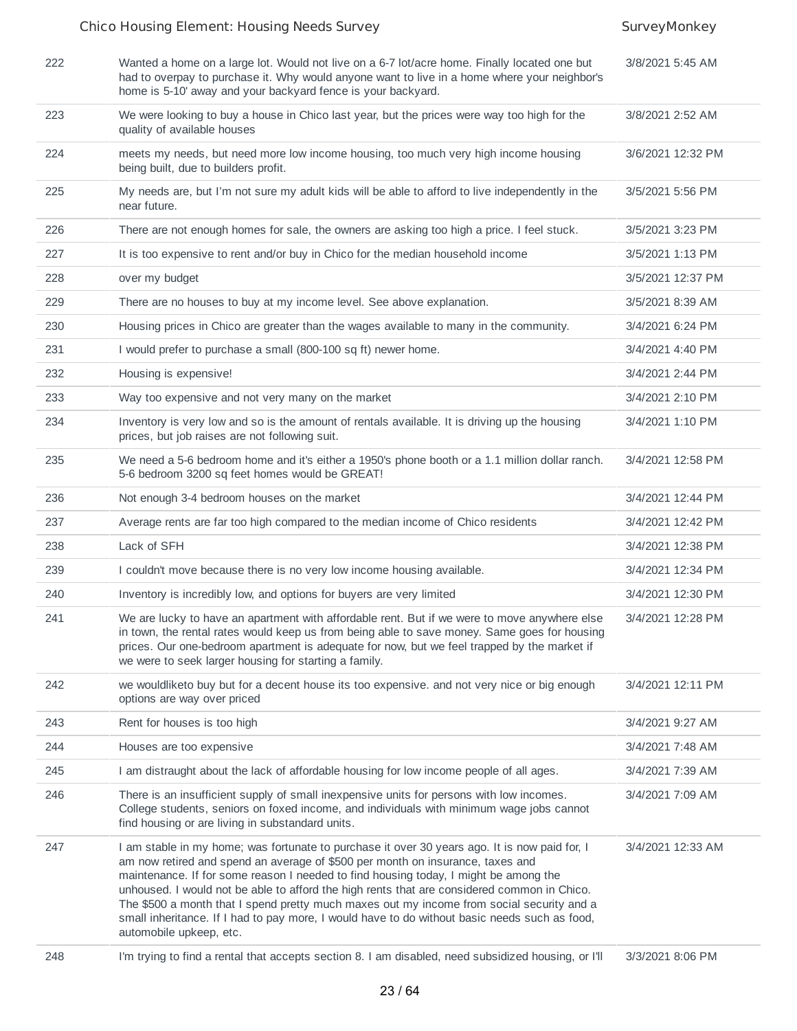| | | |
|---|---|---|
| 222 | Wanted a home on a large lot. Would not live on a 6-7 lot/acre home. Finally located one but had to overpay to purchase it. Why would anyone want to live in a home where your neighbor's home is 5-10' away and your backyard fence is your backyard. | 3/8/2021 5:45 AM |
| 223 | We were looking to buy a house in Chico last year, but the prices were way too high for the quality of available houses | 3/8/2021 2:52 AM |
| 224 | meets my needs, but need more low income housing, too much very high income housing being built, due to builders profit. | 3/6/2021 12:32 PM |
| 225 | My needs are, but I'm not sure my adult kids will be able to afford to live independently in the near future. | 3/5/2021 5:56 PM |
| 226 | There are not enough homes for sale, the owners are asking too high a price. I feel stuck. | 3/5/2021 3:23 PM |
| 227 | It is too expensive to rent and/or buy in Chico for the median household income | 3/5/2021 1:13 PM |
| 228 | over my budget | 3/5/2021 12:37 PM |
| 229 | There are no houses to buy at my income level. See above explanation. | 3/5/2021 8:39 AM |
| 230 | Housing prices in Chico are greater than the wages available to many in the community. | 3/4/2021 6:24 PM |
| 231 | I would prefer to purchase a small (800-100 sq ft) newer home. | 3/4/2021 4:40 PM |
| 232 | Housing is expensive! | 3/4/2021 2:44 PM |
| 233 | Way too expensive and not very many on the market | 3/4/2021 2:10 PM |
| 234 | Inventory is very low and so is the amount of rentals available. It is driving up the housing prices, but job raises are not following suit. | 3/4/2021 1:10 PM |
| 235 | We need a 5-6 bedroom home and it's either a 1950's phone booth or a 1.1 million dollar ranch. 5-6 bedroom 3200 sq feet homes would be GREAT! | 3/4/2021 12:58 PM |
| 236 | Not enough 3-4 bedroom houses on the market | 3/4/2021 12:44 PM |
| 237 | Average rents are far too high compared to the median income of Chico residents | 3/4/2021 12:42 PM |
| 238 | Lack of SFH | 3/4/2021 12:38 PM |
| 239 | I couldn't move because there is no very low income housing available. | 3/4/2021 12:34 PM |
| 240 | Inventory is incredibly low, and options for buyers are very limited | 3/4/2021 12:30 PM |
| 241 | We are lucky to have an apartment with affordable rent. But if we were to move anywhere else in town, the rental rates would keep us from being able to save money. Same goes for housing prices. Our one-bedroom apartment is adequate for now, but we feel trapped by the market if we were to seek larger housing for starting a family. | 3/4/2021 12:28 PM |
| 242 | we wouldliketo buy but for a decent house its too expensive. and not very nice or big enough options are way over priced | 3/4/2021 12:11 PM |
| 243 | Rent for houses is too high | 3/4/2021 9:27 AM |
| 244 | Houses are too expensive | 3/4/2021 7:48 AM |
| 245 | I am distraught about the lack of affordable housing for low income people of all ages. | 3/4/2021 7:39 AM |
| 246 | There is an insufficient supply of small inexpensive units for persons with low incomes. College students, seniors on foxed income, and individuals with minimum wage jobs cannot find housing or are living in substandard units. | 3/4/2021 7:09 AM |
| 247 | I am stable in my home; was fortunate to purchase it over 30 years ago. It is now paid for, I am now retired and spend an average of $500 per month on insurance, taxes and maintenance. If for some reason I needed to find housing today, I might be among the unhoused. I would not be able to afford the high rents that are considered common in Chico. The $500 a month that I spend pretty much maxes out my income from social security and a small inheritance. If I had to pay more, I would have to do without basic needs such as food, automobile upkeep, etc. | 3/4/2021 12:33 AM |
| 248 | I'm trying to find a rental that accepts section 8. I am disabled, need subsidized housing, or I'll | 3/3/2021 8:06 PM |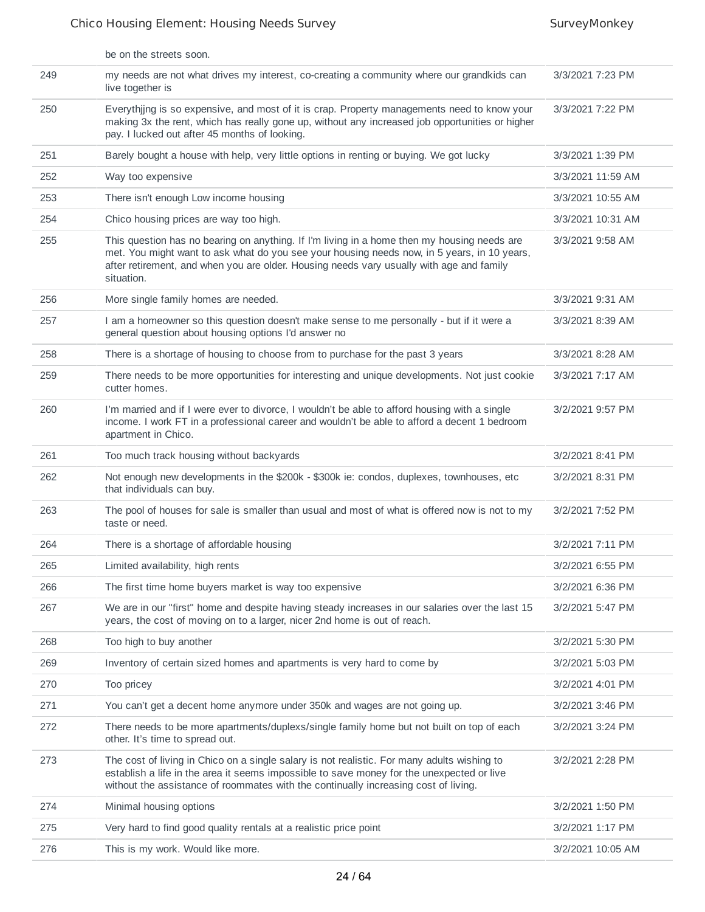| | be on the streets soon. | |
|---|---|---|
| 249 | my needs are not what drives my interest, co-creating a community where our grandkids can live together is | 3/3/2021 7:23 PM |
| 250 | Everythjjng is so expensive, and most of it is crap. Property managements need to know your making 3x the rent, which has really gone up, without any increased job opportunities or higher pay. I lucked out after 45 months of looking. | 3/3/2021 7:22 PM |
| 251 | Barely bought a house with help, very little options in renting or buying. We got lucky | 3/3/2021 1:39 PM |
| 252 | Way too expensive | 3/3/2021 11:59 AM |
| 253 | There isn't enough Low income housing | 3/3/2021 10:55 AM |
| 254 | Chico housing prices are way too high. | 3/3/2021 10:31 AM |
| 255 | This question has no bearing on anything. If I'm living in a home then my housing needs are met. You might want to ask what do you see your housing needs now, in 5 years, in 10 years, after retirement, and when you are older. Housing needs vary usually with age and family situation. | 3/3/2021 9:58 AM |
| 256 | More single family homes are needed. | 3/3/2021 9:31 AM |
| 257 | I am a homeowner so this question doesn't make sense to me personally - but if it were a general question about housing options I'd answer no | 3/3/2021 8:39 AM |
| 258 | There is a shortage of housing to choose from to purchase for the past 3 years | 3/3/2021 8:28 AM |
| 259 | There needs to be more opportunities for interesting and unique developments. Not just cookie cutter homes. | 3/3/2021 7:17 AM |
| 260 | I'm married and if I were ever to divorce, I wouldn't be able to afford housing with a single income. I work FT in a professional career and wouldn't be able to afford a decent 1 bedroom apartment in Chico. | 3/2/2021 9:57 PM |
| 261 | Too much track housing without backyards | 3/2/2021 8:41 PM |
| 262 | Not enough new developments in the $200k - $300k ie: condos, duplexes, townhouses, etc that individuals can buy. | 3/2/2021 8:31 PM |
| 263 | The pool of houses for sale is smaller than usual and most of what is offered now is not to my taste or need. | 3/2/2021 7:52 PM |
| 264 | There is a shortage of affordable housing | 3/2/2021 7:11 PM |
| 265 | Limited availability, high rents | 3/2/2021 6:55 PM |
| 266 | The first time home buyers market is way too expensive | 3/2/2021 6:36 PM |
| 267 | We are in our "first" home and despite having steady increases in our salaries over the last 15 years, the cost of moving on to a larger, nicer 2nd home is out of reach. | 3/2/2021 5:47 PM |
| 268 | Too high to buy another | 3/2/2021 5:30 PM |
| 269 | Inventory of certain sized homes and apartments is very hard to come by | 3/2/2021 5:03 PM |
| 270 | Too pricey | 3/2/2021 4:01 PM |
| 271 | You can't get a decent home anymore under 350k and wages are not going up. | 3/2/2021 3:46 PM |
| 272 | There needs to be more apartments/duplexs/single family home but not built on top of each other. It's time to spread out. | 3/2/2021 3:24 PM |
| 273 | The cost of living in Chico on a single salary is not realistic. For many adults wishing to establish a life in the area it seems impossible to save money for the unexpected or live without the assistance of roommates with the continually increasing cost of living. | 3/2/2021 2:28 PM |
| 274 | Minimal housing options | 3/2/2021 1:50 PM |
| 275 | Very hard to find good quality rentals at a realistic price point | 3/2/2021 1:17 PM |
| 276 | This is my work. Would like more. | 3/2/2021 10:05 AM |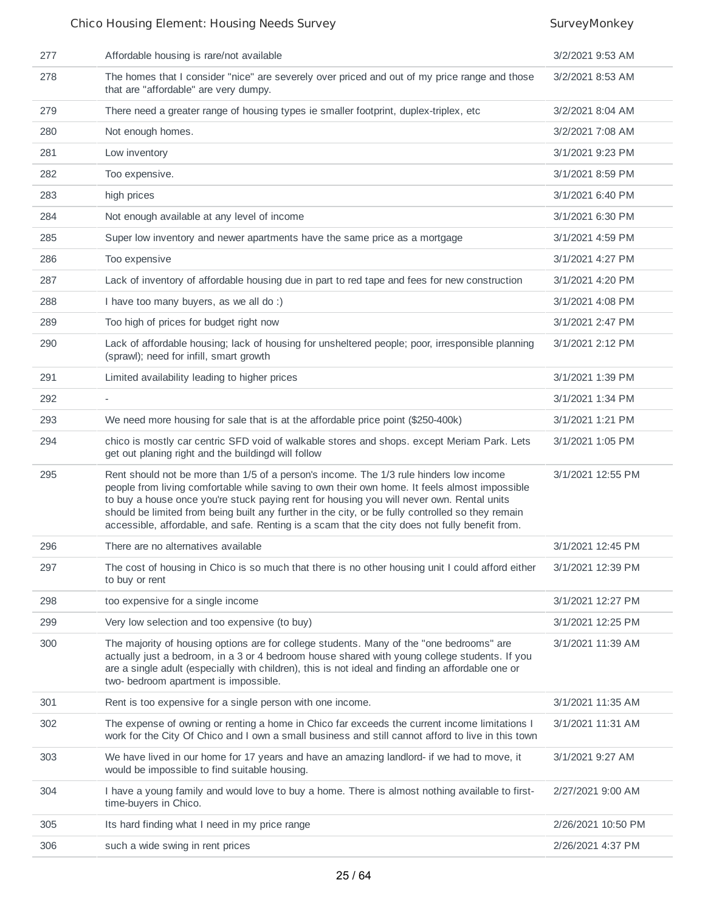| | | |
|---|---|---|
| 277 | Affordable housing is rare/not available | 3/2/2021 9:53 AM |
| 278 | The homes that I consider "nice" are severely over priced and out of my price range and those that are "affordable" are very dumpy. | 3/2/2021 8:53 AM |
| 279 | There need a greater range of housing types ie smaller footprint, duplex-triplex, etc | 3/2/2021 8:04 AM |
| 280 | Not enough homes. | 3/2/2021 7:08 AM |
| 281 | Low inventory | 3/1/2021 9:23 PM |
| 282 | Too expensive. | 3/1/2021 8:59 PM |
| 283 | high prices | 3/1/2021 6:40 PM |
| 284 | Not enough available at any level of income | 3/1/2021 6:30 PM |
| 285 | Super low inventory and newer apartments have the same price as a mortgage | 3/1/2021 4:59 PM |
| 286 | Too expensive | 3/1/2021 4:27 PM |
| 287 | Lack of inventory of affordable housing due in part to red tape and fees for new construction | 3/1/2021 4:20 PM |
| 288 | I have too many buyers, as we all do :) | 3/1/2021 4:08 PM |
| 289 | Too high of prices for budget right now | 3/1/2021 2:47 PM |
| 290 | Lack of affordable housing; lack of housing for unsheltered people; poor, irresponsible planning (sprawl); need for infill, smart growth | 3/1/2021 2:12 PM |
| 291 | Limited availability leading to higher prices | 3/1/2021 1:39 PM |
| 292 | - | 3/1/2021 1:34 PM |
| 293 | We need more housing for sale that is at the affordable price point ($250-400k) | 3/1/2021 1:21 PM |
| 294 | chico is mostly car centric SFD void of walkable stores and shops. except Meriam Park. Lets get out planing right and the buildingd will follow | 3/1/2021 1:05 PM |
| 295 | Rent should not be more than 1/5 of a person's income. The 1/3 rule hinders low income people from living comfortable while saving to own their own home. It feels almost impossible to buy a house once you're stuck paying rent for housing you will never own. Rental units should be limited from being built any further in the city, or be fully controlled so they remain accessible, affordable, and safe. Renting is a scam that the city does not fully benefit from. | 3/1/2021 12:55 PM |
| 296 | There are no alternatives available | 3/1/2021 12:45 PM |
| 297 | The cost of housing in Chico is so much that there is no other housing unit I could afford either to buy or rent | 3/1/2021 12:39 PM |
| 298 | too expensive for a single income | 3/1/2021 12:27 PM |
| 299 | Very low selection and too expensive (to buy) | 3/1/2021 12:25 PM |
| 300 | The majority of housing options are for college students. Many of the "one bedrooms" are actually just a bedroom, in a 3 or 4 bedroom house shared with young college students. If you are a single adult (especially with children), this is not ideal and finding an affordable one or two- bedroom apartment is impossible. | 3/1/2021 11:39 AM |
| 301 | Rent is too expensive for a single person with one income. | 3/1/2021 11:35 AM |
| 302 | The expense of owning or renting a home in Chico far exceeds the current income limitations I work for the City Of Chico and I own a small business and still cannot afford to live in this town | 3/1/2021 11:31 AM |
| 303 | We have lived in our home for 17 years and have an amazing landlord- if we had to move, it would be impossible to find suitable housing. | 3/1/2021 9:27 AM |
| 304 | I have a young family and would love to buy a home. There is almost nothing available to first-time-buyers in Chico. | 2/27/2021 9:00 AM |
| 305 | Its hard finding what I need in my price range | 2/26/2021 10:50 PM |
| 306 | such a wide swing in rent prices | 2/26/2021 4:37 PM |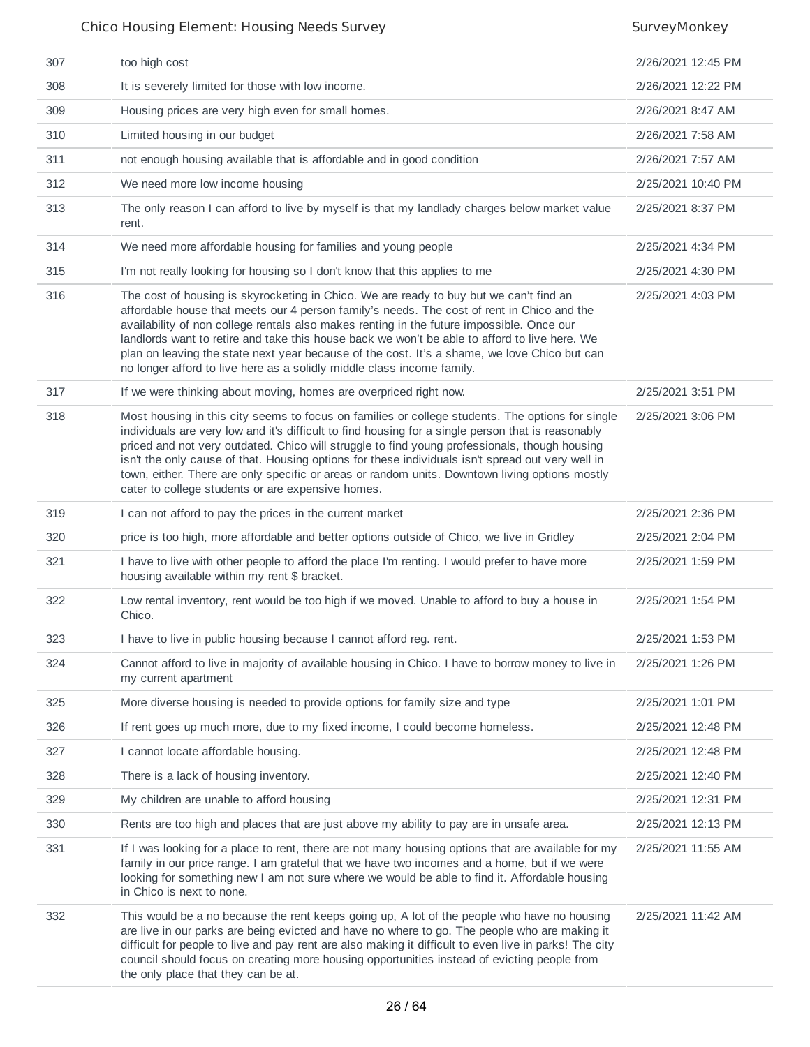| | | |
|---|---|---|
| 307 | too high cost | 2/26/2021 12:45 PM |
| 308 | It is severely limited for those with low income. | 2/26/2021 12:22 PM |
| 309 | Housing prices are very high even for small homes. | 2/26/2021 8:47 AM |
| 310 | Limited housing in our budget | 2/26/2021 7:58 AM |
| 311 | not enough housing available that is affordable and in good condition | 2/26/2021 7:57 AM |
| 312 | We need more low income housing | 2/25/2021 10:40 PM |
| 313 | The only reason I can afford to live by myself is that my landlady charges below market value rent. | 2/25/2021 8:37 PM |
| 314 | We need more affordable housing for families and young people | 2/25/2021 4:34 PM |
| 315 | I'm not really looking for housing so I don't know that this applies to me | 2/25/2021 4:30 PM |
| 316 | The cost of housing is skyrocketing in Chico. We are ready to buy but we can't find an affordable house that meets our 4 person family's needs. The cost of rent in Chico and the availability of non college rentals also makes renting in the future impossible. Once our landlords want to retire and take this house back we won't be able to afford to live here. We plan on leaving the state next year because of the cost. It's a shame, we love Chico but can no longer afford to live here as a solidly middle class income family. | 2/25/2021 4:03 PM |
| 317 | If we were thinking about moving, homes are overpriced right now. | 2/25/2021 3:51 PM |
| 318 | Most housing in this city seems to focus on families or college students. The options for single individuals are very low and it's difficult to find housing for a single person that is reasonably priced and not very outdated. Chico will struggle to find young professionals, though housing isn't the only cause of that. Housing options for these individuals isn't spread out very well in town, either. There are only specific or areas or random units. Downtown living options mostly cater to college students or are expensive homes. | 2/25/2021 3:06 PM |
| 319 | I can not afford to pay the prices in the current market | 2/25/2021 2:36 PM |
| 320 | price is too high, more affordable and better options outside of Chico, we live in Gridley | 2/25/2021 2:04 PM |
| 321 | I have to live with other people to afford the place I'm renting. I would prefer to have more housing available within my rent $ bracket. | 2/25/2021 1:59 PM |
| 322 | Low rental inventory, rent would be too high if we moved. Unable to afford to buy a house in Chico. | 2/25/2021 1:54 PM |
| 323 | I have to live in public housing because I cannot afford reg. rent. | 2/25/2021 1:53 PM |
| 324 | Cannot afford to live in majority of available housing in Chico. I have to borrow money to live in my current apartment | 2/25/2021 1:26 PM |
| 325 | More diverse housing is needed to provide options for family size and type | 2/25/2021 1:01 PM |
| 326 | If rent goes up much more, due to my fixed income, I could become homeless. | 2/25/2021 12:48 PM |
| 327 | I cannot locate affordable housing. | 2/25/2021 12:48 PM |
| 328 | There is a lack of housing inventory. | 2/25/2021 12:40 PM |
| 329 | My children are unable to afford housing | 2/25/2021 12:31 PM |
| 330 | Rents are too high and places that are just above my ability to pay are in unsafe area. | 2/25/2021 12:13 PM |
| 331 | If I was looking for a place to rent, there are not many housing options that are available for my family in our price range. I am grateful that we have two incomes and a home, but if we were looking for something new I am not sure where we would be able to find it. Affordable housing in Chico is next to none. | 2/25/2021 11:55 AM |
| 332 | This would be a no because the rent keeps going up, A lot of the people who have no housing are live in our parks are being evicted and have no where to go. The people who are making it difficult for people to live and pay rent are also making it difficult to even live in parks! The city council should focus on creating more housing opportunities instead of evicting people from the only place that they can be at. | 2/25/2021 11:42 AM |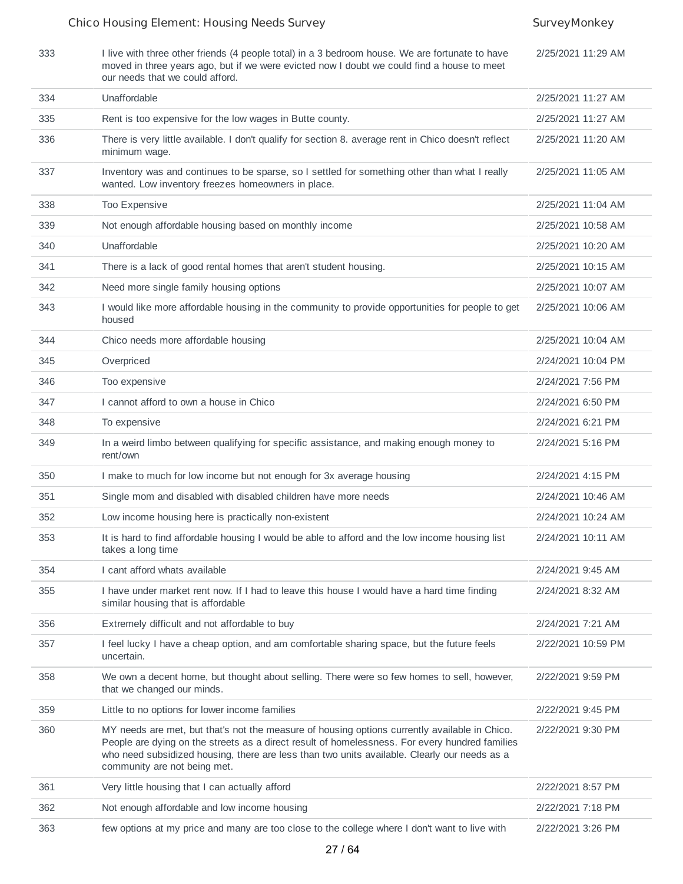| | | |
|---|---|---|
| 333 | I live with three other friends (4 people total) in a 3 bedroom house. We are fortunate to have moved in three years ago, but if we were evicted now I doubt we could find a house to meet our needs that we could afford. | 2/25/2021 11:29 AM |
| 334 | Unaffordable | 2/25/2021 11:27 AM |
| 335 | Rent is too expensive for the low wages in Butte county. | 2/25/2021 11:27 AM |
| 336 | There is very little available. I don't qualify for section 8. average rent in Chico doesn't reflect minimum wage. | 2/25/2021 11:20 AM |
| 337 | Inventory was and continues to be sparse, so I settled for something other than what I really wanted. Low inventory freezes homeowners in place. | 2/25/2021 11:05 AM |
| 338 | Too Expensive | 2/25/2021 11:04 AM |
| 339 | Not enough affordable housing based on monthly income | 2/25/2021 10:58 AM |
| 340 | Unaffordable | 2/25/2021 10:20 AM |
| 341 | There is a lack of good rental homes that aren't student housing. | 2/25/2021 10:15 AM |
| 342 | Need more single family housing options | 2/25/2021 10:07 AM |
| 343 | I would like more affordable housing in the community to provide opportunities for people to get housed | 2/25/2021 10:06 AM |
| 344 | Chico needs more affordable housing | 2/25/2021 10:04 AM |
| 345 | Overpriced | 2/24/2021 10:04 PM |
| 346 | Too expensive | 2/24/2021 7:56 PM |
| 347 | I cannot afford to own a house in Chico | 2/24/2021 6:50 PM |
| 348 | To expensive | 2/24/2021 6:21 PM |
| 349 | In a weird limbo between qualifying for specific assistance, and making enough money to rent/own | 2/24/2021 5:16 PM |
| 350 | I make to much for low income but not enough for 3x average housing | 2/24/2021 4:15 PM |
| 351 | Single mom and disabled with disabled children have more needs | 2/24/2021 10:46 AM |
| 352 | Low income housing here is practically non-existent | 2/24/2021 10:24 AM |
| 353 | It is hard to find affordable housing I would be able to afford and the low income housing list takes a long time | 2/24/2021 10:11 AM |
| 354 | I cant afford whats available | 2/24/2021 9:45 AM |
| 355 | I have under market rent now. If I had to leave this house I would have a hard time finding similar housing that is affordable | 2/24/2021 8:32 AM |
| 356 | Extremely difficult and not affordable to buy | 2/24/2021 7:21 AM |
| 357 | I feel lucky I have a cheap option, and am comfortable sharing space, but the future feels uncertain. | 2/22/2021 10:59 PM |
| 358 | We own a decent home, but thought about selling. There were so few homes to sell, however, that we changed our minds. | 2/22/2021 9:59 PM |
| 359 | Little to no options for lower income families | 2/22/2021 9:45 PM |
| 360 | MY needs are met, but that's not the measure of housing options currently available in Chico. People are dying on the streets as a direct result of homelessness. For every hundred families who need subsidized housing, there are less than two units available. Clearly our needs as a community are not being met. | 2/22/2021 9:30 PM |
| 361 | Very little housing that I can actually afford | 2/22/2021 8:57 PM |
| 362 | Not enough affordable and low income housing | 2/22/2021 7:18 PM |
| 363 | few options at my price and many are too close to the college where I don't want to live with | 2/22/2021 3:26 PM |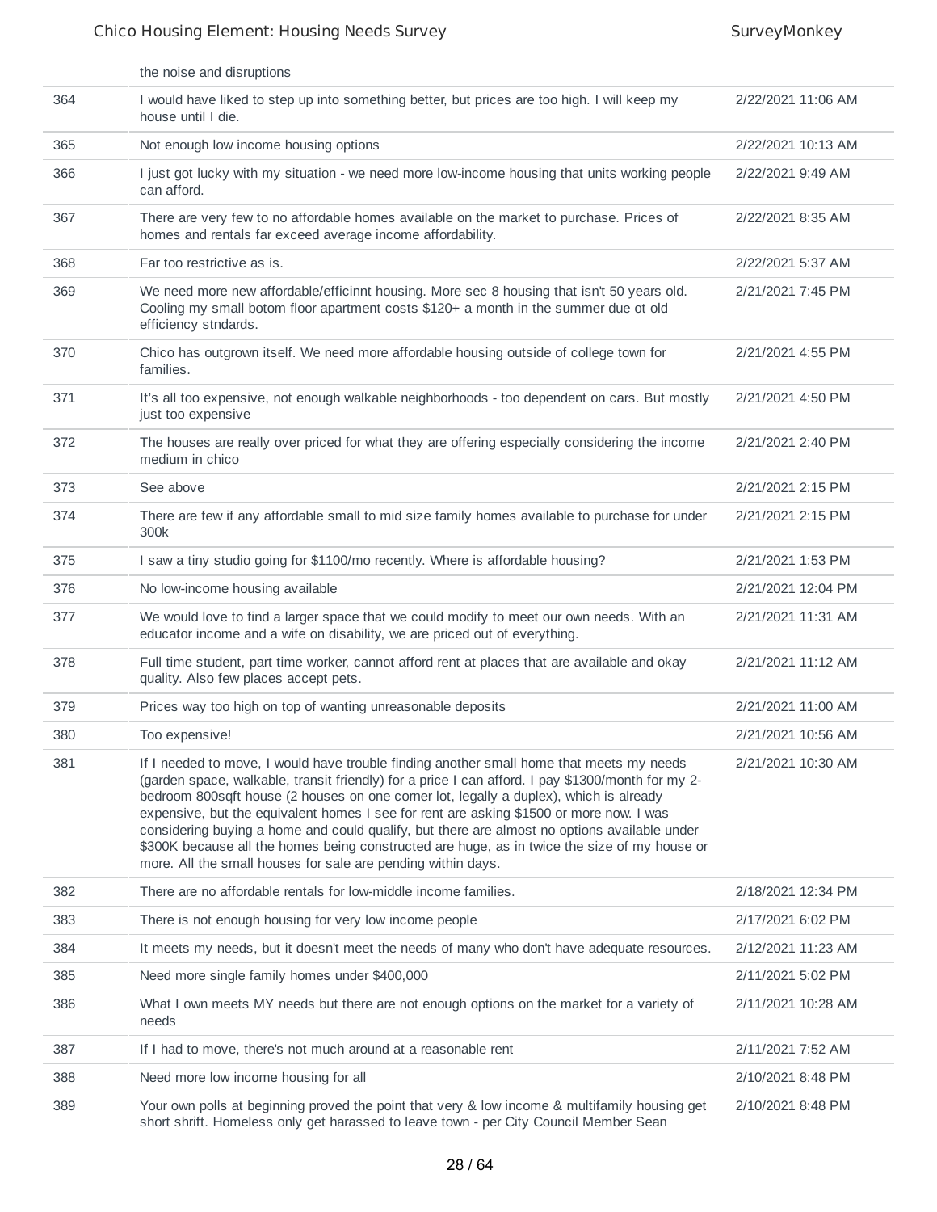| | | |
|---|---|---|
| | the noise and disruptions | |
| 364 | I would have liked to step up into something better, but prices are too high. I will keep my house until I die. | 2/22/2021 11:06 AM |
| 365 | Not enough low income housing options | 2/22/2021 10:13 AM |
| 366 | I just got lucky with my situation - we need more low-income housing that units working people can afford. | 2/22/2021 9:49 AM |
| 367 | There are very few to no affordable homes available on the market to purchase. Prices of homes and rentals far exceed average income affordability. | 2/22/2021 8:35 AM |
| 368 | Far too restrictive as is. | 2/22/2021 5:37 AM |
| 369 | We need more new affordable/efficinnt housing. More sec 8 housing that isn't 50 years old. Cooling my small botom floor apartment costs $120+ a month in the summer due ot old efficiency stndards. | 2/21/2021 7:45 PM |
| 370 | Chico has outgrown itself. We need more affordable housing outside of college town for families. | 2/21/2021 4:55 PM |
| 371 | It's all too expensive, not enough walkable neighborhoods - too dependent on cars. But mostly just too expensive | 2/21/2021 4:50 PM |
| 372 | The houses are really over priced for what they are offering especially considering the income medium in chico | 2/21/2021 2:40 PM |
| 373 | See above | 2/21/2021 2:15 PM |
| 374 | There are few if any affordable small to mid size family homes available to purchase for under 300k | 2/21/2021 2:15 PM |
| 375 | I saw a tiny studio going for $1100/mo recently. Where is affordable housing? | 2/21/2021 1:53 PM |
| 376 | No low-income housing available | 2/21/2021 12:04 PM |
| 377 | We would love to find a larger space that we could modify to meet our own needs. With an educator income and a wife on disability, we are priced out of everything. | 2/21/2021 11:31 AM |
| 378 | Full time student, part time worker, cannot afford rent at places that are available and okay quality. Also few places accept pets. | 2/21/2021 11:12 AM |
| 379 | Prices way too high on top of wanting unreasonable deposits | 2/21/2021 11:00 AM |
| 380 | Too expensive! | 2/21/2021 10:56 AM |
| 381 | If I needed to move, I would have trouble finding another small home that meets my needs (garden space, walkable, transit friendly) for a price I can afford. I pay $1300/month for my 2-bedroom 800sqft house (2 houses on one corner lot, legally a duplex), which is already expensive, but the equivalent homes I see for rent are asking $1500 or more now. I was considering buying a home and could qualify, but there are almost no options available under $300K because all the homes being constructed are huge, as in twice the size of my house or more. All the small houses for sale are pending within days. | 2/21/2021 10:30 AM |
| 382 | There are no affordable rentals for low-middle income families. | 2/18/2021 12:34 PM |
| 383 | There is not enough housing for very low income people | 2/17/2021 6:02 PM |
| 384 | It meets my needs, but it doesn't meet the needs of many who don't have adequate resources. | 2/12/2021 11:23 AM |
| 385 | Need more single family homes under $400,000 | 2/11/2021 5:02 PM |
| 386 | What I own meets MY needs but there are not enough options on the market for a variety of needs | 2/11/2021 10:28 AM |
| 387 | If I had to move, there's not much around at a reasonable rent | 2/11/2021 7:52 AM |
| 388 | Need more low income housing for all | 2/10/2021 8:48 PM |
| 389 | Your own polls at beginning proved the point that very & low income & multifamily housing get short shrift. Homeless only get harassed to leave town - per City Council Member Sean | 2/10/2021 8:48 PM |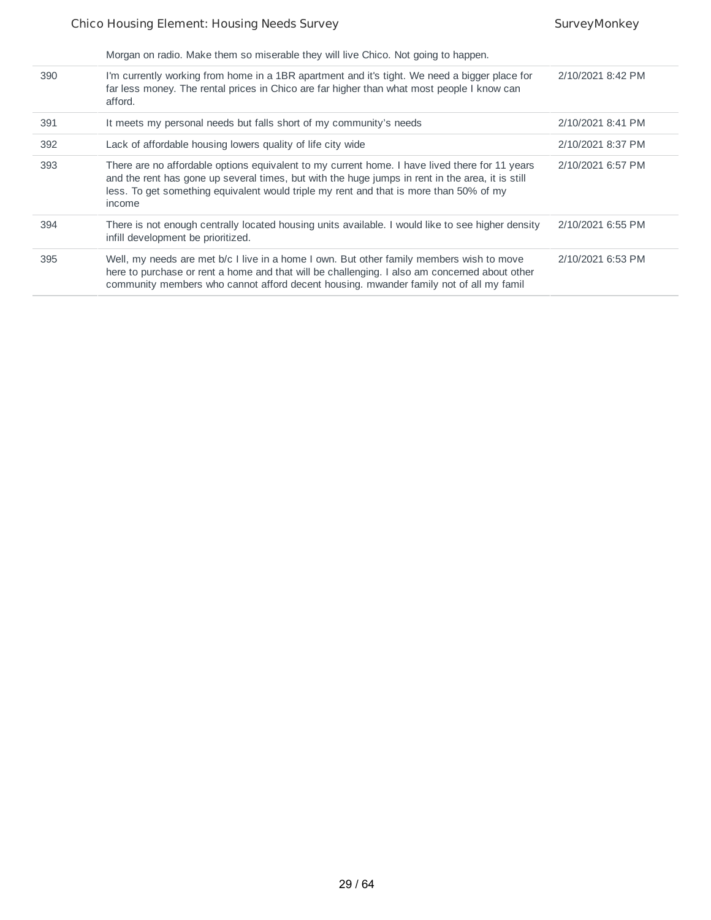| | | |
|---|---|---|
| | Morgan on radio. Make them so miserable they will live Chico. Not going to happen. | |
| 390 | I'm currently working from home in a 1BR apartment and it's tight. We need a bigger place for far less money. The rental prices in Chico are far higher than what most people I know can afford. | 2/10/2021 8:42 PM |
| 391 | It meets my personal needs but falls short of my community's needs | 2/10/2021 8:41 PM |
| 392 | Lack of affordable housing lowers quality of life city wide | 2/10/2021 8:37 PM |
| 393 | There are no affordable options equivalent to my current home. I have lived there for 11 years and the rent has gone up several times, but with the huge jumps in rent in the area, it is still less. To get something equivalent would triple my rent and that is more than 50% of my income | 2/10/2021 6:57 PM |
| 394 | There is not enough centrally located housing units available. I would like to see higher density infill development be prioritized. | 2/10/2021 6:55 PM |
| 395 | Well, my needs are met b/c I live in a home I own. But other family members wish to move here to purchase or rent a home and that will be challenging. I also am concerned about other community members who cannot afford decent housing. mwander family not of all my famil | 2/10/2021 6:53 PM |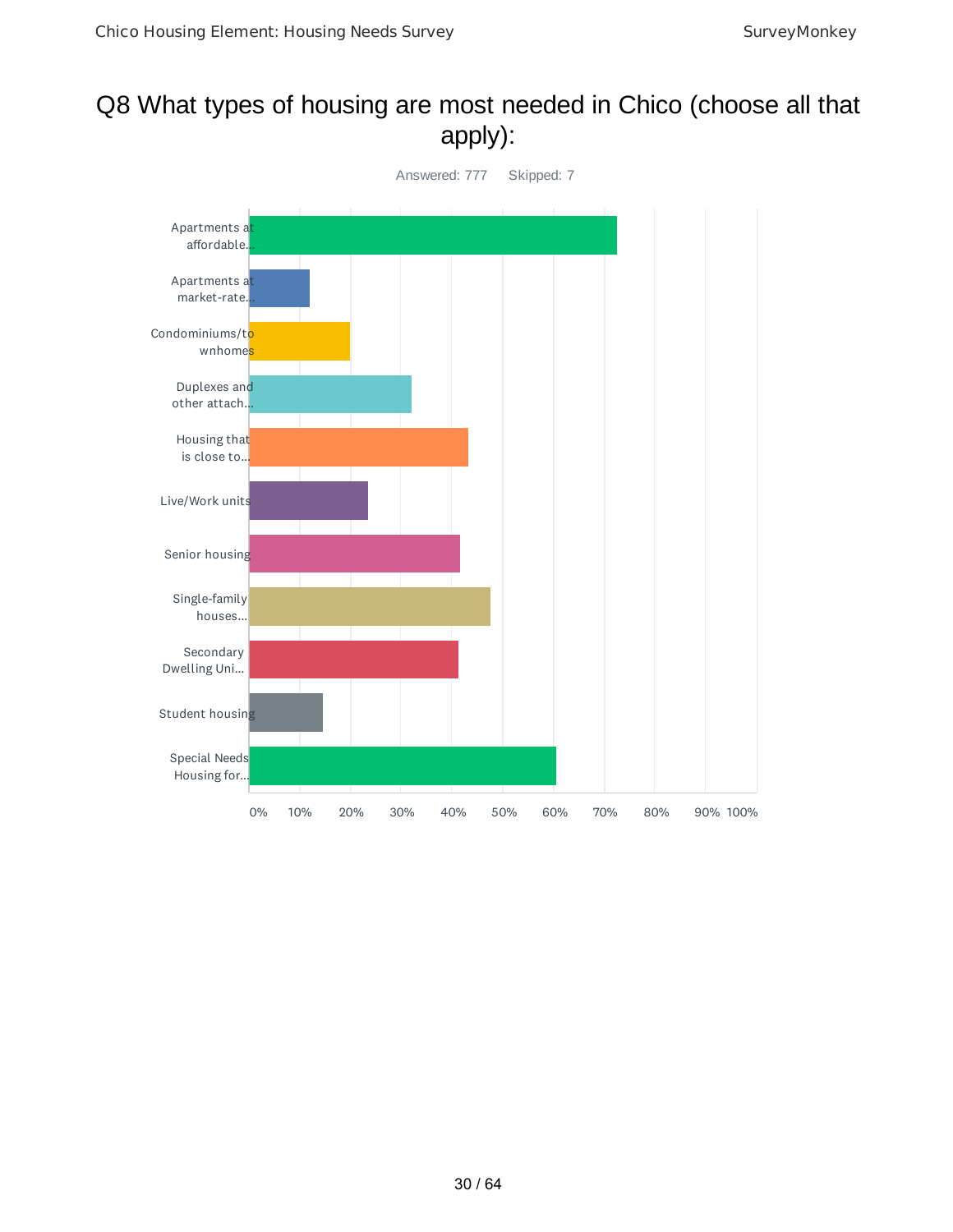# Q8 What types of housing are most needed in Chico (choose all that apply):

Answered: 777 Skipped: 7

- Apartments at affordable...
- Apartments at market-rate...
- Condominiums/townhomes
- Duplexes and other attach...
- Housing that is close to...
- Live/Work units
- Senior housing
- Single-family houses...
- Secondary Dwelling Uni...
- Student housing
- Special Needs Housing for...

0% 10% 20% 30% 40% 50% 60% 70% 80% 90% 100%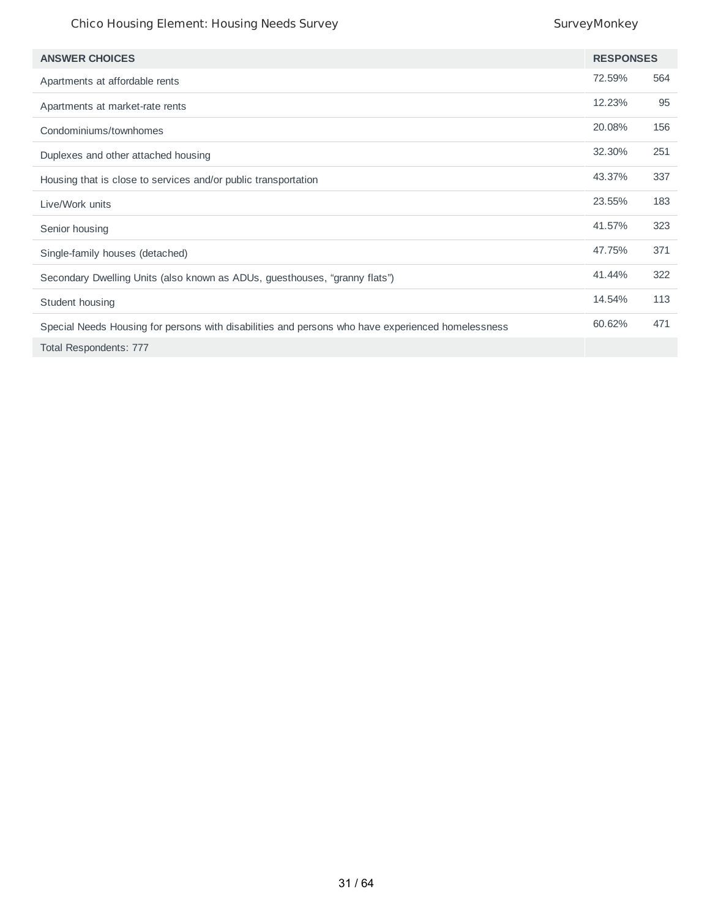| ANSWER CHOICES | RESPONSES | |
|---|---|---|
| Apartments at affordable rents | 72.59% | 564 |
| Apartments at market-rate rents | 12.23% | 95 |
| Condominiums/townhomes | 20.08% | 156 |
| Duplexes and other attached housing | 32.30% | 251 |
| Housing that is close to services and/or public transportation | 43.37% | 337 |
| Live/Work units | 23.55% | 183 |
| Senior housing | 41.57% | 323 |
| Single-family houses (detached) | 47.75% | 371 |
| Secondary Dwelling Units (also known as ADUs, guesthouses, "granny flats") | 41.44% | 322 |
| Student housing | 14.54% | 113 |
| Special Needs Housing for persons with disabilities and persons who have experienced homelessness | 60.62% | 471 |
| Total Respondents: 777 | | |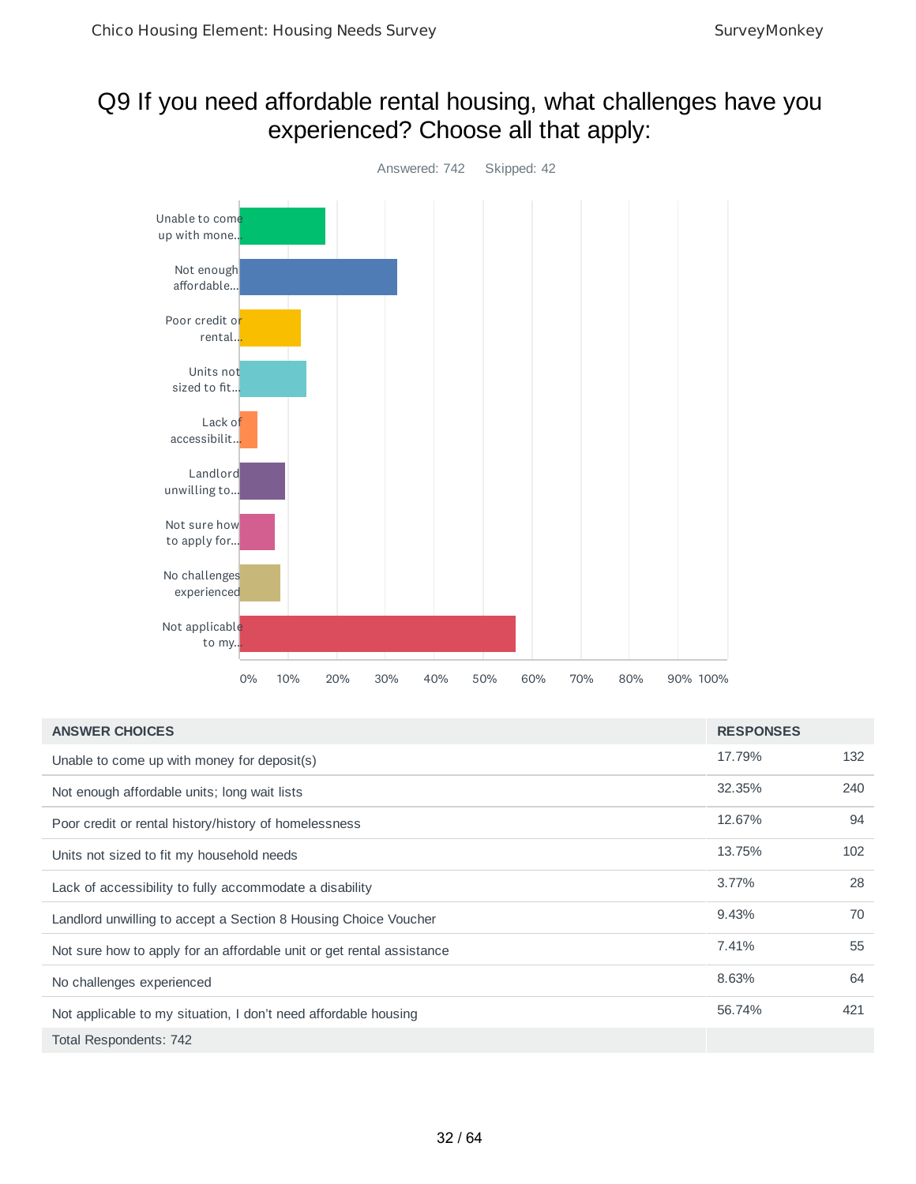# Q9 If you need affordable rental housing, what challenges have you experienced? Choose all that apply:

Answered: 742 Skipped: 42

| ANSWER CHOICES | RESPONSES | |
|---|---|---|
| Unable to come up with money for deposit(s) | 17.79% | 132 |
| Not enough affordable units; long wait lists | 32.35% | 240 |
| Poor credit or rental history/history of homelessness | 12.67% | 94 |
| Units not sized to fit my household needs | 13.75% | 102 |
| Lack of accessibility to fully accommodate a disability | 3.77% | 28 |
| Landlord unwilling to accept a Section 8 Housing Choice Voucher | 9.43% | 70 |
| Not sure how to apply for an affordable unit or get rental assistance | 7.41% | 55 |
| No challenges experienced | 8.63% | 64 |
| Not applicable to my situation, I don't need affordable housing | 56.74% | 421 |
| Total Respondents: 742 | | |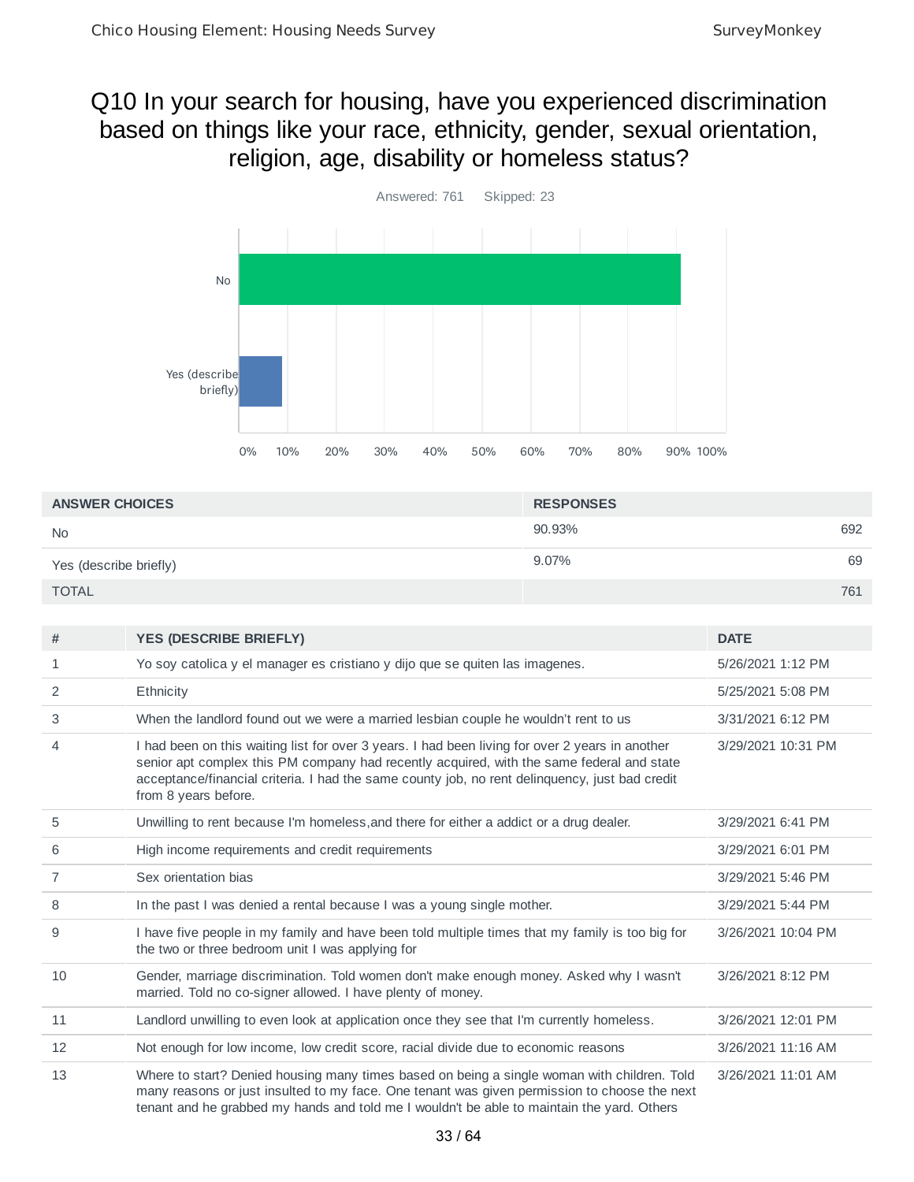# Q10 In your search for housing, have you experienced discrimination based on things like your race, ethnicity, gender, sexual orientation, religion, age, disability or homeless status?

Answered: 761 Skipped: 23

| ANSWER CHOICES | RESPONSES | |
|---|---|---|
| No | 90.93% | 692 |
| Yes (describe briefly) | 9.07% | 69 |
| TOTAL | | 761 |

| # | YES (DESCRIBE BRIEFLY) | DATE |
|---|---|---|
| 1 | Yo soy catolica y el manager es cristiano y dijo que se quiten las imagenes. | 5/26/2021 1:12 PM |
| 2 | Ethnicity | 5/25/2021 5:08 PM |
| 3 | When the landlord found out we were a married lesbian couple he wouldn't rent to us | 3/31/2021 6:12 PM |
| 4 | I had been on this waiting list for over 3 years. I had been living for over 2 years in another senior apt complex this PM company had recently acquired, with the same federal and state acceptance/financial criteria. I had the same county job, no rent delinquency, just bad credit from 8 years before. | 3/29/2021 10:31 PM |
| 5 | Unwilling to rent because I'm homeless,and there for either a addict or a drug dealer. | 3/29/2021 6:41 PM |
| 6 | High income requirements and credit requirements | 3/29/2021 6:01 PM |
| 7 | Sex orientation bias | 3/29/2021 5:46 PM |
| 8 | In the past I was denied a rental because I was a young single mother. | 3/29/2021 5:44 PM |
| 9 | I have five people in my family and have been told multiple times that my family is too big for the two or three bedroom unit I was applying for | 3/26/2021 10:04 PM |
| 10 | Gender, marriage discrimination. Told women don't make enough money. Asked why I wasn't married. Told no co-signer allowed. I have plenty of money. | 3/26/2021 8:12 PM |
| 11 | Landlord unwilling to even look at application once they see that I'm currently homeless. | 3/26/2021 12:01 PM |
| 12 | Not enough for low income, low credit score, racial divide due to economic reasons | 3/26/2021 11:16 AM |
| 13 | Where to start? Denied housing many times based on being a single woman with children. Told many reasons or just insulted to my face. One tenant was given permission to choose the next tenant and he grabbed my hands and told me I wouldn't be able to maintain the yard. Others | 3/26/2021 11:01 AM |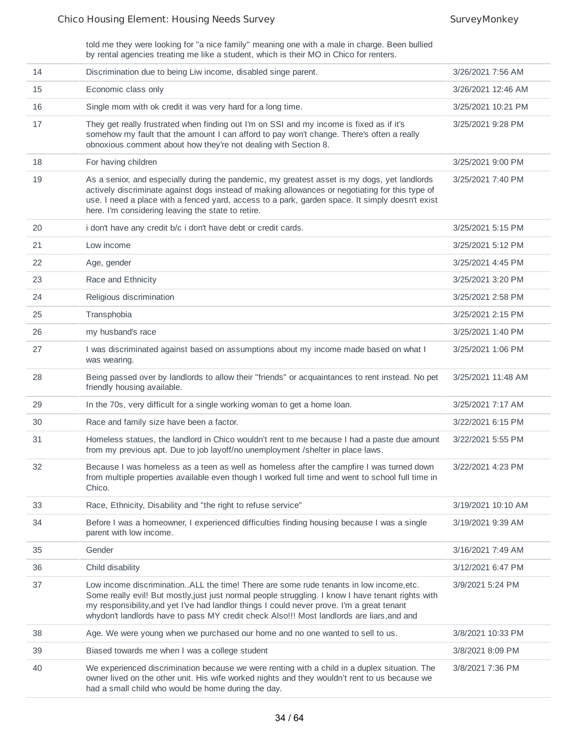| | | |
|---|---|---|
| | told me they were looking for "a nice family" meaning one with a male in charge. Been bullied by rental agencies treating me like a student, which is their MO in Chico for renters. | |
| 14 | Discrimination due to being Liw income, disabled singe parent. | 3/26/2021 7:56 AM |
| 15 | Economic class only | 3/26/2021 12:46 AM |
| 16 | Single mom with ok credit it was very hard for a long time. | 3/25/2021 10:21 PM |
| 17 | They get really frustrated when finding out I'm on SSI and my income is fixed as if it's somehow my fault that the amount I can afford to pay won't change. There's often a really obnoxious comment about how they're not dealing with Section 8. | 3/25/2021 9:28 PM |
| 18 | For having children | 3/25/2021 9:00 PM |
| 19 | As a senior, and especially during the pandemic, my greatest asset is my dogs, yet landlords actively discriminate against dogs instead of making allowances or negotiating for this type of use. I need a place with a fenced yard, access to a park, garden space. It simply doesn't exist here. I'm considering leaving the state to retire. | 3/25/2021 7:40 PM |
| 20 | i don't have any credit b/c i don't have debt or credit cards. | 3/25/2021 5:15 PM |
| 21 | Low income | 3/25/2021 5:12 PM |
| 22 | Age, gender | 3/25/2021 4:45 PM |
| 23 | Race and Ethnicity | 3/25/2021 3:20 PM |
| 24 | Religious discrimination | 3/25/2021 2:58 PM |
| 25 | Transphobia | 3/25/2021 2:15 PM |
| 26 | my husband's race | 3/25/2021 1:40 PM |
| 27 | I was discriminated against based on assumptions about my income made based on what I was wearing. | 3/25/2021 1:06 PM |
| 28 | Being passed over by landlords to allow their "friends" or acquaintances to rent instead. No pet friendly housing available. | 3/25/2021 11:48 AM |
| 29 | In the 70s, very difficult for a single working woman to get a home loan. | 3/25/2021 7:17 AM |
| 30 | Race and family size have been a factor. | 3/22/2021 6:15 PM |
| 31 | Homeless statues, the landlord in Chico wouldn't rent to me because I had a paste due amount from my previous apt. Due to job layoff/no unemployment /shelter in place laws. | 3/22/2021 5:55 PM |
| 32 | Because I was homeless as a teen as well as homeless after the campfire I was turned down from multiple properties available even though I worked full time and went to school full time in Chico. | 3/22/2021 4:23 PM |
| 33 | Race, Ethnicity, Disability and "the right to refuse service" | 3/19/2021 10:10 AM |
| 34 | Before I was a homeowner, I experienced difficulties finding housing because I was a single parent with low income. | 3/19/2021 9:39 AM |
| 35 | Gender | 3/16/2021 7:49 AM |
| 36 | Child disability | 3/12/2021 6:47 PM |
| 37 | Low income discrimination..ALL the time! There are some rude tenants in low income,etc. Some really evil! But mostly,just just normal people struggling. I know I have tenant rights with my responsibility,and yet I've had landlor things I could never prove. I'm a great tenant whydon't landlords have to pass MY credit check Also!!! Most landlords are liars,and and | 3/9/2021 5:24 PM |
| 38 | Age. We were young when we purchased our home and no one wanted to sell to us. | 3/8/2021 10:33 PM |
| 39 | Biased towards me when I was a college student | 3/8/2021 8:09 PM |
| 40 | We experienced discrimination because we were renting with a child in a duplex situation. The owner lived on the other unit. His wife worked nights and they wouldn't rent to us because we had a small child who would be home during the day. | 3/8/2021 7:36 PM |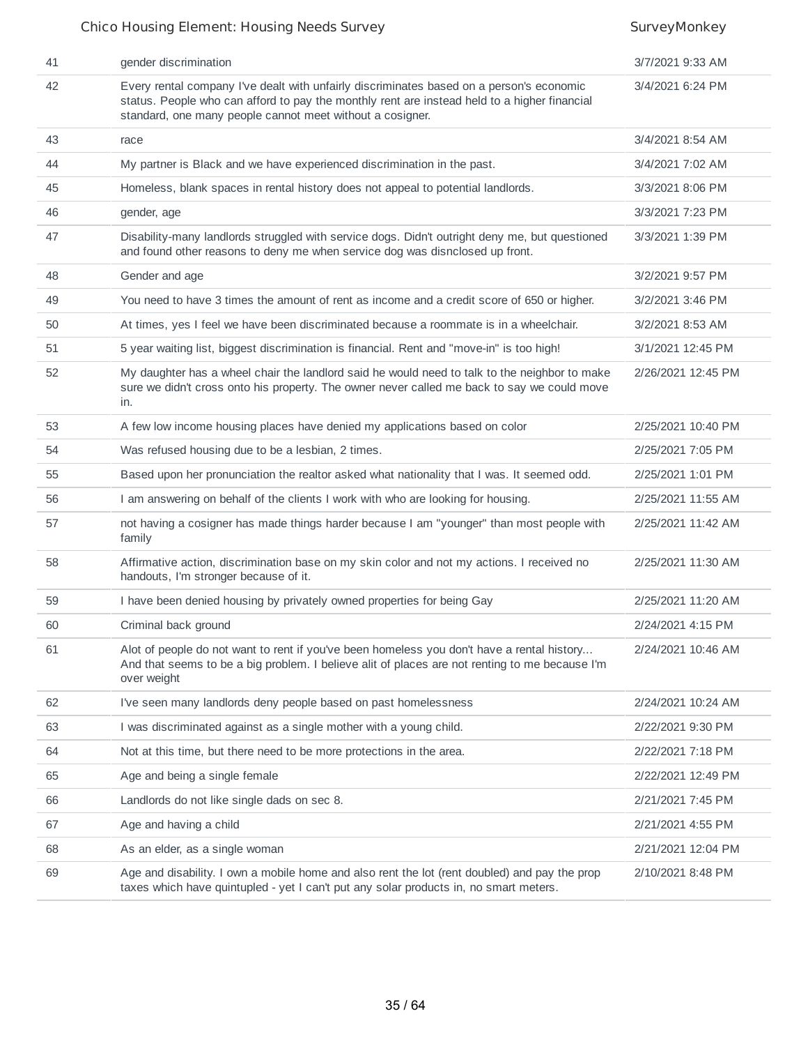| | | |
|---|---|---|
| 41 | gender discrimination | 3/7/2021 9:33 AM |
| 42 | Every rental company I've dealt with unfairly discriminates based on a person's economic status. People who can afford to pay the monthly rent are instead held to a higher financial standard, one many people cannot meet without a cosigner. | 3/4/2021 6:24 PM |
| 43 | race | 3/4/2021 8:54 AM |
| 44 | My partner is Black and we have experienced discrimination in the past. | 3/4/2021 7:02 AM |
| 45 | Homeless, blank spaces in rental history does not appeal to potential landlords. | 3/3/2021 8:06 PM |
| 46 | gender, age | 3/3/2021 7:23 PM |
| 47 | Disability-many landlords struggled with service dogs. Didn't outright deny me, but questioned and found other reasons to deny me when service dog was disnclosed up front. | 3/3/2021 1:39 PM |
| 48 | Gender and age | 3/2/2021 9:57 PM |
| 49 | You need to have 3 times the amount of rent as income and a credit score of 650 or higher. | 3/2/2021 3:46 PM |
| 50 | At times, yes I feel we have been discriminated because a roommate is in a wheelchair. | 3/2/2021 8:53 AM |
| 51 | 5 year waiting list, biggest discrimination is financial. Rent and "move-in" is too high! | 3/1/2021 12:45 PM |
| 52 | My daughter has a wheel chair the landlord said he would need to talk to the neighbor to make sure we didn't cross onto his property. The owner never called me back to say we could move in. | 2/26/2021 12:45 PM |
| 53 | A few low income housing places have denied my applications based on color | 2/25/2021 10:40 PM |
| 54 | Was refused housing due to be a lesbian, 2 times. | 2/25/2021 7:05 PM |
| 55 | Based upon her pronunciation the realtor asked what nationality that I was. It seemed odd. | 2/25/2021 1:01 PM |
| 56 | I am answering on behalf of the clients I work with who are looking for housing. | 2/25/2021 11:55 AM |
| 57 | not having a cosigner has made things harder because I am "younger" than most people with family | 2/25/2021 11:42 AM |
| 58 | Affirmative action, discrimination base on my skin color and not my actions. I received no handouts, I'm stronger because of it. | 2/25/2021 11:30 AM |
| 59 | I have been denied housing by privately owned properties for being Gay | 2/25/2021 11:20 AM |
| 60 | Criminal back ground | 2/24/2021 4:15 PM |
| 61 | Alot of people do not want to rent if you've been homeless you don't have a rental history... And that seems to be a big problem. I believe alit of places are not renting to me because I'm over weight | 2/24/2021 10:46 AM |
| 62 | I've seen many landlords deny people based on past homelessness | 2/24/2021 10:24 AM |
| 63 | I was discriminated against as a single mother with a young child. | 2/22/2021 9:30 PM |
| 64 | Not at this time, but there need to be more protections in the area. | 2/22/2021 7:18 PM |
| 65 | Age and being a single female | 2/22/2021 12:49 PM |
| 66 | Landlords do not like single dads on sec 8. | 2/21/2021 7:45 PM |
| 67 | Age and having a child | 2/21/2021 4:55 PM |
| 68 | As an elder, as a single woman | 2/21/2021 12:04 PM |
| 69 | Age and disability. I own a mobile home and also rent the lot (rent doubled) and pay the prop taxes which have quintupled - yet I can't put any solar products in, no smart meters. | 2/10/2021 8:48 PM |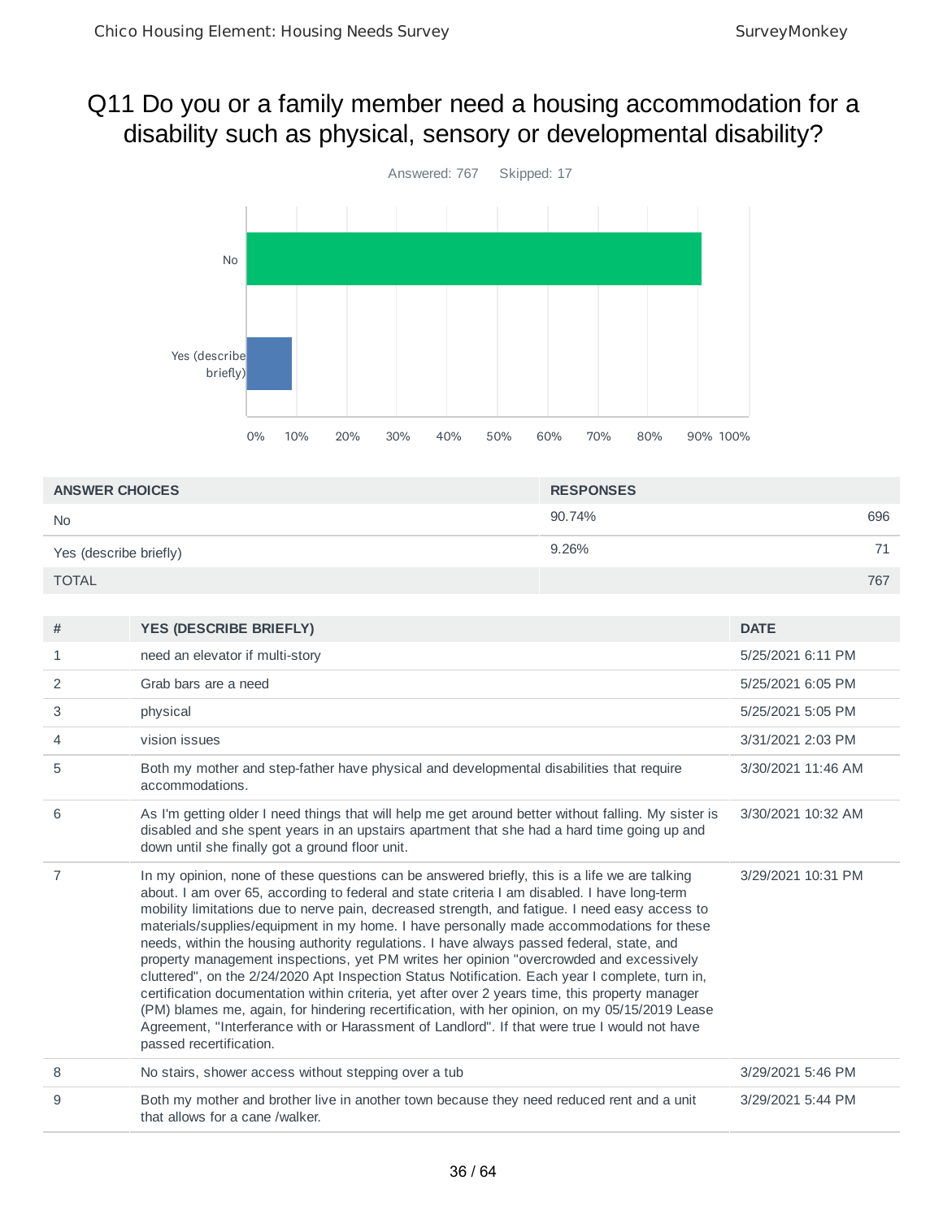# Q11 Do you or a family member need a housing accommodation for a disability such as physical, sensory or developmental disability?

Answered: 767 Skipped: 17

| ANSWER CHOICES | RESPONSES | |
|---|---|---|
| No | 90.74% | 696 |
| Yes (describe briefly) | 9.26% | 71 |
| TOTAL | | 767 |

| # | YES (DESCRIBE BRIEFLY) | DATE |
|---|---|---|
| 1 | need an elevator if multi-story | 5/25/2021 6:11 PM |
| 2 | Grab bars are a need | 5/25/2021 6:05 PM |
| 3 | physical | 5/25/2021 5:05 PM |
| 4 | vision issues | 3/31/2021 2:03 PM |
| 5 | Both my mother and step-father have physical and developmental disabilities that require accommodations. | 3/30/2021 11:46 AM |
| 6 | As I'm getting older I need things that will help me get around better without falling. My sister is disabled and she spent years in an upstairs apartment that she had a hard time going up and down until she finally got a ground floor unit. | 3/30/2021 10:32 AM |
| 7 | In my opinion, none of these questions can be answered briefly, this is a life we are talking about. I am over 65, according to federal and state criteria I am disabled. I have long-term mobility limitations due to nerve pain, decreased strength, and fatigue. I need easy access to materials/supplies/equipment in my home. I have personally made accommodations for these needs, within the housing authority regulations. I have always passed federal, state, and property management inspections, yet PM writes her opinion "overcrowded and excessively cluttered", on the 2/24/2020 Apt Inspection Status Notification. Each year I complete, turn in, certification documentation within criteria, yet after over 2 years time, this property manager (PM) blames me, again, for hindering recertification, with her opinion, on my 05/15/2019 Lease Agreement, "Interferance with or Harassment of Landlord". If that were true I would not have passed recertification. | 3/29/2021 10:31 PM |
| 8 | No stairs, shower access without stepping over a tub | 3/29/2021 5:46 PM |
| 9 | Both my mother and brother live in another town because they need reduced rent and a unit that allows for a cane /walker. | 3/29/2021 5:44 PM |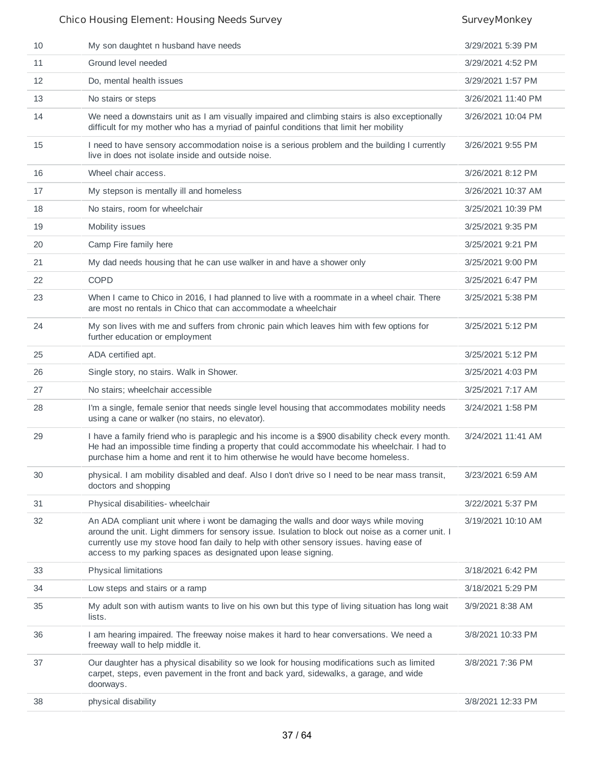| | | |
|---|---|---|
| 10 | My son daughtet n husband have needs | 3/29/2021 5:39 PM |
| 11 | Ground level needed | 3/29/2021 4:52 PM |
| 12 | Do, mental health issues | 3/29/2021 1:57 PM |
| 13 | No stairs or steps | 3/26/2021 11:40 PM |
| 14 | We need a downstairs unit as I am visually impaired and climbing stairs is also exceptionally difficult for my mother who has a myriad of painful conditions that limit her mobility | 3/26/2021 10:04 PM |
| 15 | I need to have sensory accommodation noise is a serious problem and the building I currently live in does not isolate inside and outside noise. | 3/26/2021 9:55 PM |
| 16 | Wheel chair access. | 3/26/2021 8:12 PM |
| 17 | My stepson is mentally ill and homeless | 3/26/2021 10:37 AM |
| 18 | No stairs, room for wheelchair | 3/25/2021 10:39 PM |
| 19 | Mobility issues | 3/25/2021 9:35 PM |
| 20 | Camp Fire family here | 3/25/2021 9:21 PM |
| 21 | My dad needs housing that he can use walker in and have a shower only | 3/25/2021 9:00 PM |
| 22 | COPD | 3/25/2021 6:47 PM |
| 23 | When I came to Chico in 2016, I had planned to live with a roommate in a wheel chair. There are most no rentals in Chico that can accommodate a wheelchair | 3/25/2021 5:38 PM |
| 24 | My son lives with me and suffers from chronic pain which leaves him with few options for further education or employment | 3/25/2021 5:12 PM |
| 25 | ADA certified apt. | 3/25/2021 5:12 PM |
| 26 | Single story, no stairs. Walk in Shower. | 3/25/2021 4:03 PM |
| 27 | No stairs; wheelchair accessible | 3/25/2021 7:17 AM |
| 28 | I'm a single, female senior that needs single level housing that accommodates mobility needs using a cane or walker (no stairs, no elevator). | 3/24/2021 1:58 PM |
| 29 | I have a family friend who is paraplegic and his income is a $900 disability check every month. He had an impossible time finding a property that could accommodate his wheelchair. I had to purchase him a home and rent it to him otherwise he would have become homeless. | 3/24/2021 11:41 AM |
| 30 | physical. I am mobility disabled and deaf. Also I don't drive so I need to be near mass transit, doctors and shopping | 3/23/2021 6:59 AM |
| 31 | Physical disabilities- wheelchair | 3/22/2021 5:37 PM |
| 32 | An ADA compliant unit where i wont be damaging the walls and door ways while moving around the unit. Light dimmers for sensory issue. Isulation to block out noise as a corner unit. I currently use my stove hood fan daily to help with other sensory issues. having ease of access to my parking spaces as designated upon lease signing. | 3/19/2021 10:10 AM |
| 33 | Physical limitations | 3/18/2021 6:42 PM |
| 34 | Low steps and stairs or a ramp | 3/18/2021 5:29 PM |
| 35 | My adult son with autism wants to live on his own but this type of living situation has long wait lists. | 3/9/2021 8:38 AM |
| 36 | I am hearing impaired. The freeway noise makes it hard to hear conversations. We need a freeway wall to help middle it. | 3/8/2021 10:33 PM |
| 37 | Our daughter has a physical disability so we look for housing modifications such as limited carpet, steps, even pavement in the front and back yard, sidewalks, a garage, and wide doorways. | 3/8/2021 7:36 PM |
| 38 | physical disability | 3/8/2021 12:33 PM |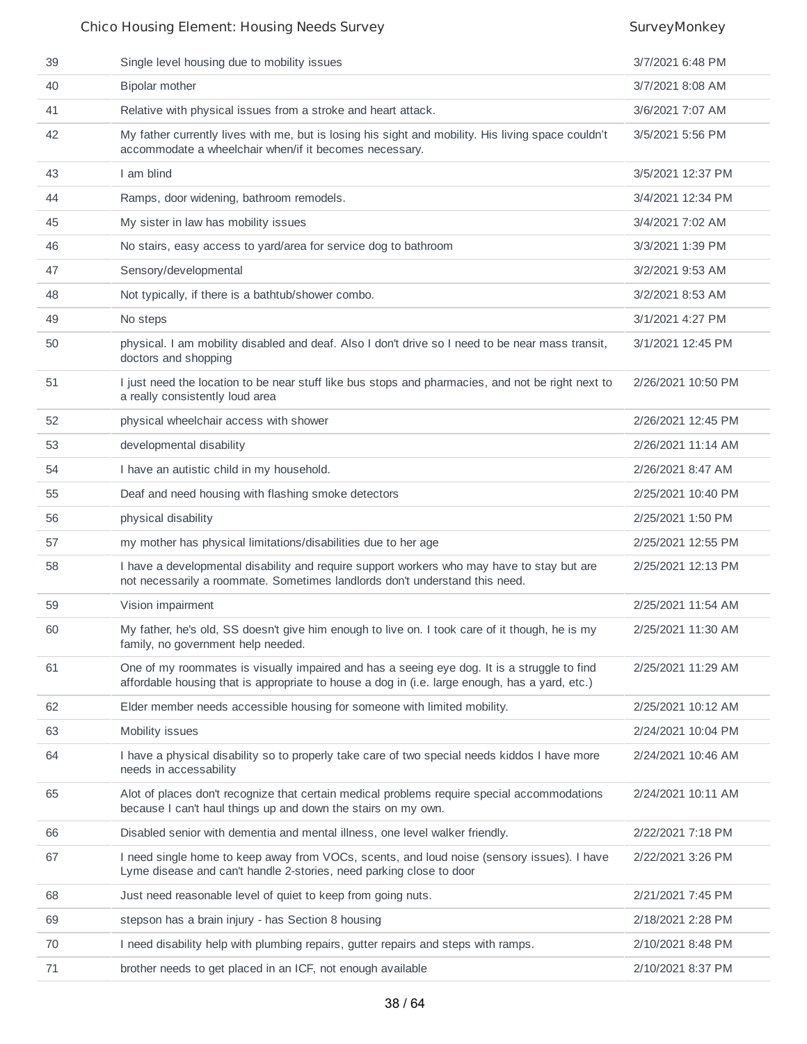| | | |
|---|---|---|
| 39 | Single level housing due to mobility issues | 3/7/2021 6:48 PM |
| 40 | Bipolar mother | 3/7/2021 8:08 AM |
| 41 | Relative with physical issues from a stroke and heart attack. | 3/6/2021 7:07 AM |
| 42 | My father currently lives with me, but is losing his sight and mobility. His living space couldn't accommodate a wheelchair when/if it becomes necessary. | 3/5/2021 5:56 PM |
| 43 | I am blind | 3/5/2021 12:37 PM |
| 44 | Ramps, door widening, bathroom remodels. | 3/4/2021 12:34 PM |
| 45 | My sister in law has mobility issues | 3/4/2021 7:02 AM |
| 46 | No stairs, easy access to yard/area for service dog to bathroom | 3/3/2021 1:39 PM |
| 47 | Sensory/developmental | 3/2/2021 9:53 AM |
| 48 | Not typically, if there is a bathtub/shower combo. | 3/2/2021 8:53 AM |
| 49 | No steps | 3/1/2021 4:27 PM |
| 50 | physical. I am mobility disabled and deaf. Also I don't drive so I need to be near mass transit, doctors and shopping | 3/1/2021 12:45 PM |
| 51 | I just need the location to be near stuff like bus stops and pharmacies, and not be right next to a really consistently loud area | 2/26/2021 10:50 PM |
| 52 | physical wheelchair access with shower | 2/26/2021 12:45 PM |
| 53 | developmental disability | 2/26/2021 11:14 AM |
| 54 | I have an autistic child in my household. | 2/26/2021 8:47 AM |
| 55 | Deaf and need housing with flashing smoke detectors | 2/25/2021 10:40 PM |
| 56 | physical disability | 2/25/2021 1:50 PM |
| 57 | my mother has physical limitations/disabilities due to her age | 2/25/2021 12:55 PM |
| 58 | I have a developmental disability and require support workers who may have to stay but are not necessarily a roommate. Sometimes landlords don't understand this need. | 2/25/2021 12:13 PM |
| 59 | Vision impairment | 2/25/2021 11:54 AM |
| 60 | My father, he's old, SS doesn't give him enough to live on. I took care of it though, he is my family, no government help needed. | 2/25/2021 11:30 AM |
| 61 | One of my roommates is visually impaired and has a seeing eye dog. It is a struggle to find affordable housing that is appropriate to house a dog in (i.e. large enough, has a yard, etc.) | 2/25/2021 11:29 AM |
| 62 | Elder member needs accessible housing for someone with limited mobility. | 2/25/2021 10:12 AM |
| 63 | Mobility issues | 2/24/2021 10:04 PM |
| 64 | I have a physical disability so to properly take care of two special needs kiddos I have more needs in accessability | 2/24/2021 10:46 AM |
| 65 | Alot of places don't recognize that certain medical problems require special accommodations because I can't haul things up and down the stairs on my own. | 2/24/2021 10:11 AM |
| 66 | Disabled senior with dementia and mental illness, one level walker friendly. | 2/22/2021 7:18 PM |
| 67 | I need single home to keep away from VOCs, scents, and loud noise (sensory issues). I have Lyme disease and can't handle 2-stories, need parking close to door | 2/22/2021 3:26 PM |
| 68 | Just need reasonable level of quiet to keep from going nuts. | 2/21/2021 7:45 PM |
| 69 | stepson has a brain injury - has Section 8 housing | 2/18/2021 2:28 PM |
| 70 | I need disability help with plumbing repairs, gutter repairs and steps with ramps. | 2/10/2021 8:48 PM |
| 71 | brother needs to get placed in an ICF, not enough available | 2/10/2021 8:37 PM |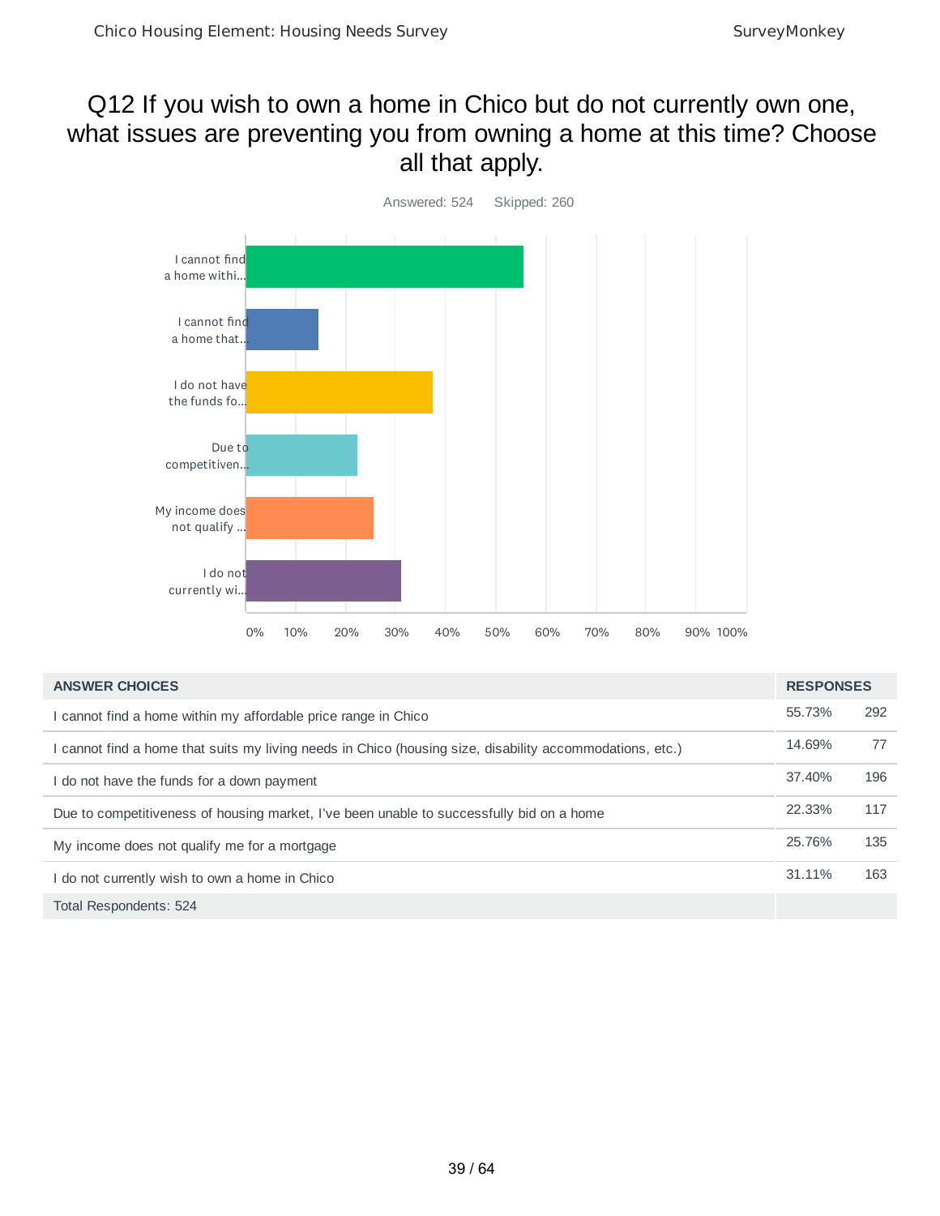# Q12 If you wish to own a home in Chico but do not currently own one, what issues are preventing you from owning a home at this time? Choose all that apply.

Answered: 524 Skipped: 260

| ANSWER CHOICES | RESPONSES | |
|---|---|---|
| I cannot find a home within my affordable price range in Chico | 55.73% | 292 |
| I cannot find a home that suits my living needs in Chico (housing size, disability accommodations, etc.) | 14.69% | 77 |
| I do not have the funds for a down payment | 37.40% | 196 |
| Due to competitiveness of housing market, I've been unable to successfully bid on a home | 22.33% | 117 |
| My income does not qualify me for a mortgage | 25.76% | 135 |
| I do not currently wish to own a home in Chico | 31.11% | 163 |
| Total Respondents: 524 | | |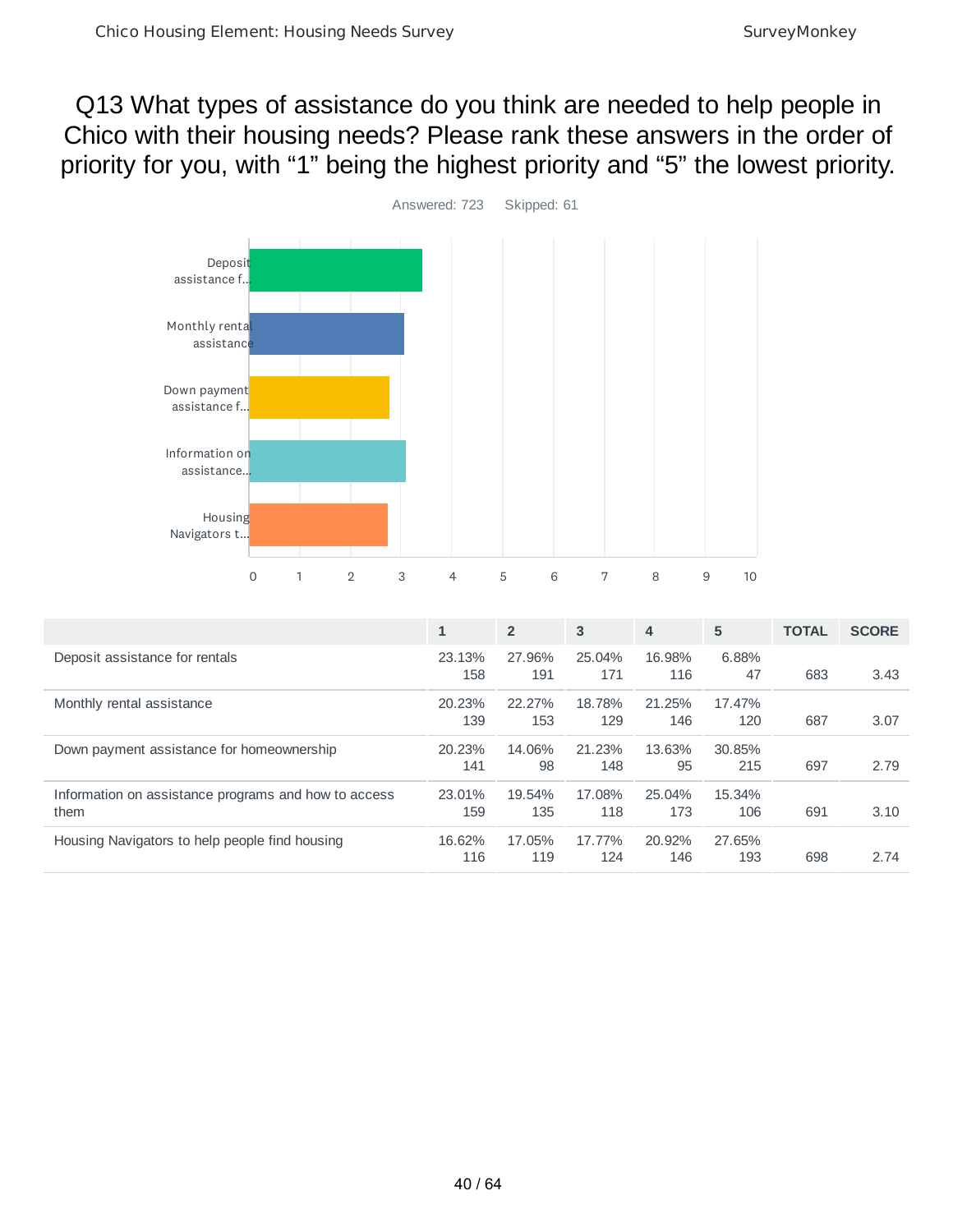# Q13 What types of assistance do you think are needed to help people in Chico with their housing needs? Please rank these answers in the order of priority for you, with “1” being the highest priority and “5” the lowest priority.

Answered: 723 Skipped: 61

| | 1 | 2 | 3 | 4 | 5 | TOTAL | SCORE |
|---|---|---|---|---|---|---|---|
| Deposit assistance for rentals | 23.13% 158 | 27.96% 191 | 25.04% 171 | 16.98% 116 | 6.88% 47 | 683 | 3.43 |
| Monthly rental assistance | 20.23% 139 | 22.27% 153 | 18.78% 129 | 21.25% 146 | 17.47% 120 | 687 | 3.07 |
| Down payment assistance for homeownership | 20.23% 141 | 14.06% 98 | 21.23% 148 | 13.63% 95 | 30.85% 215 | 697 | 2.79 |
| Information on assistance programs and how to access them | 23.01% 159 | 19.54% 135 | 17.08% 118 | 25.04% 173 | 15.34% 106 | 691 | 3.10 |
| Housing Navigators to help people find housing | 16.62% 116 | 17.05% 119 | 17.77% 124 | 20.92% 146 | 27.65% 193 | 698 | 2.74 |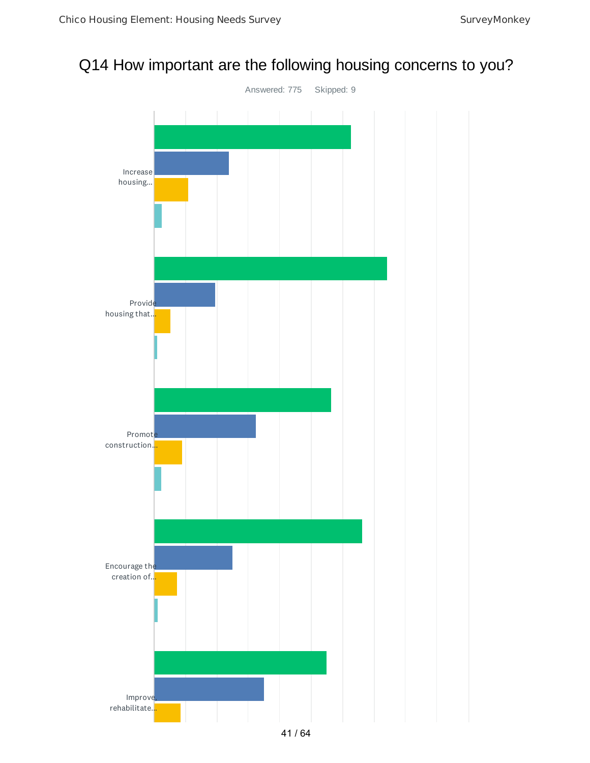# Q14 How important are the following housing concerns to you?

Answered: 775 Skipped: 9

Increase housing...

Provide housing that...

Promote construction...

Encourage the creation of...

Improve rehabilitate...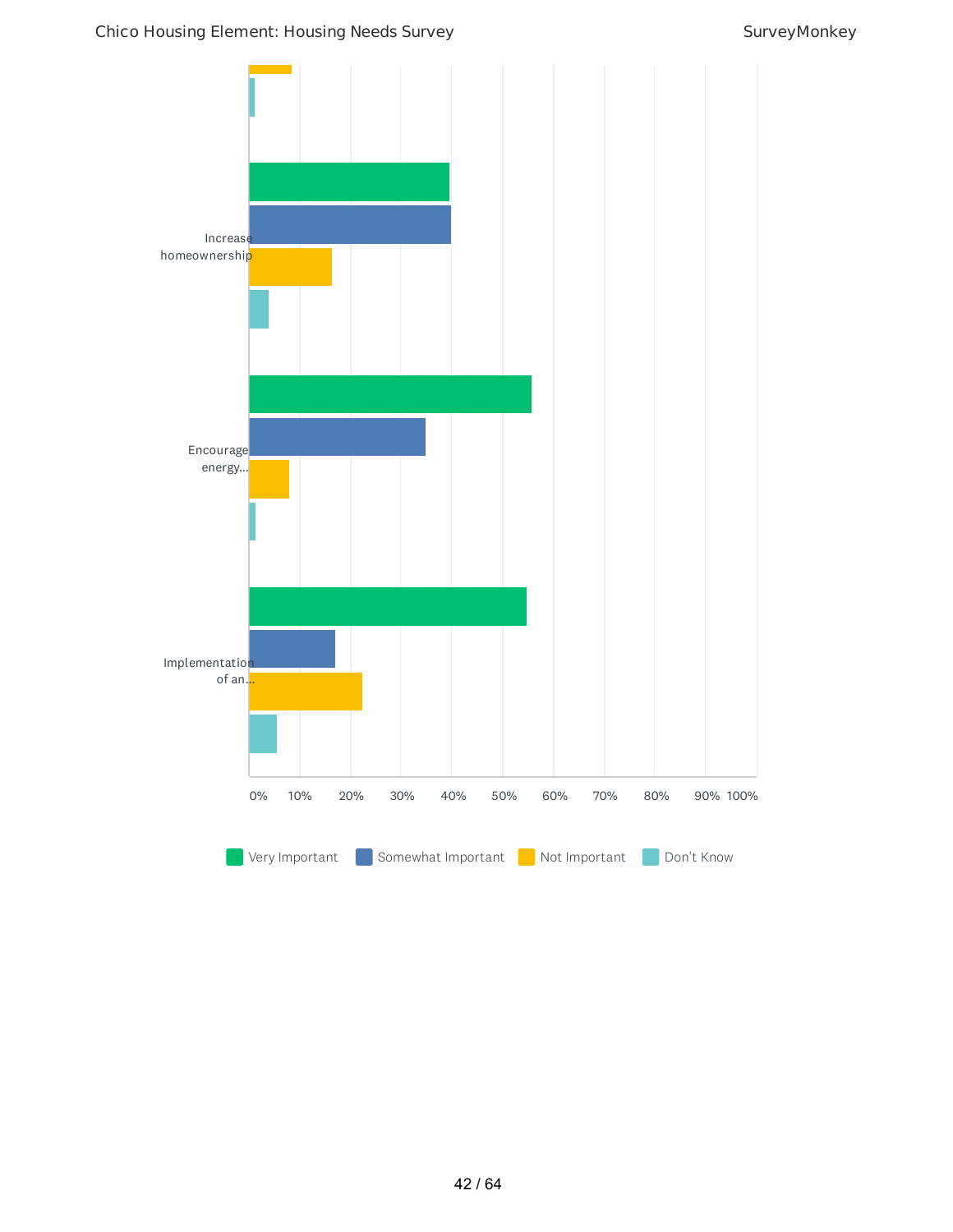Increase homeownership

Encourage energy...

Implementation of an...

0% 10% 20% 30% 40% 50% 60% 70% 80% 90% 100%

Very Important | Somewhat Important | Not Important | Don't Know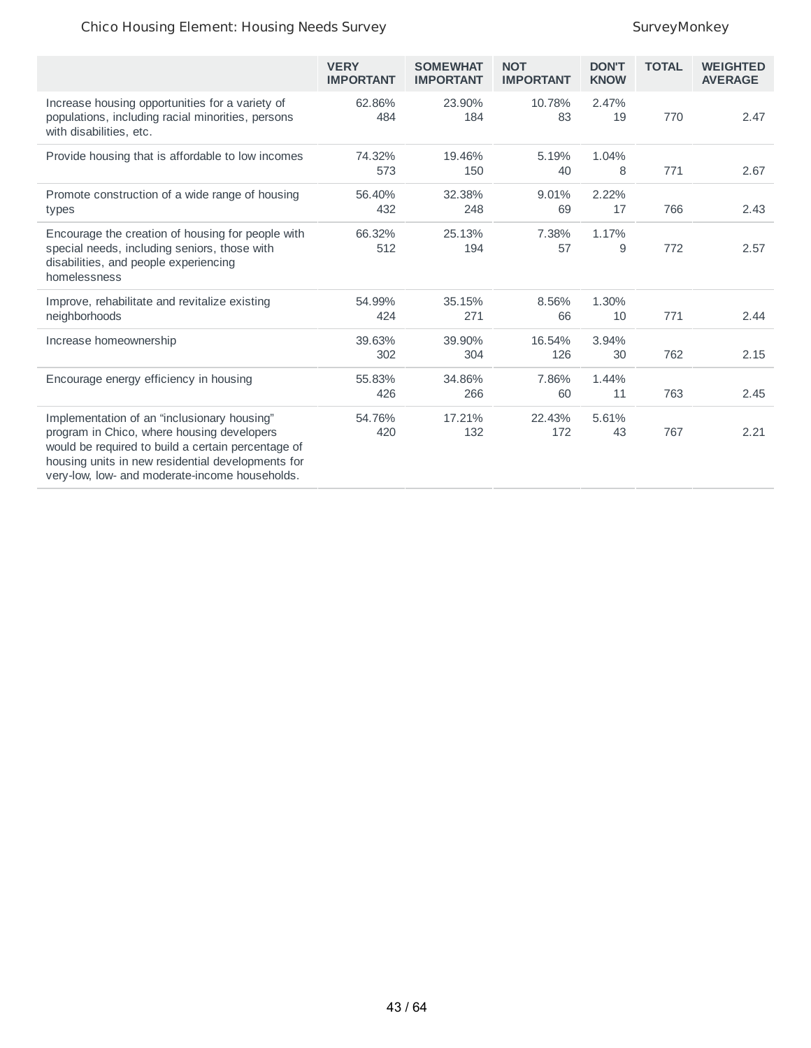| | VERY IMPORTANT | SOMEWHAT IMPORTANT | NOT IMPORTANT | DON'T KNOW | TOTAL | WEIGHTED AVERAGE |
|---|---|---|---|---|---|---|
| Increase housing opportunities for a variety of populations, including racial minorities, persons with disabilities, etc. | 62.86% 484 | 23.90% 184 | 10.78% 83 | 2.47% 19 | 770 | 2.47 |
| Provide housing that is affordable to low incomes | 74.32% 573 | 19.46% 150 | 5.19% 40 | 1.04% 8 | 771 | 2.67 |
| Promote construction of a wide range of housing types | 56.40% 432 | 32.38% 248 | 9.01% 69 | 2.22% 17 | 766 | 2.43 |
| Encourage the creation of housing for people with special needs, including seniors, those with disabilities, and people experiencing homelessness | 66.32% 512 | 25.13% 194 | 7.38% 57 | 1.17% 9 | 772 | 2.57 |
| Improve, rehabilitate and revitalize existing neighborhoods | 54.99% 424 | 35.15% 271 | 8.56% 66 | 1.30% 10 | 771 | 2.44 |
| Increase homeownership | 39.63% 302 | 39.90% 304 | 16.54% 126 | 3.94% 30 | 762 | 2.15 |
| Encourage energy efficiency in housing | 55.83% 426 | 34.86% 266 | 7.86% 60 | 1.44% 11 | 763 | 2.45 |
| Implementation of an “inclusionary housing” program in Chico, where housing developers would be required to build a certain percentage of housing units in new residential developments for very-low, low- and moderate-income households. | 54.76% 420 | 17.21% 132 | 22.43% 172 | 5.61% 43 | 767 | 2.21 |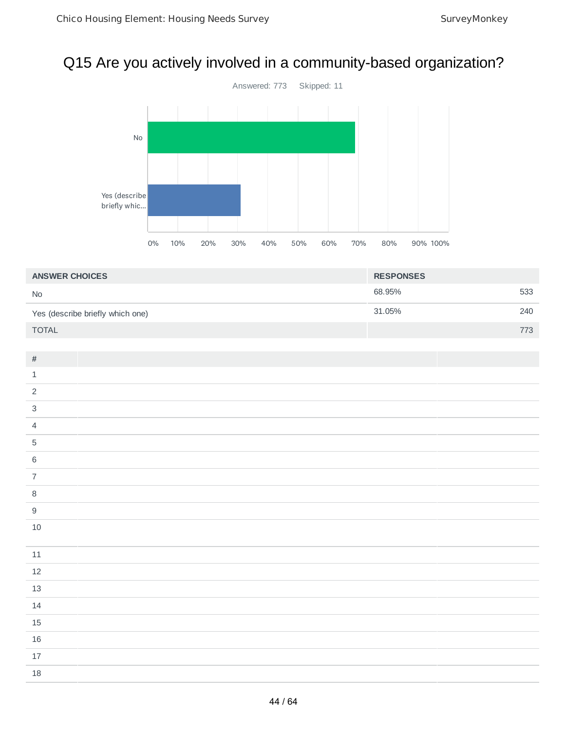# Q15 Are you actively involved in a community-based organization?

Answered: 773 Skipped: 11

| ANSWER CHOICES | RESPONSES | |
|---|---|---|
| No | 68.95% | 533 |
| Yes (describe briefly which one) | 31.05% | 240 |
| TOTAL | | 773 |

| # | | |
|---|---|---|
| 1 | | |
| 2 | | |
| 3 | | |
| 4 | | |
| 5 | | |
| 6 | | |
| 7 | | |
| 8 | | |
| 9 | | |
| 10 | | |
| 11 | | |
| 12 | | |
| 13 | | |
| 14 | | |
| 15 | | |
| 16 | | |
| 17 | | |
| 18 | | |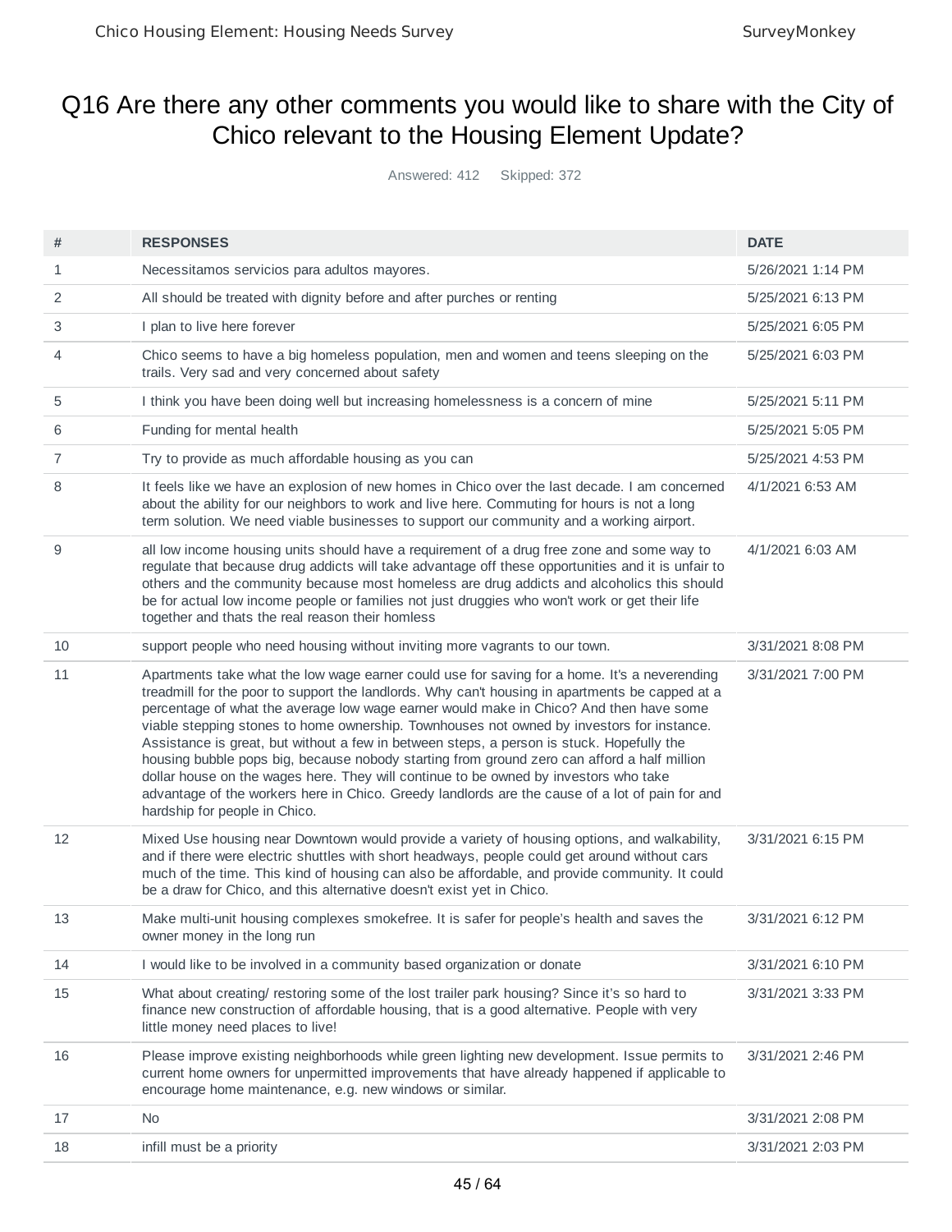# Q16 Are there any other comments you would like to share with the City of Chico relevant to the Housing Element Update?

Answered: 412 Skipped: 372

| # | RESPONSES | DATE |
|---|---|---|
| 1 | Necessitamos servicios para adultos mayores. | 5/26/2021 1:14 PM |
| 2 | All should be treated with dignity before and after purches or renting | 5/25/2021 6:13 PM |
| 3 | I plan to live here forever | 5/25/2021 6:05 PM |
| 4 | Chico seems to have a big homeless population, men and women and teens sleeping on the trails. Very sad and very concerned about safety | 5/25/2021 6:03 PM |
| 5 | I think you have been doing well but increasing homelessness is a concern of mine | 5/25/2021 5:11 PM |
| 6 | Funding for mental health | 5/25/2021 5:05 PM |
| 7 | Try to provide as much affordable housing as you can | 5/25/2021 4:53 PM |
| 8 | It feels like we have an explosion of new homes in Chico over the last decade. I am concerned about the ability for our neighbors to work and live here. Commuting for hours is not a long term solution. We need viable businesses to support our community and a working airport. | 4/1/2021 6:53 AM |
| 9 | all low income housing units should have a requirement of a drug free zone and some way to regulate that because drug addicts will take advantage off these opportunities and it is unfair to others and the community because most homeless are drug addicts and alcoholics this should be for actual low income people or families not just druggies who won't work or get their life together and thats the real reason their homless | 4/1/2021 6:03 AM |
| 10 | support people who need housing without inviting more vagrants to our town. | 3/31/2021 8:08 PM |
| 11 | Apartments take what the low wage earner could use for saving for a home. It's a neverending treadmill for the poor to support the landlords. Why can't housing in apartments be capped at a percentage of what the average low wage earner would make in Chico? And then have some viable stepping stones to home ownership. Townhouses not owned by investors for instance. Assistance is great, but without a few in between steps, a person is stuck. Hopefully the housing bubble pops big, because nobody starting from ground zero can afford a half million dollar house on the wages here. They will continue to be owned by investors who take advantage of the workers here in Chico. Greedy landlords are the cause of a lot of pain for and hardship for people in Chico. | 3/31/2021 7:00 PM |
| 12 | Mixed Use housing near Downtown would provide a variety of housing options, and walkability, and if there were electric shuttles with short headways, people could get around without cars much of the time. This kind of housing can also be affordable, and provide community. It could be a draw for Chico, and this alternative doesn't exist yet in Chico. | 3/31/2021 6:15 PM |
| 13 | Make multi-unit housing complexes smokefree. It is safer for people's health and saves the owner money in the long run | 3/31/2021 6:12 PM |
| 14 | I would like to be involved in a community based organization or donate | 3/31/2021 6:10 PM |
| 15 | What about creating/ restoring some of the lost trailer park housing? Since it's so hard to finance new construction of affordable housing, that is a good alternative. People with very little money need places to live! | 3/31/2021 3:33 PM |
| 16 | Please improve existing neighborhoods while green lighting new development. Issue permits to current home owners for unpermitted improvements that have already happened if applicable to encourage home maintenance, e.g. new windows or similar. | 3/31/2021 2:46 PM |
| 17 | No | 3/31/2021 2:08 PM |
| 18 | infill must be a priority | 3/31/2021 2:03 PM |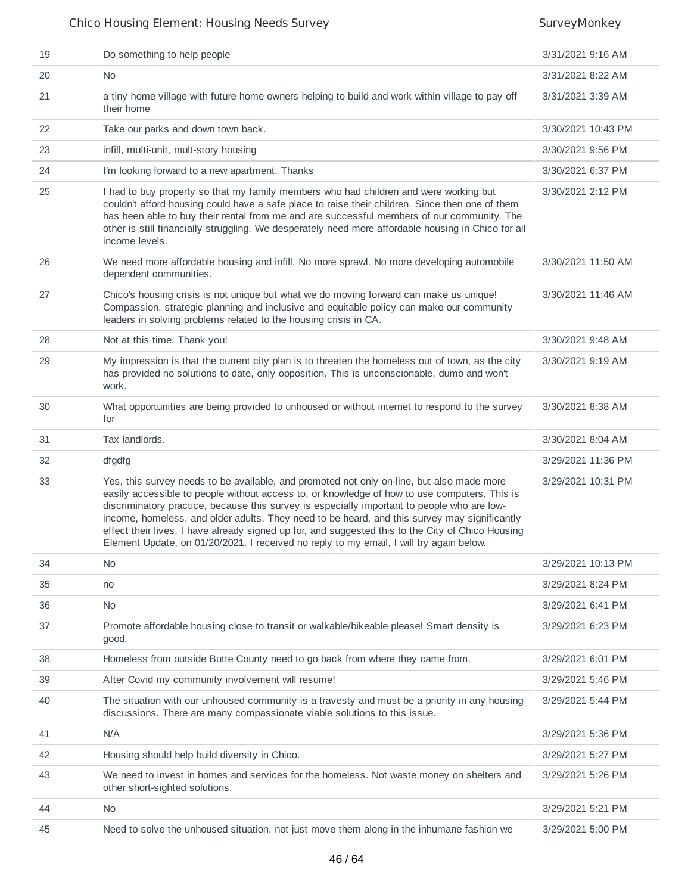| | | |
|---|---|---|
| 19 | Do something to help people | 3/31/2021 9:16 AM |
| 20 | No | 3/31/2021 8:22 AM |
| 21 | a tiny home village with future home owners helping to build and work within village to pay off their home | 3/31/2021 3:39 AM |
| 22 | Take our parks and down town back. | 3/30/2021 10:43 PM |
| 23 | infill, multi-unit, mult-story housing | 3/30/2021 9:56 PM |
| 24 | I'm looking forward to a new apartment. Thanks | 3/30/2021 6:37 PM |
| 25 | I had to buy property so that my family members who had children and were working but couldn't afford housing could have a safe place to raise their children. Since then one of them has been able to buy their rental from me and are successful members of our community. The other is still financially struggling. We desperately need more affordable housing in Chico for all income levels. | 3/30/2021 2:12 PM |
| 26 | We need more affordable housing and infill. No more sprawl. No more developing automobile dependent communities. | 3/30/2021 11:50 AM |
| 27 | Chico's housing crisis is not unique but what we do moving forward can make us unique! Compassion, strategic planning and inclusive and equitable policy can make our community leaders in solving problems related to the housing crisis in CA. | 3/30/2021 11:46 AM |
| 28 | Not at this time. Thank you! | 3/30/2021 9:48 AM |
| 29 | My impression is that the current city plan is to threaten the homeless out of town, as the city has provided no solutions to date, only opposition. This is unconscionable, dumb and won't work. | 3/30/2021 9:19 AM |
| 30 | What opportunities are being provided to unhoused or without internet to respond to the survey for | 3/30/2021 8:38 AM |
| 31 | Tax landlords. | 3/30/2021 8:04 AM |
| 32 | dfgdfg | 3/29/2021 11:36 PM |
| 33 | Yes, this survey needs to be available, and promoted not only on-line, but also made more easily accessible to people without access to, or knowledge of how to use computers. This is discriminatory practice, because this survey is especially important to people who are low-income, homeless, and older adults. They need to be heard, and this survey may significantly effect their lives. I have already signed up for, and suggested this to the City of Chico Housing Element Update, on 01/20/2021. I received no reply to my email, I will try again below. | 3/29/2021 10:31 PM |
| 34 | No | 3/29/2021 10:13 PM |
| 35 | no | 3/29/2021 8:24 PM |
| 36 | No | 3/29/2021 6:41 PM |
| 37 | Promote affordable housing close to transit or walkable/bikeable please! Smart density is good. | 3/29/2021 6:23 PM |
| 38 | Homeless from outside Butte County need to go back from where they came from. | 3/29/2021 6:01 PM |
| 39 | After Covid my community involvement will resume! | 3/29/2021 5:46 PM |
| 40 | The situation with our unhoused community is a travesty and must be a priority in any housing discussions. There are many compassionate viable solutions to this issue. | 3/29/2021 5:44 PM |
| 41 | N/A | 3/29/2021 5:36 PM |
| 42 | Housing should help build diversity in Chico. | 3/29/2021 5:27 PM |
| 43 | We need to invest in homes and services for the homeless. Not waste money on shelters and other short-sighted solutions. | 3/29/2021 5:26 PM |
| 44 | No | 3/29/2021 5:21 PM |
| 45 | Need to solve the unhoused situation, not just move them along in the inhumane fashion we | 3/29/2021 5:00 PM |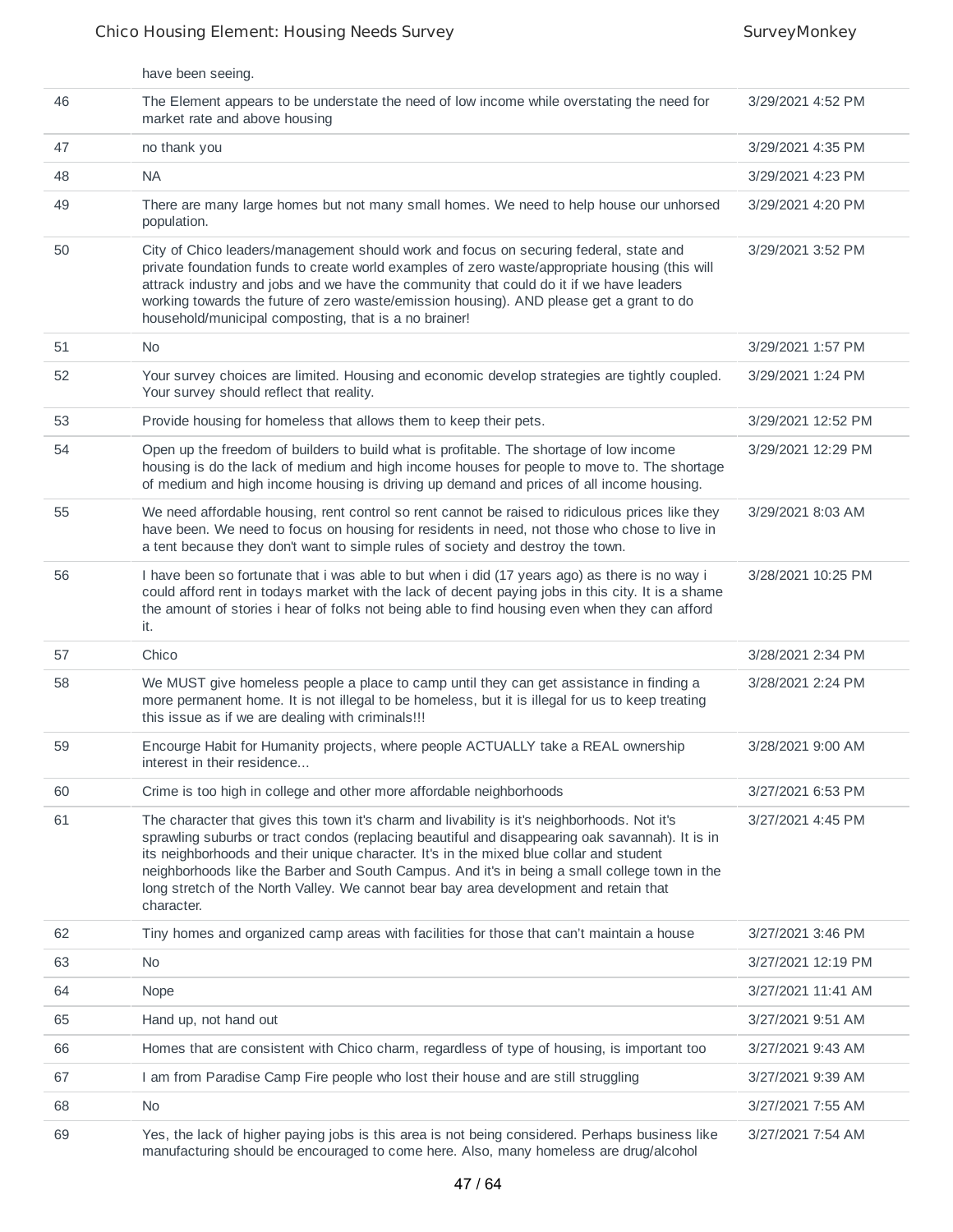| | | |
|---|---|---|
| | have been seeing. | |
| 46 | The Element appears to be understate the need of low income while overstating the need for market rate and above housing | 3/29/2021 4:52 PM |
| 47 | no thank you | 3/29/2021 4:35 PM |
| 48 | NA | 3/29/2021 4:23 PM |
| 49 | There are many large homes but not many small homes. We need to help house our unhorsed population. | 3/29/2021 4:20 PM |
| 50 | City of Chico leaders/management should work and focus on securing federal, state and private foundation funds to create world examples of zero waste/appropriate housing (this will attract industry and jobs and we have the community that could do it if we have leaders working towards the future of zero waste/emission housing). AND please get a grant to do household/municipal composting, that is a no brainer! | 3/29/2021 3:52 PM |
| 51 | No | 3/29/2021 1:57 PM |
| 52 | Your survey choices are limited. Housing and economic develop strategies are tightly coupled. Your survey should reflect that reality. | 3/29/2021 1:24 PM |
| 53 | Provide housing for homeless that allows them to keep their pets. | 3/29/2021 12:52 PM |
| 54 | Open up the freedom of builders to build what is profitable. The shortage of low income housing is do the lack of medium and high income houses for people to move to. The shortage of medium and high income housing is driving up demand and prices of all income housing. | 3/29/2021 12:29 PM |
| 55 | We need affordable housing, rent control so rent cannot be raised to ridiculous prices like they have been. We need to focus on housing for residents in need, not those who chose to live in a tent because they don't want to simple rules of society and destroy the town. | 3/29/2021 8:03 AM |
| 56 | I have been so fortunate that i was able to but when i did (17 years ago) as there is no way i could afford rent in todays market with the lack of decent paying jobs in this city. It is a shame the amount of stories i hear of folks not being able to find housing even when they can afford it. | 3/28/2021 10:25 PM |
| 57 | Chico | 3/28/2021 2:34 PM |
| 58 | We MUST give homeless people a place to camp until they can get assistance in finding a more permanent home. It is not illegal to be homeless, but it is illegal for us to keep treating this issue as if we are dealing with criminals!!! | 3/28/2021 2:24 PM |
| 59 | Encourge Habit for Humanity projects, where people ACTUALLY take a REAL ownership interest in their residence... | 3/28/2021 9:00 AM |
| 60 | Crime is too high in college and other more affordable neighborhoods | 3/27/2021 6:53 PM |
| 61 | The character that gives this town it's charm and livability is it's neighborhoods. Not it's sprawling suburbs or tract condos (replacing beautiful and disappearing oak savannah). It is in its neighborhoods and their unique character. It's in the mixed blue collar and student neighborhoods like the Barber and South Campus. And it's in being a small college town in the long stretch of the North Valley. We cannot bear bay area development and retain that character. | 3/27/2021 4:45 PM |
| 62 | Tiny homes and organized camp areas with facilities for those that can't maintain a house | 3/27/2021 3:46 PM |
| 63 | No | 3/27/2021 12:19 PM |
| 64 | Nope | 3/27/2021 11:41 AM |
| 65 | Hand up, not hand out | 3/27/2021 9:51 AM |
| 66 | Homes that are consistent with Chico charm, regardless of type of housing, is important too | 3/27/2021 9:43 AM |
| 67 | I am from Paradise Camp Fire people who lost their house and are still struggling | 3/27/2021 9:39 AM |
| 68 | No | 3/27/2021 7:55 AM |
| 69 | Yes, the lack of higher paying jobs is this area is not being considered. Perhaps business like manufacturing should be encouraged to come here. Also, many homeless are drug/alcohol | 3/27/2021 7:54 AM |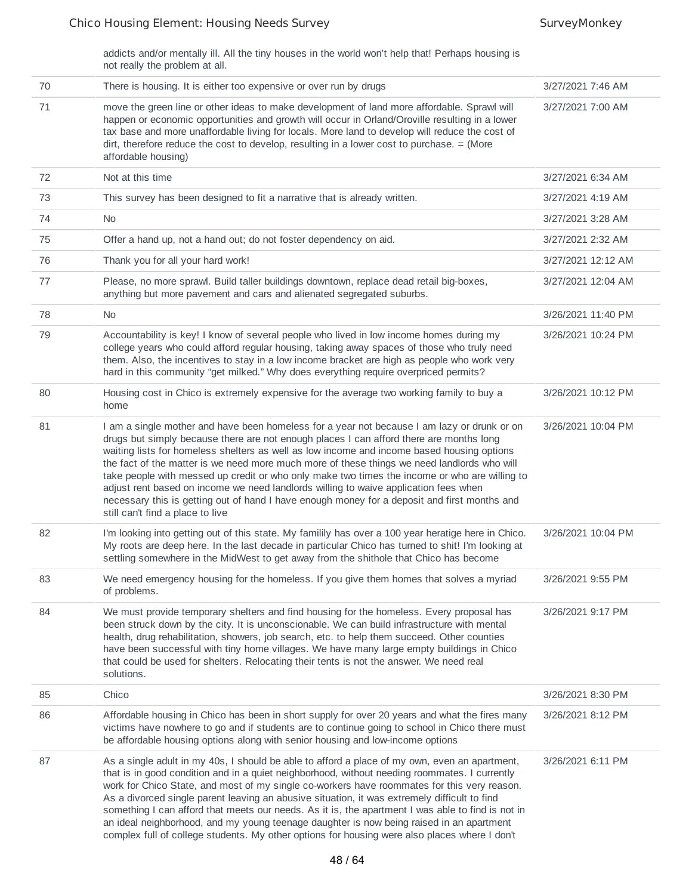| | | |
|---|---|---|
| | addicts and/or mentally ill. All the tiny houses in the world won't help that! Perhaps housing is not really the problem at all. | |
| 70 | There is housing. It is either too expensive or over run by drugs | 3/27/2021 7:46 AM |
| 71 | move the green line or other ideas to make development of land more affordable. Sprawl will happen or economic opportunities and growth will occur in Orland/Oroville resulting in a lower tax base and more unaffordable living for locals. More land to develop will reduce the cost of dirt, therefore reduce the cost to develop, resulting in a lower cost to purchase. = (More affordable housing) | 3/27/2021 7:00 AM |
| 72 | Not at this time | 3/27/2021 6:34 AM |
| 73 | This survey has been designed to fit a narrative that is already written. | 3/27/2021 4:19 AM |
| 74 | No | 3/27/2021 3:28 AM |
| 75 | Offer a hand up, not a hand out; do not foster dependency on aid. | 3/27/2021 2:32 AM |
| 76 | Thank you for all your hard work! | 3/27/2021 12:12 AM |
| 77 | Please, no more sprawl. Build taller buildings downtown, replace dead retail big-boxes, anything but more pavement and cars and alienated segregated suburbs. | 3/27/2021 12:04 AM |
| 78 | No | 3/26/2021 11:40 PM |
| 79 | Accountability is key! I know of several people who lived in low income homes during my college years who could afford regular housing, taking away spaces of those who truly need them. Also, the incentives to stay in a low income bracket are high as people who work very hard in this community "get milked." Why does everything require overpriced permits? | 3/26/2021 10:24 PM |
| 80 | Housing cost in Chico is extremely expensive for the average two working family to buy a home | 3/26/2021 10:12 PM |
| 81 | I am a single mother and have been homeless for a year not because I am lazy or drunk or on drugs but simply because there are not enough places I can afford there are months long waiting lists for homeless shelters as well as low income and income based housing options the fact of the matter is we need more much more of these things we need landlords who will take people with messed up credit or who only make two times the income or who are willing to adjust rent based on income we need landlords willing to waive application fees when necessary this is getting out of hand I have enough money for a deposit and first months and still can't find a place to live | 3/26/2021 10:04 PM |
| 82 | I'm looking into getting out of this state. My famlily has over a 100 year heratige here in Chico. My roots are deep here. In the last decade in particular Chico has turned to shit! I'm looking at settling somewhere in the MidWest to get away from the shithole that Chico has become | 3/26/2021 10:04 PM |
| 83 | We need emergency housing for the homeless. If you give them homes that solves a myriad of problems. | 3/26/2021 9:55 PM |
| 84 | We must provide temporary shelters and find housing for the homeless. Every proposal has been struck down by the city. It is unconscionable. We can build infrastructure with mental health, drug rehabilitation, showers, job search, etc. to help them succeed. Other counties have been successful with tiny home villages. We have many large empty buildings in Chico that could be used for shelters. Relocating their tents is not the answer. We need real solutions. | 3/26/2021 9:17 PM |
| 85 | Chico | 3/26/2021 8:30 PM |
| 86 | Affordable housing in Chico has been in short supply for over 20 years and what the fires many victims have nowhere to go and if students are to continue going to school in Chico there must be affordable housing options along with senior housing and low-income options | 3/26/2021 8:12 PM |
| 87 | As a single adult in my 40s, I should be able to afford a place of my own, even an apartment, that is in good condition and in a quiet neighborhood, without needing roommates. I currently work for Chico State, and most of my single co-workers have roommates for this very reason. As a divorced single parent leaving an abusive situation, it was extremely difficult to find something I can afford that meets our needs. As it is, the apartment I was able to find is not in an ideal neighborhood, and my young teenage daughter is now being raised in an apartment complex full of college students. My other options for housing were also places where I don't | 3/26/2021 6:11 PM |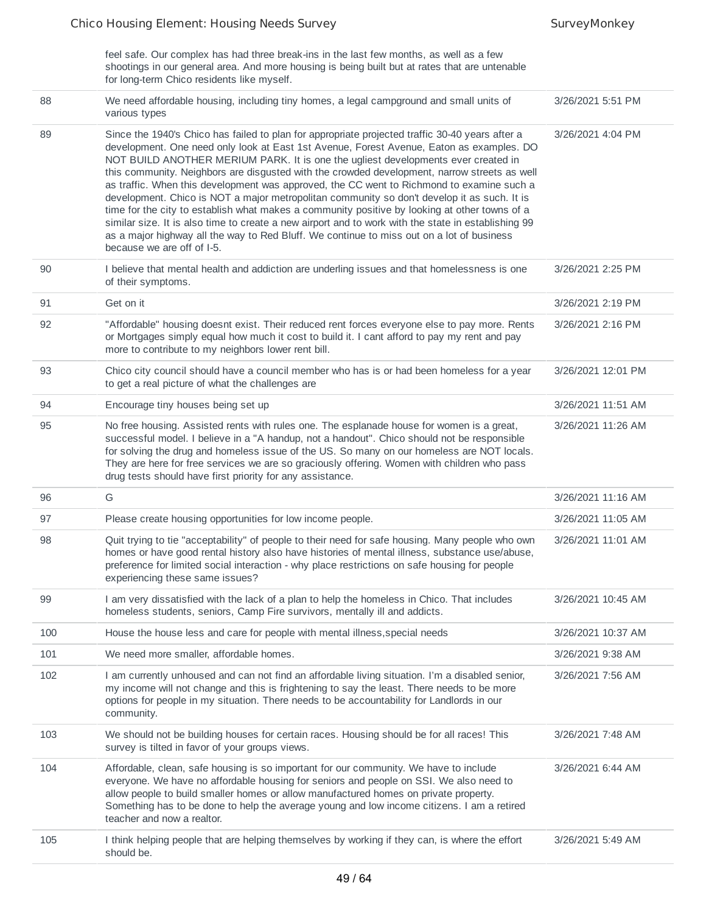| | | |
|---|---|---|
| | feel safe. Our complex has had three break-ins in the last few months, as well as a few shootings in our general area. And more housing is being built but at rates that are untenable for long-term Chico residents like myself. | |
| 88 | We need affordable housing, including tiny homes, a legal campground and small units of various types | 3/26/2021 5:51 PM |
| 89 | Since the 1940's Chico has failed to plan for appropriate projected traffic 30-40 years after a development. One need only look at East 1st Avenue, Forest Avenue, Eaton as examples. DO NOT BUILD ANOTHER MERIUM PARK. It is one the ugliest developments ever created in this community. Neighbors are disgusted with the crowded development, narrow streets as well as traffic. When this development was approved, the CC went to Richmond to examine such a development. Chico is NOT a major metropolitan community so don't develop it as such. It is time for the city to establish what makes a community positive by looking at other towns of a similar size. It is also time to create a new airport and to work with the state in establishing 99 as a major highway all the way to Red Bluff. We continue to miss out on a lot of business because we are off of I-5. | 3/26/2021 4:04 PM |
| 90 | I believe that mental health and addiction are underling issues and that homelessness is one of their symptoms. | 3/26/2021 2:25 PM |
| 91 | Get on it | 3/26/2021 2:19 PM |
| 92 | "Affordable" housing doesnt exist. Their reduced rent forces everyone else to pay more. Rents or Mortgages simply equal how much it cost to build it. I cant afford to pay my rent and pay more to contribute to my neighbors lower rent bill. | 3/26/2021 2:16 PM |
| 93 | Chico city council should have a council member who has is or had been homeless for a year to get a real picture of what the challenges are | 3/26/2021 12:01 PM |
| 94 | Encourage tiny houses being set up | 3/26/2021 11:51 AM |
| 95 | No free housing. Assisted rents with rules one. The esplanade house for women is a great, successful model. I believe in a "A handup, not a handout". Chico should not be responsible for solving the drug and homeless issue of the US. So many on our homeless are NOT locals. They are here for free services we are so graciously offering. Women with children who pass drug tests should have first priority for any assistance. | 3/26/2021 11:26 AM |
| 96 | G | 3/26/2021 11:16 AM |
| 97 | Please create housing opportunities for low income people. | 3/26/2021 11:05 AM |
| 98 | Quit trying to tie "acceptability" of people to their need for safe housing. Many people who own homes or have good rental history also have histories of mental illness, substance use/abuse, preference for limited social interaction - why place restrictions on safe housing for people experiencing these same issues? | 3/26/2021 11:01 AM |
| 99 | I am very dissatisfied with the lack of a plan to help the homeless in Chico. That includes homeless students, seniors, Camp Fire survivors, mentally ill and addicts. | 3/26/2021 10:45 AM |
| 100 | House the house less and care for people with mental illness,special needs | 3/26/2021 10:37 AM |
| 101 | We need more smaller, affordable homes. | 3/26/2021 9:38 AM |
| 102 | I am currently unhoused and can not find an affordable living situation. I'm a disabled senior, my income will not change and this is frightening to say the least. There needs to be more options for people in my situation. There needs to be accountability for Landlords in our community. | 3/26/2021 7:56 AM |
| 103 | We should not be building houses for certain races. Housing should be for all races! This survey is tilted in favor of your groups views. | 3/26/2021 7:48 AM |
| 104 | Affordable, clean, safe housing is so important for our community. We have to include everyone. We have no affordable housing for seniors and people on SSI. We also need to allow people to build smaller homes or allow manufactured homes on private property. Something has to be done to help the average young and low income citizens. I am a retired teacher and now a realtor. | 3/26/2021 6:44 AM |
| 105 | I think helping people that are helping themselves by working if they can, is where the effort should be. | 3/26/2021 5:49 AM |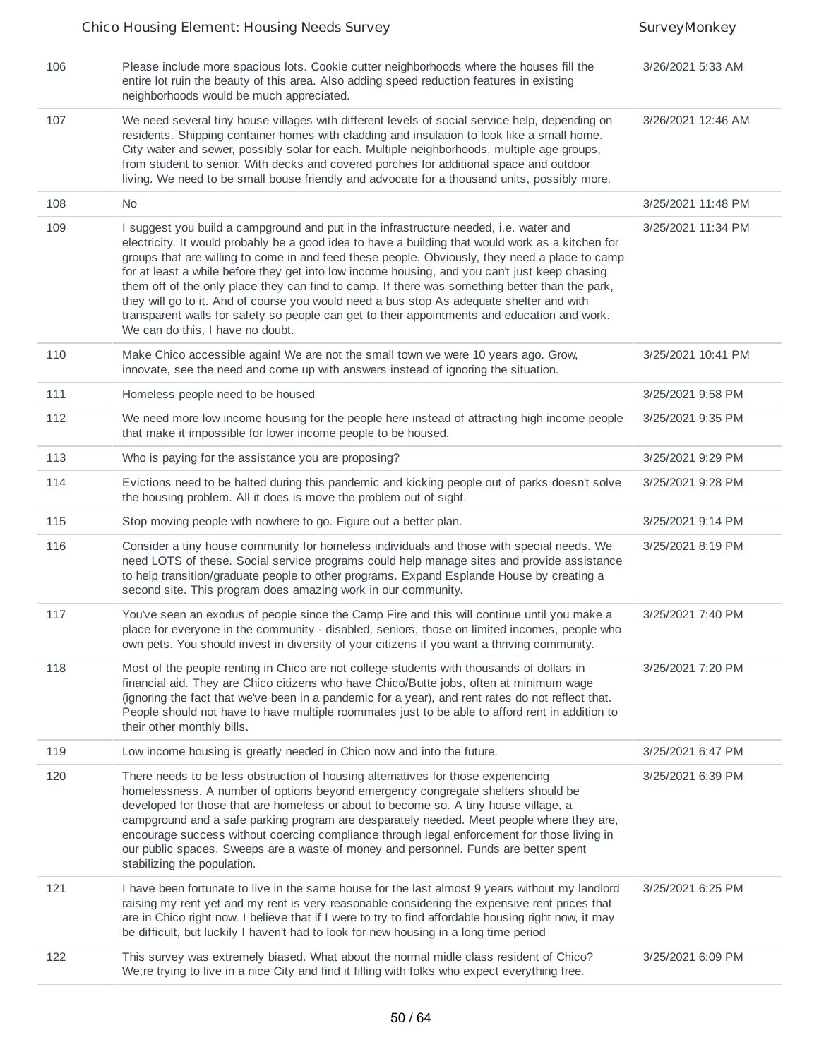| | | |
|---|---|---|
| 106 | Please include more spacious lots. Cookie cutter neighborhoods where the houses fill the entire lot ruin the beauty of this area. Also adding speed reduction features in existing neighborhoods would be much appreciated. | 3/26/2021 5:33 AM |
| 107 | We need several tiny house villages with different levels of social service help, depending on residents. Shipping container homes with cladding and insulation to look like a small home. City water and sewer, possibly solar for each. Multiple neighborhoods, multiple age groups, from student to senior. With decks and covered porches for additional space and outdoor living. We need to be small bouse friendly and advocate for a thousand units, possibly more. | 3/26/2021 12:46 AM |
| 108 | No | 3/25/2021 11:48 PM |
| 109 | I suggest you build a campground and put in the infrastructure needed, i.e. water and electricity. It would probably be a good idea to have a building that would work as a kitchen for groups that are willing to come in and feed these people. Obviously, they need a place to camp for at least a while before they get into low income housing, and you can't just keep chasing them off of the only place they can find to camp. If there was something better than the park, they will go to it. And of course you would need a bus stop As adequate shelter and with transparent walls for safety so people can get to their appointments and education and work. We can do this, I have no doubt. | 3/25/2021 11:34 PM |
| 110 | Make Chico accessible again! We are not the small town we were 10 years ago. Grow, innovate, see the need and come up with answers instead of ignoring the situation. | 3/25/2021 10:41 PM |
| 111 | Homeless people need to be housed | 3/25/2021 9:58 PM |
| 112 | We need more low income housing for the people here instead of attracting high income people that make it impossible for lower income people to be housed. | 3/25/2021 9:35 PM |
| 113 | Who is paying for the assistance you are proposing? | 3/25/2021 9:29 PM |
| 114 | Evictions need to be halted during this pandemic and kicking people out of parks doesn't solve the housing problem. All it does is move the problem out of sight. | 3/25/2021 9:28 PM |
| 115 | Stop moving people with nowhere to go. Figure out a better plan. | 3/25/2021 9:14 PM |
| 116 | Consider a tiny house community for homeless individuals and those with special needs. We need LOTS of these. Social service programs could help manage sites and provide assistance to help transition/graduate people to other programs. Expand Esplande House by creating a second site. This program does amazing work in our community. | 3/25/2021 8:19 PM |
| 117 | You've seen an exodus of people since the Camp Fire and this will continue until you make a place for everyone in the community - disabled, seniors, those on limited incomes, people who own pets. You should invest in diversity of your citizens if you want a thriving community. | 3/25/2021 7:40 PM |
| 118 | Most of the people renting in Chico are not college students with thousands of dollars in financial aid. They are Chico citizens who have Chico/Butte jobs, often at minimum wage (ignoring the fact that we've been in a pandemic for a year), and rent rates do not reflect that. People should not have to have multiple roommates just to be able to afford rent in addition to their other monthly bills. | 3/25/2021 7:20 PM |
| 119 | Low income housing is greatly needed in Chico now and into the future. | 3/25/2021 6:47 PM |
| 120 | There needs to be less obstruction of housing alternatives for those experiencing homelessness. A number of options beyond emergency congregate shelters should be developed for those that are homeless or about to become so. A tiny house village, a campground and a safe parking program are desparately needed. Meet people where they are, encourage success without coercing compliance through legal enforcement for those living in our public spaces. Sweeps are a waste of money and personnel. Funds are better spent stabilizing the population. | 3/25/2021 6:39 PM |
| 121 | I have been fortunate to live in the same house for the last almost 9 years without my landlord raising my rent yet and my rent is very reasonable considering the expensive rent prices that are in Chico right now. I believe that if I were to try to find affordable housing right now, it may be difficult, but luckily I haven't had to look for new housing in a long time period | 3/25/2021 6:25 PM |
| 122 | This survey was extremely biased. What about the normal midle class resident of Chico? We;re trying to live in a nice City and find it filling with folks who expect everything free. | 3/25/2021 6:09 PM |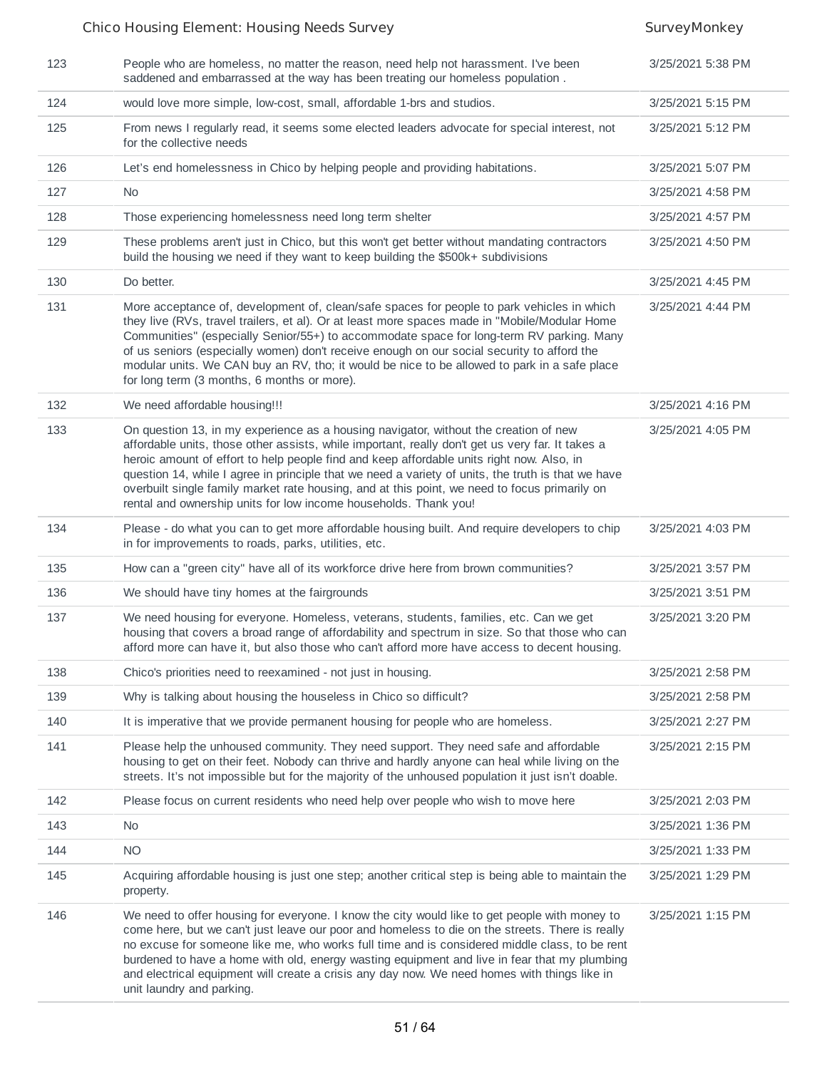| | | |
|---|---|---|
| 123 | People who are homeless, no matter the reason, need help not harassment. I've been saddened and embarrassed at the way has been treating our homeless population . | 3/25/2021 5:38 PM |
| 124 | would love more simple, low-cost, small, affordable 1-brs and studios. | 3/25/2021 5:15 PM |
| 125 | From news I regularly read, it seems some elected leaders advocate for special interest, not for the collective needs | 3/25/2021 5:12 PM |
| 126 | Let's end homelessness in Chico by helping people and providing habitations. | 3/25/2021 5:07 PM |
| 127 | No | 3/25/2021 4:58 PM |
| 128 | Those experiencing homelessness need long term shelter | 3/25/2021 4:57 PM |
| 129 | These problems aren't just in Chico, but this won't get better without mandating contractors build the housing we need if they want to keep building the $500k+ subdivisions | 3/25/2021 4:50 PM |
| 130 | Do better. | 3/25/2021 4:45 PM |
| 131 | More acceptance of, development of, clean/safe spaces for people to park vehicles in which they live (RVs, travel trailers, et al). Or at least more spaces made in "Mobile/Modular Home Communities" (especially Senior/55+) to accommodate space for long-term RV parking. Many of us seniors (especially women) don't receive enough on our social security to afford the modular units. We CAN buy an RV, tho; it would be nice to be allowed to park in a safe place for long term (3 months, 6 months or more). | 3/25/2021 4:44 PM |
| 132 | We need affordable housing!!! | 3/25/2021 4:16 PM |
| 133 | On question 13, in my experience as a housing navigator, without the creation of new affordable units, those other assists, while important, really don't get us very far. It takes a heroic amount of effort to help people find and keep affordable units right now. Also, in question 14, while I agree in principle that we need a variety of units, the truth is that we have overbuilt single family market rate housing, and at this point, we need to focus primarily on rental and ownership units for low income households. Thank you! | 3/25/2021 4:05 PM |
| 134 | Please - do what you can to get more affordable housing built. And require developers to chip in for improvements to roads, parks, utilities, etc. | 3/25/2021 4:03 PM |
| 135 | How can a "green city" have all of its workforce drive here from brown communities? | 3/25/2021 3:57 PM |
| 136 | We should have tiny homes at the fairgrounds | 3/25/2021 3:51 PM |
| 137 | We need housing for everyone. Homeless, veterans, students, families, etc. Can we get housing that covers a broad range of affordability and spectrum in size. So that those who can afford more can have it, but also those who can't afford more have access to decent housing. | 3/25/2021 3:20 PM |
| 138 | Chico's priorities need to reexamined - not just in housing. | 3/25/2021 2:58 PM |
| 139 | Why is talking about housing the houseless in Chico so difficult? | 3/25/2021 2:58 PM |
| 140 | It is imperative that we provide permanent housing for people who are homeless. | 3/25/2021 2:27 PM |
| 141 | Please help the unhoused community. They need support. They need safe and affordable housing to get on their feet. Nobody can thrive and hardly anyone can heal while living on the streets. It's not impossible but for the majority of the unhoused population it just isn't doable. | 3/25/2021 2:15 PM |
| 142 | Please focus on current residents who need help over people who wish to move here | 3/25/2021 2:03 PM |
| 143 | No | 3/25/2021 1:36 PM |
| 144 | NO | 3/25/2021 1:33 PM |
| 145 | Acquiring affordable housing is just one step; another critical step is being able to maintain the property. | 3/25/2021 1:29 PM |
| 146 | We need to offer housing for everyone. I know the city would like to get people with money to come here, but we can't just leave our poor and homeless to die on the streets. There is really no excuse for someone like me, who works full time and is considered middle class, to be rent burdened to have a home with old, energy wasting equipment and live in fear that my plumbing and electrical equipment will create a crisis any day now. We need homes with things like in unit laundry and parking. | 3/25/2021 1:15 PM |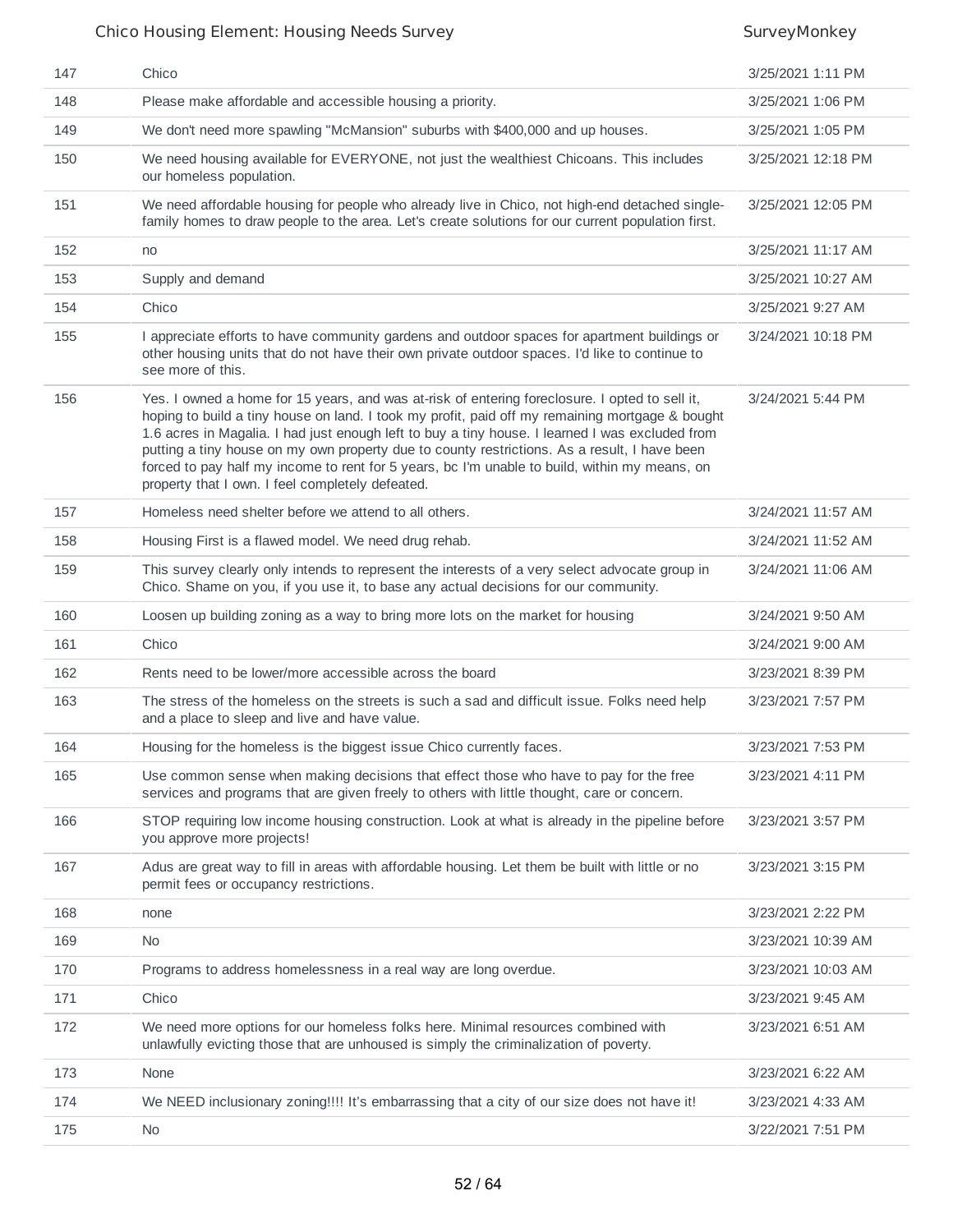| | | |
|---|---|---|
| 147 | Chico | 3/25/2021 1:11 PM |
| 148 | Please make affordable and accessible housing a priority. | 3/25/2021 1:06 PM |
| 149 | We don't need more spawling "McMansion" suburbs with $400,000 and up houses. | 3/25/2021 1:05 PM |
| 150 | We need housing available for EVERYONE, not just the wealthiest Chicoans. This includes our homeless population. | 3/25/2021 12:18 PM |
| 151 | We need affordable housing for people who already live in Chico, not high-end detached single-family homes to draw people to the area. Let's create solutions for our current population first. | 3/25/2021 12:05 PM |
| 152 | no | 3/25/2021 11:17 AM |
| 153 | Supply and demand | 3/25/2021 10:27 AM |
| 154 | Chico | 3/25/2021 9:27 AM |
| 155 | I appreciate efforts to have community gardens and outdoor spaces for apartment buildings or other housing units that do not have their own private outdoor spaces. I'd like to continue to see more of this. | 3/24/2021 10:18 PM |
| 156 | Yes. I owned a home for 15 years, and was at-risk of entering foreclosure. I opted to sell it, hoping to build a tiny house on land. I took my profit, paid off my remaining mortgage & bought 1.6 acres in Magalia. I had just enough left to buy a tiny house. I learned I was excluded from putting a tiny house on my own property due to county restrictions. As a result, I have been forced to pay half my income to rent for 5 years, bc I'm unable to build, within my means, on property that I own. I feel completely defeated. | 3/24/2021 5:44 PM |
| 157 | Homeless need shelter before we attend to all others. | 3/24/2021 11:57 AM |
| 158 | Housing First is a flawed model. We need drug rehab. | 3/24/2021 11:52 AM |
| 159 | This survey clearly only intends to represent the interests of a very select advocate group in Chico. Shame on you, if you use it, to base any actual decisions for our community. | 3/24/2021 11:06 AM |
| 160 | Loosen up building zoning as a way to bring more lots on the market for housing | 3/24/2021 9:50 AM |
| 161 | Chico | 3/24/2021 9:00 AM |
| 162 | Rents need to be lower/more accessible across the board | 3/23/2021 8:39 PM |
| 163 | The stress of the homeless on the streets is such a sad and difficult issue. Folks need help and a place to sleep and live and have value. | 3/23/2021 7:57 PM |
| 164 | Housing for the homeless is the biggest issue Chico currently faces. | 3/23/2021 7:53 PM |
| 165 | Use common sense when making decisions that effect those who have to pay for the free services and programs that are given freely to others with little thought, care or concern. | 3/23/2021 4:11 PM |
| 166 | STOP requiring low income housing construction. Look at what is already in the pipeline before you approve more projects! | 3/23/2021 3:57 PM |
| 167 | Adus are great way to fill in areas with affordable housing. Let them be built with little or no permit fees or occupancy restrictions. | 3/23/2021 3:15 PM |
| 168 | none | 3/23/2021 2:22 PM |
| 169 | No | 3/23/2021 10:39 AM |
| 170 | Programs to address homelessness in a real way are long overdue. | 3/23/2021 10:03 AM |
| 171 | Chico | 3/23/2021 9:45 AM |
| 172 | We need more options for our homeless folks here. Minimal resources combined with unlawfully evicting those that are unhoused is simply the criminalization of poverty. | 3/23/2021 6:51 AM |
| 173 | None | 3/23/2021 6:22 AM |
| 174 | We NEED inclusionary zoning!!!! It's embarrassing that a city of our size does not have it! | 3/23/2021 4:33 AM |
| 175 | No | 3/22/2021 7:51 PM |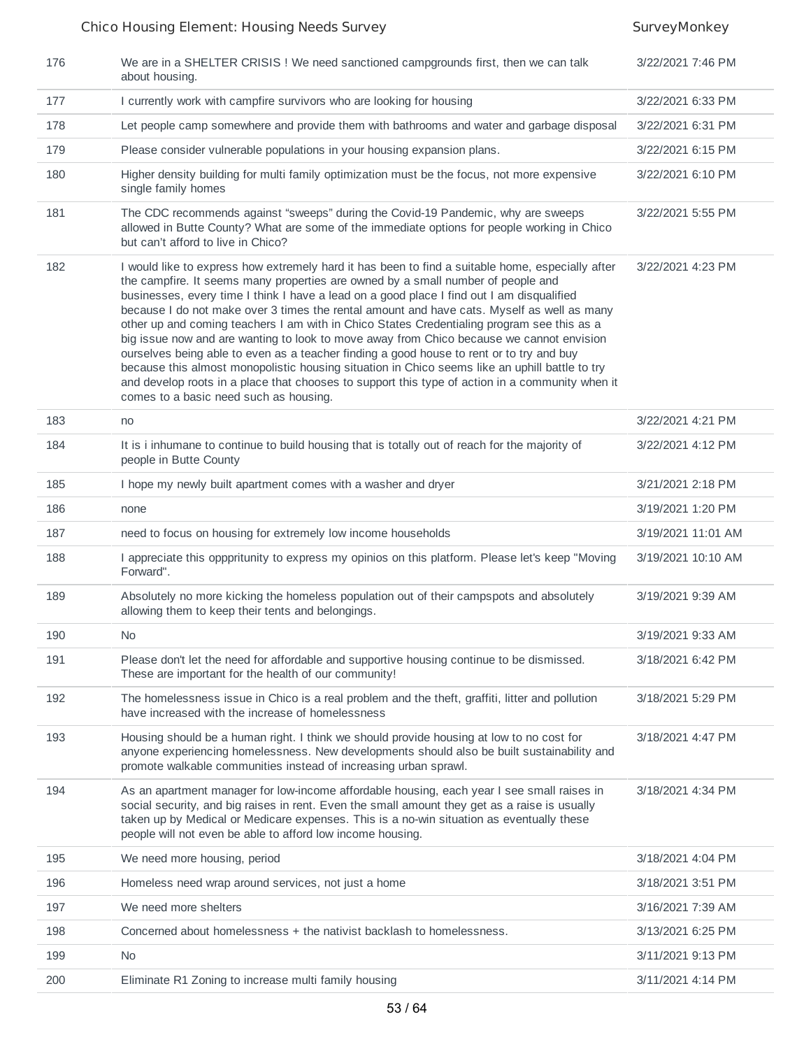| | | |
|---|---|---|
| 176 | We are in a SHELTER CRISIS ! We need sanctioned campgrounds first, then we can talk about housing. | 3/22/2021 7:46 PM |
| 177 | I currently work with campfire survivors who are looking for housing | 3/22/2021 6:33 PM |
| 178 | Let people camp somewhere and provide them with bathrooms and water and garbage disposal | 3/22/2021 6:31 PM |
| 179 | Please consider vulnerable populations in your housing expansion plans. | 3/22/2021 6:15 PM |
| 180 | Higher density building for multi family optimization must be the focus, not more expensive single family homes | 3/22/2021 6:10 PM |
| 181 | The CDC recommends against "sweeps" during the Covid-19 Pandemic, why are sweeps allowed in Butte County? What are some of the immediate options for people working in Chico but can't afford to live in Chico? | 3/22/2021 5:55 PM |
| 182 | I would like to express how extremely hard it has been to find a suitable home, especially after the campfire. It seems many properties are owned by a small number of people and businesses, every time I think I have a lead on a good place I find out I am disqualified because I do not make over 3 times the rental amount and have cats. Myself as well as many other up and coming teachers I am with in Chico States Credentialing program see this as a big issue now and are wanting to look to move away from Chico because we cannot envision ourselves being able to even as a teacher finding a good house to rent or to try and buy because this almost monopolistic housing situation in Chico seems like an uphill battle to try and develop roots in a place that chooses to support this type of action in a community when it comes to a basic need such as housing. | 3/22/2021 4:23 PM |
| 183 | no | 3/22/2021 4:21 PM |
| 184 | It is i inhumane to continue to build housing that is totally out of reach for the majority of people in Butte County | 3/22/2021 4:12 PM |
| 185 | I hope my newly built apartment comes with a washer and dryer | 3/21/2021 2:18 PM |
| 186 | none | 3/19/2021 1:20 PM |
| 187 | need to focus on housing for extremely low income households | 3/19/2021 11:01 AM |
| 188 | I appreciate this oppprtunity to express my opinios on this platform. Please let's keep "Moving Forward". | 3/19/2021 10:10 AM |
| 189 | Absolutely no more kicking the homeless population out of their campspots and absolutely allowing them to keep their tents and belongings. | 3/19/2021 9:39 AM |
| 190 | No | 3/19/2021 9:33 AM |
| 191 | Please don't let the need for affordable and supportive housing continue to be dismissed. These are important for the health of our community! | 3/18/2021 6:42 PM |
| 192 | The homelessness issue in Chico is a real problem and the theft, graffiti, litter and pollution have increased with the increase of homelessness | 3/18/2021 5:29 PM |
| 193 | Housing should be a human right. I think we should provide housing at low to no cost for anyone experiencing homelessness. New developments should also be built sustainability and promote walkable communities instead of increasing urban sprawl. | 3/18/2021 4:47 PM |
| 194 | As an apartment manager for low-income affordable housing, each year I see small raises in social security, and big raises in rent. Even the small amount they get as a raise is usually taken up by Medical or Medicare expenses. This is a no-win situation as eventually these people will not even be able to afford low income housing. | 3/18/2021 4:34 PM |
| 195 | We need more housing, period | 3/18/2021 4:04 PM |
| 196 | Homeless need wrap around services, not just a home | 3/18/2021 3:51 PM |
| 197 | We need more shelters | 3/16/2021 7:39 AM |
| 198 | Concerned about homelessness + the nativist backlash to homelessness. | 3/13/2021 6:25 PM |
| 199 | No | 3/11/2021 9:13 PM |
| 200 | Eliminate R1 Zoning to increase multi family housing | 3/11/2021 4:14 PM |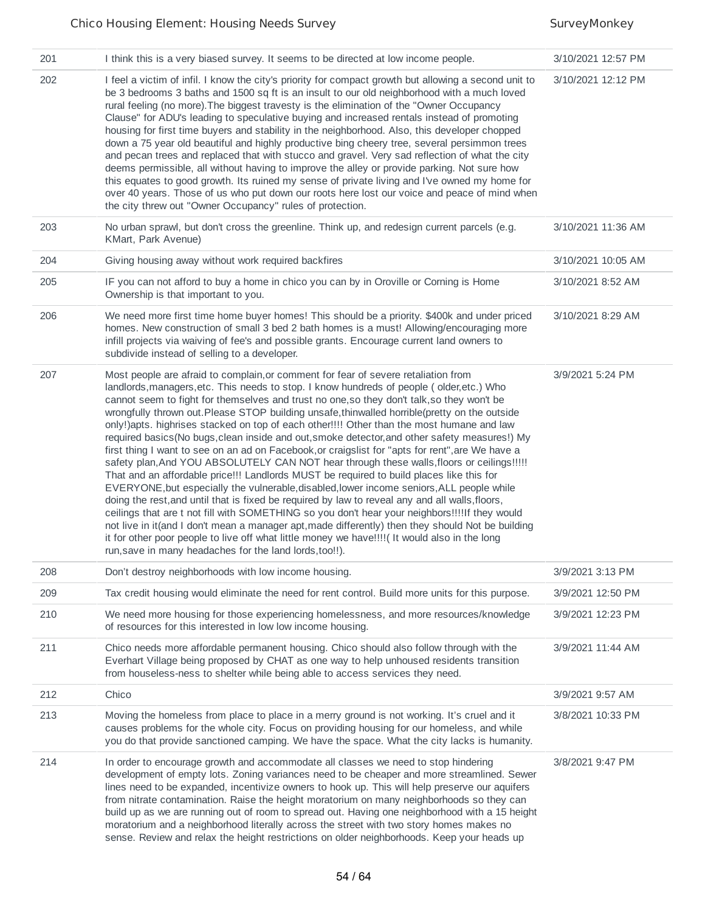| | | |
|---|---|---|
| 201 | I think this is a very biased survey. It seems to be directed at low income people. | 3/10/2021 12:57 PM |
| 202 | I feel a victim of infil. I know the city's priority for compact growth but allowing a second unit to be 3 bedrooms 3 baths and 1500 sq ft is an insult to our old neighborhood with a much loved rural feeling (no more).The biggest travesty is the elimination of the "Owner Occupancy Clause" for ADU's leading to speculative buying and increased rentals instead of promoting housing for first time buyers and stability in the neighborhood. Also, this developer chopped down a 75 year old beautiful and highly productive bing cheery tree, several persimmon trees and pecan trees and replaced that with stucco and gravel. Very sad reflection of what the city deems permissible, all without having to improve the alley or provide parking. Not sure how this equates to good growth. Its ruined my sense of private living and I've owned my home for over 40 years. Those of us who put down our roots here lost our voice and peace of mind when the city threw out "Owner Occupancy" rules of protection. | 3/10/2021 12:12 PM |
| 203 | No urban sprawl, but don't cross the greenline. Think up, and redesign current parcels (e.g. KMart, Park Avenue) | 3/10/2021 11:36 AM |
| 204 | Giving housing away without work required backfires | 3/10/2021 10:05 AM |
| 205 | IF you can not afford to buy a home in chico you can by in Oroville or Corning is Home Ownership is that important to you. | 3/10/2021 8:52 AM |
| 206 | We need more first time home buyer homes! This should be a priority. $400k and under priced homes. New construction of small 3 bed 2 bath homes is a must! Allowing/encouraging more infill projects via waiving of fee's and possible grants. Encourage current land owners to subdivide instead of selling to a developer. | 3/10/2021 8:29 AM |
| 207 | Most people are afraid to complain,or comment for fear of severe retaliation from landlords,managers,etc. This needs to stop. I know hundreds of people ( older,etc.) Who cannot seem to fight for themselves and trust no one,so they don't talk,so they won't be wrongfully thrown out.Please STOP building unsafe,thinwalled horrible(pretty on the outside only!)apts. highrises stacked on top of each other!!!! Other than the most humane and law required basics(No bugs,clean inside and out,smoke detector,and other safety measures!) My first thing I want to see on an ad on Facebook,or craigslist for "apts for rent",are We have a safety plan,And YOU ABSOLUTELY CAN NOT hear through these walls,floors or ceilings!!!!! That and an affordable price!!! Landlords MUST be required to build places like this for EVERYONE,but especially the vulnerable,disabled,lower income seniors,ALL people while doing the rest,and until that is fixed be required by law to reveal any and all walls,floors, ceilings that are t not fill with SOMETHING so you don't hear your neighbors!!!!If they would not live in it(and I don't mean a manager apt,made differently) then they should Not be building it for other poor people to live off what little money we have!!!!( It would also in the long run,save in many headaches for the land lords,too!!). | 3/9/2021 5:24 PM |
| 208 | Don't destroy neighborhoods with low income housing. | 3/9/2021 3:13 PM |
| 209 | Tax credit housing would eliminate the need for rent control. Build more units for this purpose. | 3/9/2021 12:50 PM |
| 210 | We need more housing for those experiencing homelessness, and more resources/knowledge of resources for this interested in low low income housing. | 3/9/2021 12:23 PM |
| 211 | Chico needs more affordable permanent housing. Chico should also follow through with the Everhart Village being proposed by CHAT as one way to help unhoused residents transition from houseless-ness to shelter while being able to access services they need. | 3/9/2021 11:44 AM |
| 212 | Chico | 3/9/2021 9:57 AM |
| 213 | Moving the homeless from place to place in a merry ground is not working. It's cruel and it causes problems for the whole city. Focus on providing housing for our homeless, and while you do that provide sanctioned camping. We have the space. What the city lacks is humanity. | 3/8/2021 10:33 PM |
| 214 | In order to encourage growth and accommodate all classes we need to stop hindering development of empty lots. Zoning variances need to be cheaper and more streamlined. Sewer lines need to be expanded, incentivize owners to hook up. This will help preserve our aquifers from nitrate contamination. Raise the height moratorium on many neighborhoods so they can build up as we are running out of room to spread out. Having one neighborhood with a 15 height moratorium and a neighborhood literally across the street with two story homes makes no sense. Review and relax the height restrictions on older neighborhoods. Keep your heads up | 3/8/2021 9:47 PM |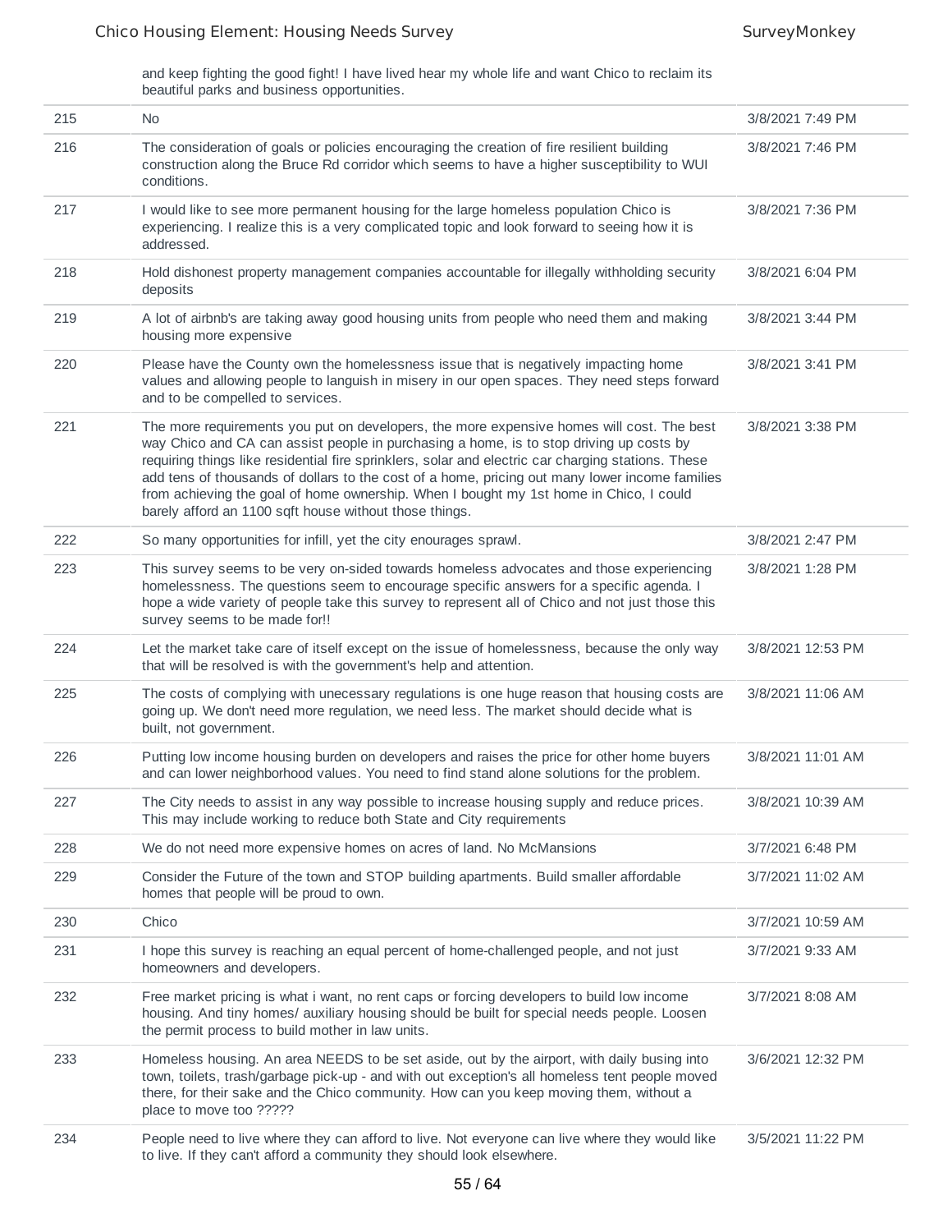and keep fighting the good fight! I have lived hear my whole life and want Chico to reclaim its beautiful parks and business opportunities.

| | | |
|---|---|---|
| 215 | No | 3/8/2021 7:49 PM |
| 216 | The consideration of goals or policies encouraging the creation of fire resilient building construction along the Bruce Rd corridor which seems to have a higher susceptibility to WUI conditions. | 3/8/2021 7:46 PM |
| 217 | I would like to see more permanent housing for the large homeless population Chico is experiencing. I realize this is a very complicated topic and look forward to seeing how it is addressed. | 3/8/2021 7:36 PM |
| 218 | Hold dishonest property management companies accountable for illegally withholding security deposits | 3/8/2021 6:04 PM |
| 219 | A lot of airbnb's are taking away good housing units from people who need them and making housing more expensive | 3/8/2021 3:44 PM |
| 220 | Please have the County own the homelessness issue that is negatively impacting home values and allowing people to languish in misery in our open spaces. They need steps forward and to be compelled to services. | 3/8/2021 3:41 PM |
| 221 | The more requirements you put on developers, the more expensive homes will cost. The best way Chico and CA can assist people in purchasing a home, is to stop driving up costs by requiring things like residential fire sprinklers, solar and electric car charging stations. These add tens of thousands of dollars to the cost of a home, pricing out many lower income families from achieving the goal of home ownership. When I bought my 1st home in Chico, I could barely afford an 1100 sqft house without those things. | 3/8/2021 3:38 PM |
| 222 | So many opportunities for infill, yet the city enourages sprawl. | 3/8/2021 2:47 PM |
| 223 | This survey seems to be very on-sided towards homeless advocates and those experiencing homelessness. The questions seem to encourage specific answers for a specific agenda. I hope a wide variety of people take this survey to represent all of Chico and not just those this survey seems to be made for!! | 3/8/2021 1:28 PM |
| 224 | Let the market take care of itself except on the issue of homelessness, because the only way that will be resolved is with the government's help and attention. | 3/8/2021 12:53 PM |
| 225 | The costs of complying with unecessary regulations is one huge reason that housing costs are going up. We don't need more regulation, we need less. The market should decide what is built, not government. | 3/8/2021 11:06 AM |
| 226 | Putting low income housing burden on developers and raises the price for other home buyers and can lower neighborhood values. You need to find stand alone solutions for the problem. | 3/8/2021 11:01 AM |
| 227 | The City needs to assist in any way possible to increase housing supply and reduce prices. This may include working to reduce both State and City requirements | 3/8/2021 10:39 AM |
| 228 | We do not need more expensive homes on acres of land. No McMansions | 3/7/2021 6:48 PM |
| 229 | Consider the Future of the town and STOP building apartments. Build smaller affordable homes that people will be proud to own. | 3/7/2021 11:02 AM |
| 230 | Chico | 3/7/2021 10:59 AM |
| 231 | I hope this survey is reaching an equal percent of home-challenged people, and not just homeowners and developers. | 3/7/2021 9:33 AM |
| 232 | Free market pricing is what i want, no rent caps or forcing developers to build low income housing. And tiny homes/ auxiliary housing should be built for special needs people. Loosen the permit process to build mother in law units. | 3/7/2021 8:08 AM |
| 233 | Homeless housing. An area NEEDS to be set aside, out by the airport, with daily busing into town, toilets, trash/garbage pick-up - and with out exception's all homeless tent people moved there, for their sake and the Chico community. How can you keep moving them, without a place to move too ????? | 3/6/2021 12:32 PM |
| 234 | People need to live where they can afford to live. Not everyone can live where they would like to live. If they can't afford a community they should look elsewhere. | 3/5/2021 11:22 PM |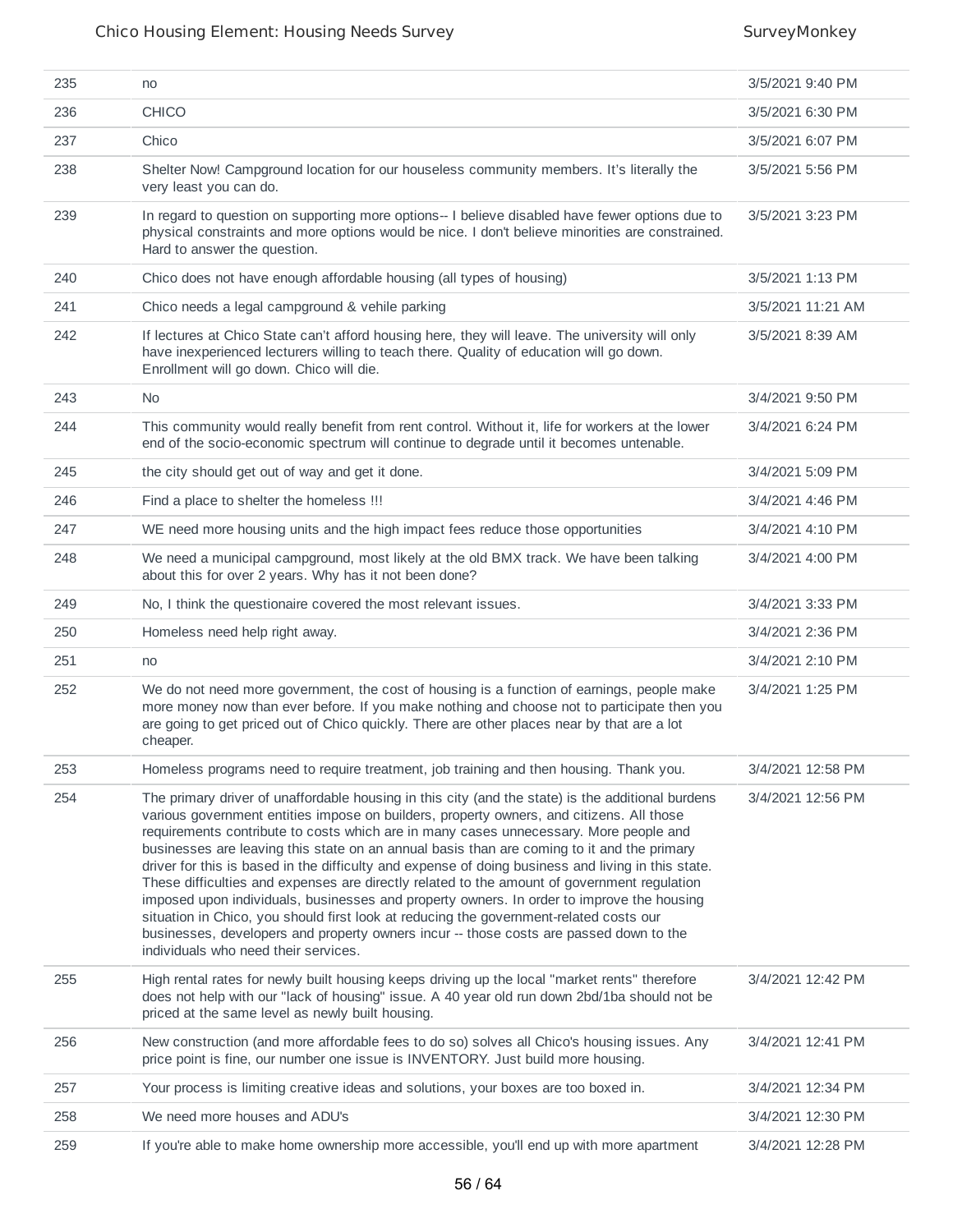| | | |
|---|---|---|
| 235 | no | 3/5/2021 9:40 PM |
| 236 | CHICO | 3/5/2021 6:30 PM |
| 237 | Chico | 3/5/2021 6:07 PM |
| 238 | Shelter Now! Campground location for our houseless community members. It's literally the very least you can do. | 3/5/2021 5:56 PM |
| 239 | In regard to question on supporting more options-- I believe disabled have fewer options due to physical constraints and more options would be nice. I don't believe minorities are constrained. Hard to answer the question. | 3/5/2021 3:23 PM |
| 240 | Chico does not have enough affordable housing (all types of housing) | 3/5/2021 1:13 PM |
| 241 | Chico needs a legal campground & vehile parking | 3/5/2021 11:21 AM |
| 242 | If lectures at Chico State can't afford housing here, they will leave. The university will only have inexperienced lecturers willing to teach there. Quality of education will go down. Enrollment will go down. Chico will die. | 3/5/2021 8:39 AM |
| 243 | No | 3/4/2021 9:50 PM |
| 244 | This community would really benefit from rent control. Without it, life for workers at the lower end of the socio-economic spectrum will continue to degrade until it becomes untenable. | 3/4/2021 6:24 PM |
| 245 | the city should get out of way and get it done. | 3/4/2021 5:09 PM |
| 246 | Find a place to shelter the homeless !!! | 3/4/2021 4:46 PM |
| 247 | WE need more housing units and the high impact fees reduce those opportunities | 3/4/2021 4:10 PM |
| 248 | We need a municipal campground, most likely at the old BMX track. We have been talking about this for over 2 years. Why has it not been done? | 3/4/2021 4:00 PM |
| 249 | No, I think the questionaire covered the most relevant issues. | 3/4/2021 3:33 PM |
| 250 | Homeless need help right away. | 3/4/2021 2:36 PM |
| 251 | no | 3/4/2021 2:10 PM |
| 252 | We do not need more government, the cost of housing is a function of earnings, people make more money now than ever before. If you make nothing and choose not to participate then you are going to get priced out of Chico quickly. There are other places near by that are a lot cheaper. | 3/4/2021 1:25 PM |
| 253 | Homeless programs need to require treatment, job training and then housing. Thank you. | 3/4/2021 12:58 PM |
| 254 | The primary driver of unaffordable housing in this city (and the state) is the additional burdens various government entities impose on builders, property owners, and citizens. All those requirements contribute to costs which are in many cases unnecessary. More people and businesses are leaving this state on an annual basis than are coming to it and the primary driver for this is based in the difficulty and expense of doing business and living in this state. These difficulties and expenses are directly related to the amount of government regulation imposed upon individuals, businesses and property owners. In order to improve the housing situation in Chico, you should first look at reducing the government-related costs our businesses, developers and property owners incur -- those costs are passed down to the individuals who need their services. | 3/4/2021 12:56 PM |
| 255 | High rental rates for newly built housing keeps driving up the local "market rents" therefore does not help with our "lack of housing" issue. A 40 year old run down 2bd/1ba should not be priced at the same level as newly built housing. | 3/4/2021 12:42 PM |
| 256 | New construction (and more affordable fees to do so) solves all Chico's housing issues. Any price point is fine, our number one issue is INVENTORY. Just build more housing. | 3/4/2021 12:41 PM |
| 257 | Your process is limiting creative ideas and solutions, your boxes are too boxed in. | 3/4/2021 12:34 PM |
| 258 | We need more houses and ADU's | 3/4/2021 12:30 PM |
| 259 | If you're able to make home ownership more accessible, you'll end up with more apartment | 3/4/2021 12:28 PM |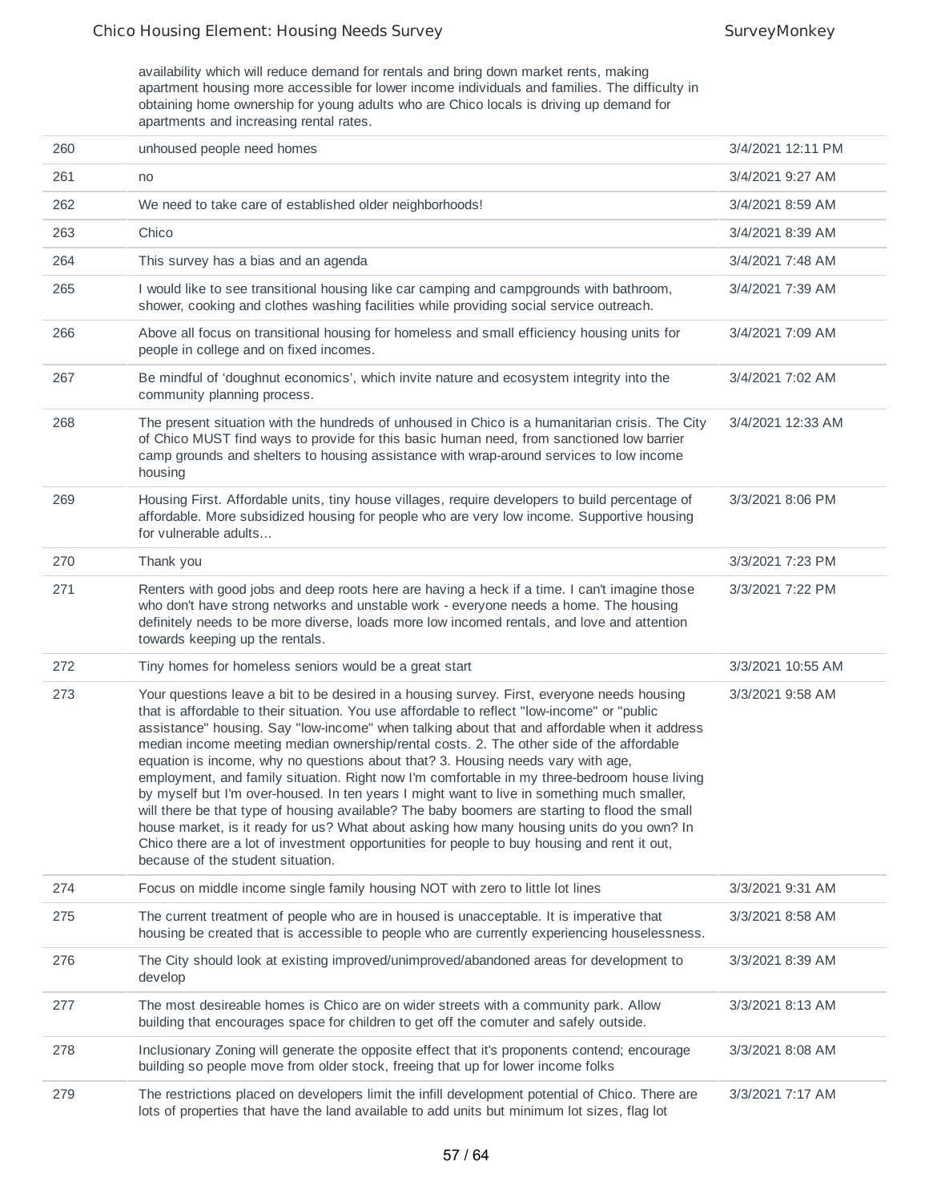| | | |
|---|---|---|
| | availability which will reduce demand for rentals and bring down market rents, making apartment housing more accessible for lower income individuals and families. The difficulty in obtaining home ownership for young adults who are Chico locals is driving up demand for apartments and increasing rental rates. | |
| 260 | unhoused people need homes | 3/4/2021 12:11 PM |
| 261 | no | 3/4/2021 9:27 AM |
| 262 | We need to take care of established older neighborhoods! | 3/4/2021 8:59 AM |
| 263 | Chico | 3/4/2021 8:39 AM |
| 264 | This survey has a bias and an agenda | 3/4/2021 7:48 AM |
| 265 | I would like to see transitional housing like car camping and campgrounds with bathroom, shower, cooking and clothes washing facilities while providing social service outreach. | 3/4/2021 7:39 AM |
| 266 | Above all focus on transitional housing for homeless and small efficiency housing units for people in college and on fixed incomes. | 3/4/2021 7:09 AM |
| 267 | Be mindful of 'doughnut economics', which invite nature and ecosystem integrity into the community planning process. | 3/4/2021 7:02 AM |
| 268 | The present situation with the hundreds of unhoused in Chico is a humanitarian crisis. The City of Chico MUST find ways to provide for this basic human need, from sanctioned low barrier camp grounds and shelters to housing assistance with wrap-around services to low income housing | 3/4/2021 12:33 AM |
| 269 | Housing First. Affordable units, tiny house villages, require developers to build percentage of affordable. More subsidized housing for people who are very low income. Supportive housing for vulnerable adults... | 3/3/2021 8:06 PM |
| 270 | Thank you | 3/3/2021 7:23 PM |
| 271 | Renters with good jobs and deep roots here are having a heck if a time. I can't imagine those who don't have strong networks and unstable work - everyone needs a home. The housing definitely needs to be more diverse, loads more low incomed rentals, and love and attention towards keeping up the rentals. | 3/3/2021 7:22 PM |
| 272 | Tiny homes for homeless seniors would be a great start | 3/3/2021 10:55 AM |
| 273 | Your questions leave a bit to be desired in a housing survey. First, everyone needs housing that is affordable to their situation. You use affordable to reflect "low-income" or "public assistance" housing. Say "low-income" when talking about that and affordable when it address median income meeting median ownership/rental costs. 2. The other side of the affordable equation is income, why no questions about that? 3. Housing needs vary with age, employment, and family situation. Right now I'm comfortable in my three-bedroom house living by myself but I'm over-housed. In ten years I might want to live in something much smaller, will there be that type of housing available? The baby boomers are starting to flood the small house market, is it ready for us? What about asking how many housing units do you own? In Chico there are a lot of investment opportunities for people to buy housing and rent it out, because of the student situation. | 3/3/2021 9:58 AM |
| 274 | Focus on middle income single family housing NOT with zero to little lot lines | 3/3/2021 9:31 AM |
| 275 | The current treatment of people who are in housed is unacceptable. It is imperative that housing be created that is accessible to people who are currently experiencing houselessness. | 3/3/2021 8:58 AM |
| 276 | The City should look at existing improved/unimproved/abandoned areas for development to develop | 3/3/2021 8:39 AM |
| 277 | The most desireable homes is Chico are on wider streets with a community park. Allow building that encourages space for children to get off the comuter and safely outside. | 3/3/2021 8:13 AM |
| 278 | Inclusionary Zoning will generate the opposite effect that it's proponents contend; encourage building so people move from older stock, freeing that up for lower income folks | 3/3/2021 8:08 AM |
| 279 | The restrictions placed on developers limit the infill development potential of Chico. There are lots of properties that have the land available to add units but minimum lot sizes, flag lot | 3/3/2021 7:17 AM |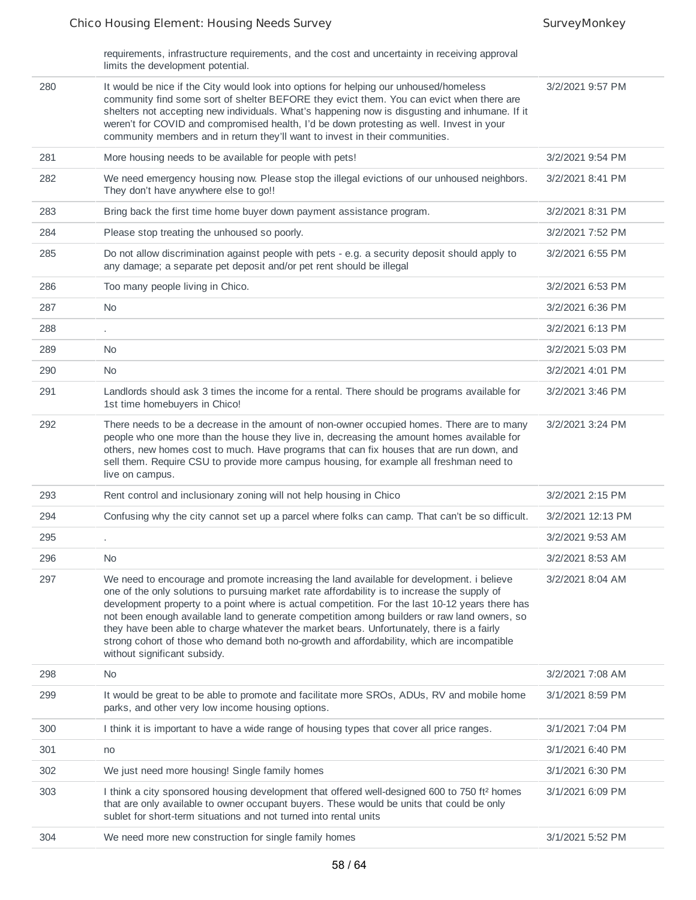| | | |
|---|---|---|
| | requirements, infrastructure requirements, and the cost and uncertainty in receiving approval limits the development potential. | |
| 280 | It would be nice if the City would look into options for helping our unhoused/homeless community find some sort of shelter BEFORE they evict them. You can evict when there are shelters not accepting new individuals. What's happening now is disgusting and inhumane. If it weren't for COVID and compromised health, I'd be down protesting as well. Invest in your community members and in return they'll want to invest in their communities. | 3/2/2021 9:57 PM |
| 281 | More housing needs to be available for people with pets! | 3/2/2021 9:54 PM |
| 282 | We need emergency housing now. Please stop the illegal evictions of our unhoused neighbors. They don't have anywhere else to go!! | 3/2/2021 8:41 PM |
| 283 | Bring back the first time home buyer down payment assistance program. | 3/2/2021 8:31 PM |
| 284 | Please stop treating the unhoused so poorly. | 3/2/2021 7:52 PM |
| 285 | Do not allow discrimination against people with pets - e.g. a security deposit should apply to any damage; a separate pet deposit and/or pet rent should be illegal | 3/2/2021 6:55 PM |
| 286 | Too many people living in Chico. | 3/2/2021 6:53 PM |
| 287 | No | 3/2/2021 6:36 PM |
| 288 | . | 3/2/2021 6:13 PM |
| 289 | No | 3/2/2021 5:03 PM |
| 290 | No | 3/2/2021 4:01 PM |
| 291 | Landlords should ask 3 times the income for a rental. There should be programs available for 1st time homebuyers in Chico! | 3/2/2021 3:46 PM |
| 292 | There needs to be a decrease in the amount of non-owner occupied homes. There are to many people who one more than the house they live in, decreasing the amount homes available for others, new homes cost to much. Have programs that can fix houses that are run down, and sell them. Require CSU to provide more campus housing, for example all freshman need to live on campus. | 3/2/2021 3:24 PM |
| 293 | Rent control and inclusionary zoning will not help housing in Chico | 3/2/2021 2:15 PM |
| 294 | Confusing why the city cannot set up a parcel where folks can camp. That can't be so difficult. | 3/2/2021 12:13 PM |
| 295 | . | 3/2/2021 9:53 AM |
| 296 | No | 3/2/2021 8:53 AM |
| 297 | We need to encourage and promote increasing the land available for development. i believe one of the only solutions to pursuing market rate affordability is to increase the supply of development property to a point where is actual competition. For the last 10-12 years there has not been enough available land to generate competition among builders or raw land owners, so they have been able to charge whatever the market bears. Unfortunately, there is a fairly strong cohort of those who demand both no-growth and affordability, which are incompatible without significant subsidy. | 3/2/2021 8:04 AM |
| 298 | No | 3/2/2021 7:08 AM |
| 299 | It would be great to be able to promote and facilitate more SROs, ADUs, RV and mobile home parks, and other very low income housing options. | 3/1/2021 8:59 PM |
| 300 | I think it is important to have a wide range of housing types that cover all price ranges. | 3/1/2021 7:04 PM |
| 301 | no | 3/1/2021 6:40 PM |
| 302 | We just need more housing! Single family homes | 3/1/2021 6:30 PM |
| 303 | I think a city sponsored housing development that offered well-designed 600 to 750 ft² homes that are only available to owner occupant buyers. These would be units that could be only sublet for short-term situations and not turned into rental units | 3/1/2021 6:09 PM |
| 304 | We need more new construction for single family homes | 3/1/2021 5:52 PM |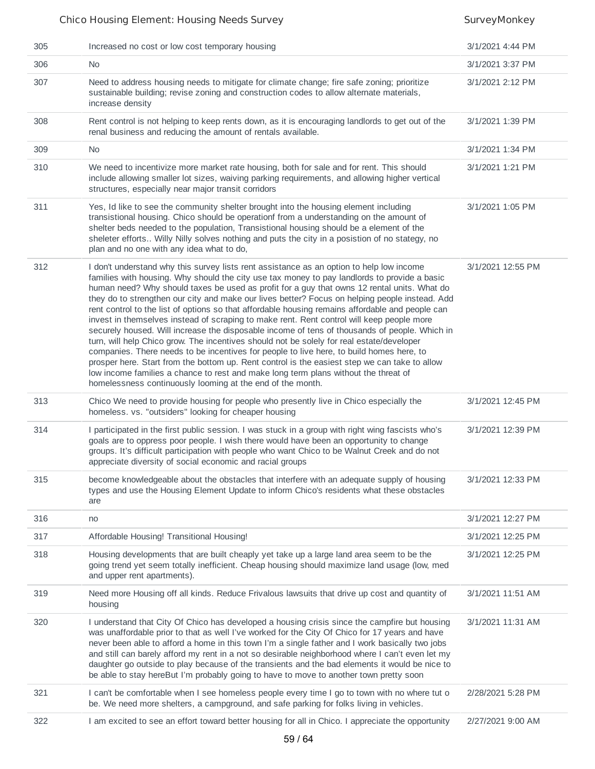| | | |
|---|---|---|
| 305 | Increased no cost or low cost temporary housing | 3/1/2021 4:44 PM |
| 306 | No | 3/1/2021 3:37 PM |
| 307 | Need to address housing needs to mitigate for climate change; fire safe zoning; prioritize sustainable building; revise zoning and construction codes to allow alternate materials, increase density | 3/1/2021 2:12 PM |
| 308 | Rent control is not helping to keep rents down, as it is encouraging landlords to get out of the renal business and reducing the amount of rentals available. | 3/1/2021 1:39 PM |
| 309 | No | 3/1/2021 1:34 PM |
| 310 | We need to incentivize more market rate housing, both for sale and for rent. This should include allowing smaller lot sizes, waiving parking requirements, and allowing higher vertical structures, especially near major transit corridors | 3/1/2021 1:21 PM |
| 311 | Yes, Id like to see the community shelter brought into the housing element including transistional housing. Chico should be operationf from a understanding on the amount of shelter beds needed to the population, Transistional housing should be a element of the sheleter efforts.. Willy Nilly solves nothing and puts the city in a posistion of no stategy, no plan and no one with any idea what to do, | 3/1/2021 1:05 PM |
| 312 | I don't understand why this survey lists rent assistance as an option to help low income families with housing. Why should the city use tax money to pay landlords to provide a basic human need? Why should taxes be used as profit for a guy that owns 12 rental units. What do they do to strengthen our city and make our lives better? Focus on helping people instead. Add rent control to the list of options so that affordable housing remains affordable and people can invest in themselves instead of scraping to make rent. Rent control will keep people more securely housed. Will increase the disposable income of tens of thousands of people. Which in turn, will help Chico grow. The incentives should not be solely for real estate/developer companies. There needs to be incentives for people to live here, to build homes here, to prosper here. Start from the bottom up. Rent control is the easiest step we can take to allow low income families a chance to rest and make long term plans without the threat of homelessness continuously looming at the end of the month. | 3/1/2021 12:55 PM |
| 313 | Chico We need to provide housing for people who presently live in Chico especially the homeless. vs. "outsiders" looking for cheaper housing | 3/1/2021 12:45 PM |
| 314 | I participated in the first public session. I was stuck in a group with right wing fascists who's goals are to oppress poor people. I wish there would have been an opportunity to change groups. It's difficult participation with people who want Chico to be Walnut Creek and do not appreciate diversity of social economic and racial groups | 3/1/2021 12:39 PM |
| 315 | become knowledgeable about the obstacles that interfere with an adequate supply of housing types and use the Housing Element Update to inform Chico's residents what these obstacles are | 3/1/2021 12:33 PM |
| 316 | no | 3/1/2021 12:27 PM |
| 317 | Affordable Housing! Transitional Housing! | 3/1/2021 12:25 PM |
| 318 | Housing developments that are built cheaply yet take up a large land area seem to be the going trend yet seem totally inefficient. Cheap housing should maximize land usage (low, med and upper rent apartments). | 3/1/2021 12:25 PM |
| 319 | Need more Housing off all kinds. Reduce Frivalous lawsuits that drive up cost and quantity of housing | 3/1/2021 11:51 AM |
| 320 | I understand that City Of Chico has developed a housing crisis since the campfire but housing was unaffordable prior to that as well I've worked for the City Of Chico for 17 years and have never been able to afford a home in this town I'm a single father and I work basically two jobs and still can barely afford my rent in a not so desirable neighborhood where I can't even let my daughter go outside to play because of the transients and the bad elements it would be nice to be able to stay hereBut I'm probably going to have to move to another town pretty soon | 3/1/2021 11:31 AM |
| 321 | I can't be comfortable when I see homeless people every time I go to town with no where tut o be. We need more shelters, a campground, and safe parking for folks living in vehicles. | 2/28/2021 5:28 PM |
| 322 | I am excited to see an effort toward better housing for all in Chico. I appreciate the opportunity | 2/27/2021 9:00 AM |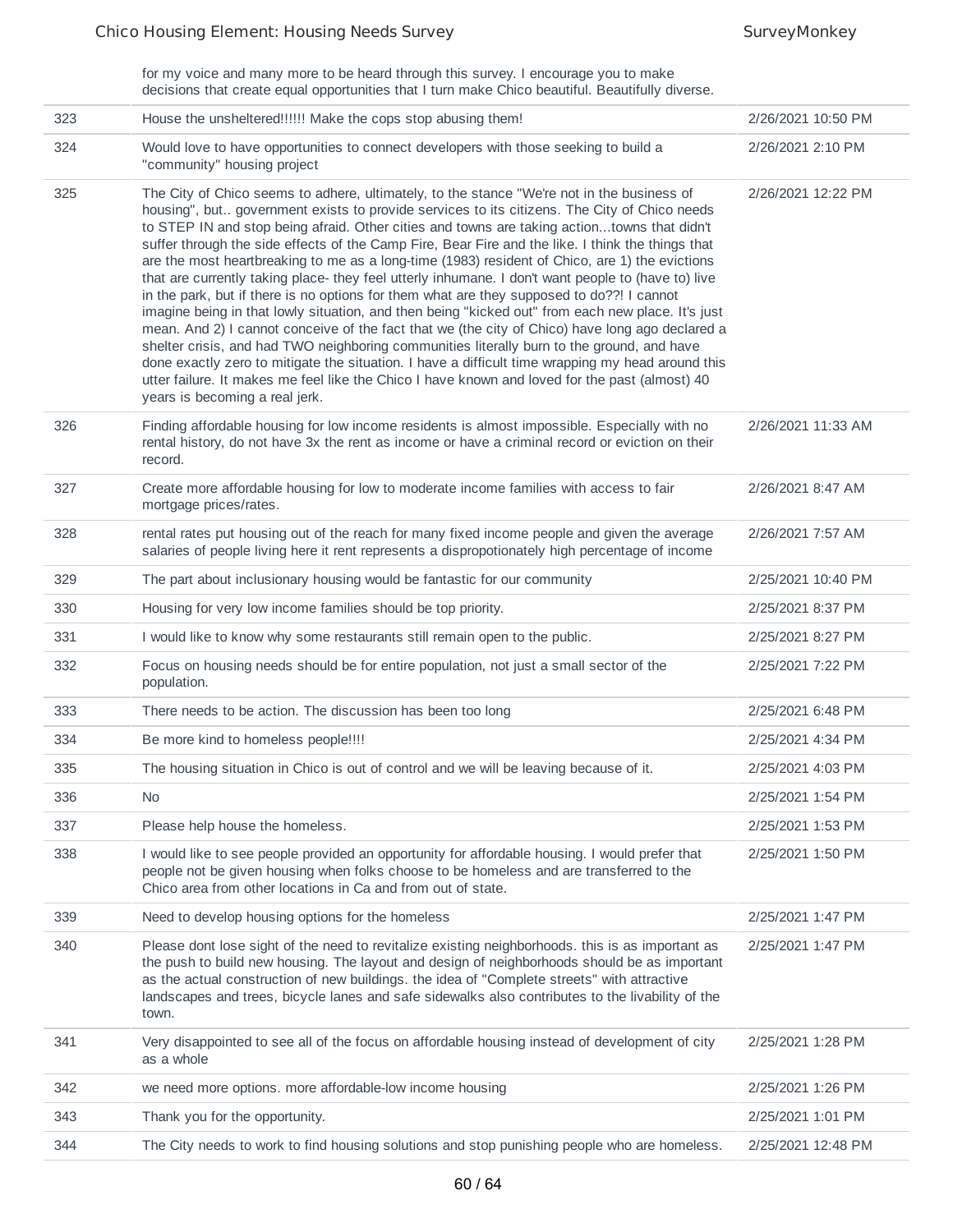| | | |
|---|---|---|
| | for my voice and many more to be heard through this survey. I encourage you to make decisions that create equal opportunities that I turn make Chico beautiful. Beautifully diverse. | |
| 323 | House the unsheltered!!!!!! Make the cops stop abusing them! | 2/26/2021 10:50 PM |
| 324 | Would love to have opportunities to connect developers with those seeking to build a "community" housing project | 2/26/2021 2:10 PM |
| 325 | The City of Chico seems to adhere, ultimately, to the stance "We're not in the business of housing", but.. government exists to provide services to its citizens. The City of Chico needs to STEP IN and stop being afraid. Other cities and towns are taking action...towns that didn't suffer through the side effects of the Camp Fire, Bear Fire and the like. I think the things that are the most heartbreaking to me as a long-time (1983) resident of Chico, are 1) the evictions that are currently taking place- they feel utterly inhumane. I don't want people to (have to) live in the park, but if there is no options for them what are they supposed to do??! I cannot imagine being in that lowly situation, and then being "kicked out" from each new place. It's just mean. And 2) I cannot conceive of the fact that we (the city of Chico) have long ago declared a shelter crisis, and had TWO neighboring communities literally burn to the ground, and have done exactly zero to mitigate the situation. I have a difficult time wrapping my head around this utter failure. It makes me feel like the Chico I have known and loved for the past (almost) 40 years is becoming a real jerk. | 2/26/2021 12:22 PM |
| 326 | Finding affordable housing for low income residents is almost impossible. Especially with no rental history, do not have 3x the rent as income or have a criminal record or eviction on their record. | 2/26/2021 11:33 AM |
| 327 | Create more affordable housing for low to moderate income families with access to fair mortgage prices/rates. | 2/26/2021 8:47 AM |
| 328 | rental rates put housing out of the reach for many fixed income people and given the average salaries of people living here it rent represents a dispropotionately high percentage of income | 2/26/2021 7:57 AM |
| 329 | The part about inclusionary housing would be fantastic for our community | 2/25/2021 10:40 PM |
| 330 | Housing for very low income families should be top priority. | 2/25/2021 8:37 PM |
| 331 | I would like to know why some restaurants still remain open to the public. | 2/25/2021 8:27 PM |
| 332 | Focus on housing needs should be for entire population, not just a small sector of the population. | 2/25/2021 7:22 PM |
| 333 | There needs to be action. The discussion has been too long | 2/25/2021 6:48 PM |
| 334 | Be more kind to homeless people!!!! | 2/25/2021 4:34 PM |
| 335 | The housing situation in Chico is out of control and we will be leaving because of it. | 2/25/2021 4:03 PM |
| 336 | No | 2/25/2021 1:54 PM |
| 337 | Please help house the homeless. | 2/25/2021 1:53 PM |
| 338 | I would like to see people provided an opportunity for affordable housing. I would prefer that people not be given housing when folks choose to be homeless and are transferred to the Chico area from other locations in Ca and from out of state. | 2/25/2021 1:50 PM |
| 339 | Need to develop housing options for the homeless | 2/25/2021 1:47 PM |
| 340 | Please dont lose sight of the need to revitalize existing neighborhoods. this is as important as the push to build new housing. The layout and design of neighborhoods should be as important as the actual construction of new buildings. the idea of "Complete streets" with attractive landscapes and trees, bicycle lanes and safe sidewalks also contributes to the livability of the town. | 2/25/2021 1:47 PM |
| 341 | Very disappointed to see all of the focus on affordable housing instead of development of city as a whole | 2/25/2021 1:28 PM |
| 342 | we need more options. more affordable-low income housing | 2/25/2021 1:26 PM |
| 343 | Thank you for the opportunity. | 2/25/2021 1:01 PM |
| 344 | The City needs to work to find housing solutions and stop punishing people who are homeless. | 2/25/2021 12:48 PM |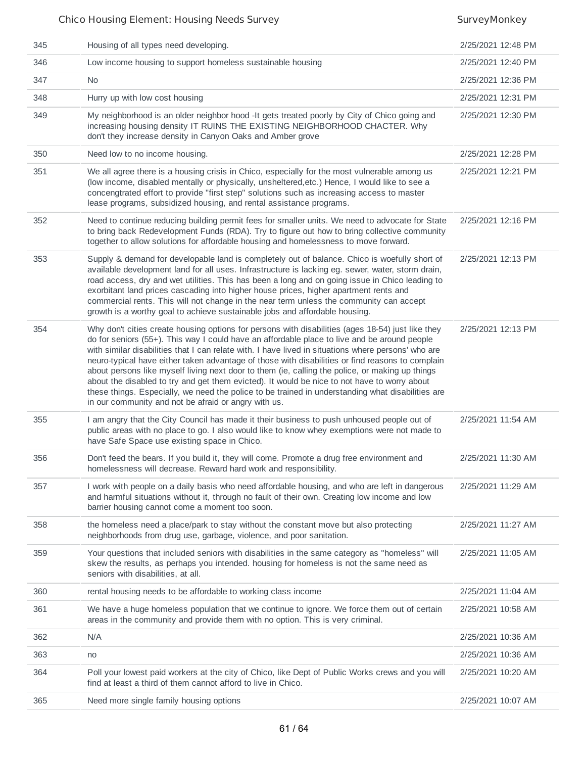| | | |
|---|---|---|
| 345 | Housing of all types need developing. | 2/25/2021 12:48 PM |
| 346 | Low income housing to support homeless sustainable housing | 2/25/2021 12:40 PM |
| 347 | No | 2/25/2021 12:36 PM |
| 348 | Hurry up with low cost housing | 2/25/2021 12:31 PM |
| 349 | My neighborhood is an older neighbor hood -It gets treated poorly by City of Chico going and increasing housing density IT RUINS THE EXISTING NEIGHBORHOOD CHACTER. Why don't they increase density in Canyon Oaks and Amber grove | 2/25/2021 12:30 PM |
| 350 | Need low to no income housing. | 2/25/2021 12:28 PM |
| 351 | We all agree there is a housing crisis in Chico, especially for the most vulnerable among us (low income, disabled mentally or physically, unsheltered,etc.) Hence, I would like to see a concengtrated effort to provide "first step" solutions such as increasing access to master lease programs, subsidized housing, and rental assistance programs. | 2/25/2021 12:21 PM |
| 352 | Need to continue reducing building permit fees for smaller units. We need to advocate for State to bring back Redevelopment Funds (RDA). Try to figure out how to bring collective community together to allow solutions for affordable housing and homelessness to move forward. | 2/25/2021 12:16 PM |
| 353 | Supply & demand for developable land is completely out of balance. Chico is woefully short of available development land for all uses. Infrastructure is lacking eg. sewer, water, storm drain, road access, dry and wet utilities. This has been a long and on going issue in Chico leading to exorbitant land prices cascading into higher house prices, higher apartment rents and commercial rents. This will not change in the near term unless the community can accept growth is a worthy goal to achieve sustainable jobs and affordable housing. | 2/25/2021 12:13 PM |
| 354 | Why don't cities create housing options for persons with disabilities (ages 18-54) just like they do for seniors (55+). This way I could have an affordable place to live and be around people with similar disabilities that I can relate with. I have lived in situations where persons' who are neuro-typical have either taken advantage of those with disabilities or find reasons to complain about persons like myself living next door to them (ie, calling the police, or making up things about the disabled to try and get them evicted). It would be nice to not have to worry about these things. Especially, we need the police to be trained in understanding what disabilities are in our community and not be afraid or angry with us. | 2/25/2021 12:13 PM |
| 355 | I am angry that the City Council has made it their business to push unhoused people out of public areas with no place to go. I also would like to know whey exemptions were not made to have Safe Space use existing space in Chico. | 2/25/2021 11:54 AM |
| 356 | Don't feed the bears. If you build it, they will come. Promote a drug free environment and homelessness will decrease. Reward hard work and responsibility. | 2/25/2021 11:30 AM |
| 357 | I work with people on a daily basis who need affordable housing, and who are left in dangerous and harmful situations without it, through no fault of their own. Creating low income and low barrier housing cannot come a moment too soon. | 2/25/2021 11:29 AM |
| 358 | the homeless need a place/park to stay without the constant move but also protecting neighborhoods from drug use, garbage, violence, and poor sanitation. | 2/25/2021 11:27 AM |
| 359 | Your questions that included seniors with disabilities in the same category as "homeless" will skew the results, as perhaps you intended. housing for homeless is not the same need as seniors with disabilities, at all. | 2/25/2021 11:05 AM |
| 360 | rental housing needs to be affordable to working class income | 2/25/2021 11:04 AM |
| 361 | We have a huge homeless population that we continue to ignore. We force them out of certain areas in the community and provide them with no option. This is very criminal. | 2/25/2021 10:58 AM |
| 362 | N/A | 2/25/2021 10:36 AM |
| 363 | no | 2/25/2021 10:36 AM |
| 364 | Poll your lowest paid workers at the city of Chico, like Dept of Public Works crews and you will find at least a third of them cannot afford to live in Chico. | 2/25/2021 10:20 AM |
| 365 | Need more single family housing options | 2/25/2021 10:07 AM |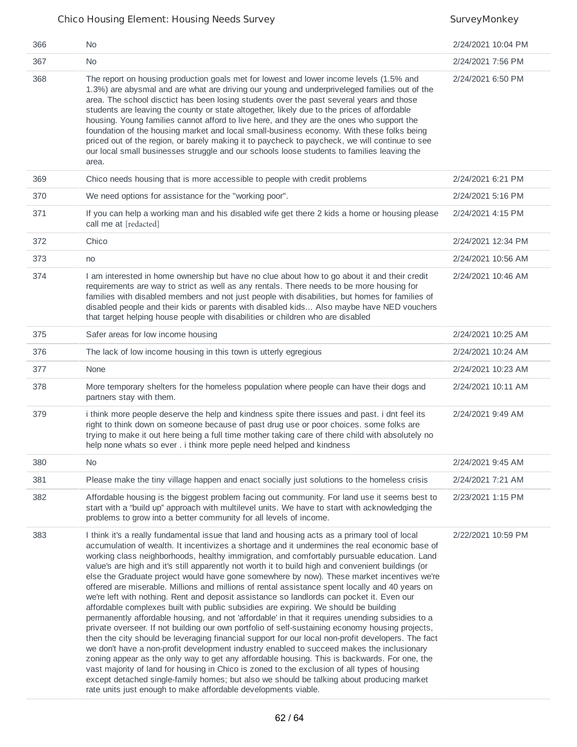| | | |
|---|---|---|
| 366 | No | 2/24/2021 10:04 PM |
| 367 | No | 2/24/2021 7:56 PM |
| 368 | The report on housing production goals met for lowest and lower income levels (1.5% and 1.3%) are abysmal and are what are driving our young and underpriveleged families out of the area. The school disctict has been losing students over the past several years and those students are leaving the county or state altogether, likely due to the prices of affordable housing. Young families cannot afford to live here, and they are the ones who support the foundation of the housing market and local small-business economy. With these folks being priced out of the region, or barely making it to paycheck to paycheck, we will continue to see our local small businesses struggle and our schools loose students to families leaving the area. | 2/24/2021 6:50 PM |
| 369 | Chico needs housing that is more accessible to people with credit problems | 2/24/2021 6:21 PM |
| 370 | We need options for assistance for the "working poor". | 2/24/2021 5:16 PM |
| 371 | If you can help a working man and his disabled wife get there 2 kids a home or housing please call me at [redacted] | 2/24/2021 4:15 PM |
| 372 | Chico | 2/24/2021 12:34 PM |
| 373 | no | 2/24/2021 10:56 AM |
| 374 | I am interested in home ownership but have no clue about how to go about it and their credit requirements are way to strict as well as any rentals. There needs to be more housing for families with disabled members and not just people with disabilities, but homes for families of disabled people and their kids or parents with disabled kids... Also maybe have NED vouchers that target helping house people with disabilities or children who are disabled | 2/24/2021 10:46 AM |
| 375 | Safer areas for low income housing | 2/24/2021 10:25 AM |
| 376 | The lack of low income housing in this town is utterly egregious | 2/24/2021 10:24 AM |
| 377 | None | 2/24/2021 10:23 AM |
| 378 | More temporary shelters for the homeless population where people can have their dogs and partners stay with them. | 2/24/2021 10:11 AM |
| 379 | i think more people deserve the help and kindness spite there issues and past. i dnt feel its right to think down on someone because of past drug use or poor choices. some folks are trying to make it out here being a full time mother taking care of there child with absolutely no help none whats so ever . i think more peple need helped and kindness | 2/24/2021 9:49 AM |
| 380 | No | 2/24/2021 9:45 AM |
| 381 | Please make the tiny village happen and enact socially just solutions to the homeless crisis | 2/24/2021 7:21 AM |
| 382 | Affordable housing is the biggest problem facing out community. For land use it seems best to start with a "build up" approach with multilevel units. We have to start with acknowledging the problems to grow into a better community for all levels of income. | 2/23/2021 1:15 PM |
| 383 | I think it's a really fundamental issue that land and housing acts as a primary tool of local accumulation of wealth. It incentivizes a shortage and it undermines the real economic base of working class neighborhoods, healthy immigration, and comfortably pursuable education. Land value's are high and it's still apparently not worth it to build high and convenient buildings (or else the Graduate project would have gone somewhere by now). These market incentives we're offered are miserable. Millions and millions of rental assistance spent locally and 40 years on we're left with nothing. Rent and deposit assistance so landlords can pocket it. Even our affordable complexes built with public subsidies are expiring. We should be building permanently affordable housing, and not 'affordable' in that it requires unending subsidies to a private overseer. If not building our own portfolio of self-sustaining economy housing projects, then the city should be leveraging financial support for our local non-profit developers. The fact we don't have a non-profit development industry enabled to succeed makes the inclusionary zoning appear as the only way to get any affordable housing. This is backwards. For one, the vast majority of land for housing in Chico is zoned to the exclusion of all types of housing except detached single-family homes; but also we should be talking about producing market rate units just enough to make affordable developments viable. | 2/22/2021 10:59 PM |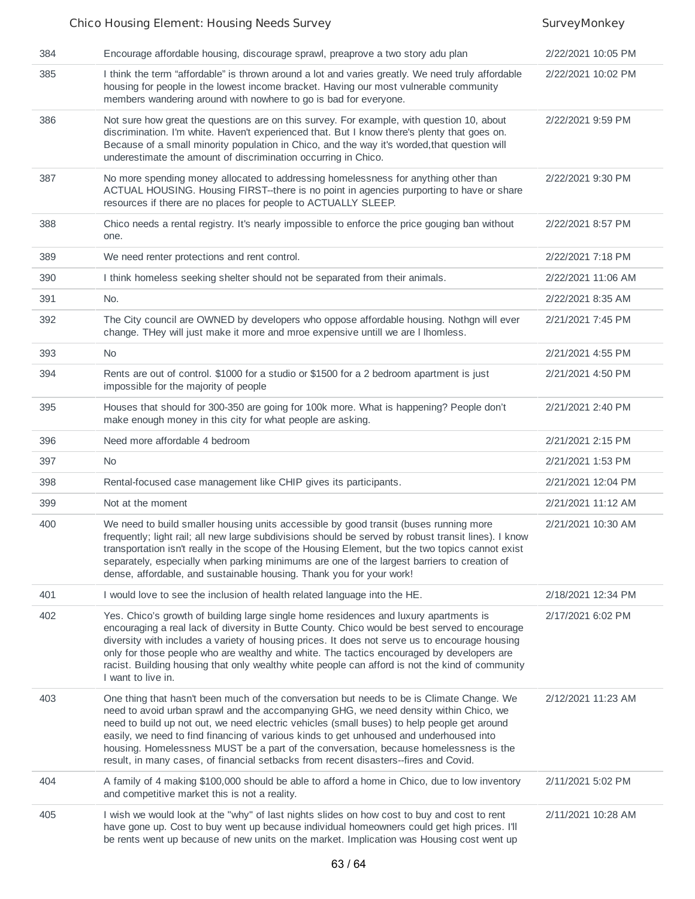| | | |
|---|---|---|
| 384 | Encourage affordable housing, discourage sprawl, preaprove a two story adu plan | 2/22/2021 10:05 PM |
| 385 | I think the term "affordable" is thrown around a lot and varies greatly. We need truly affordable housing for people in the lowest income bracket. Having our most vulnerable community members wandering around with nowhere to go is bad for everyone. | 2/22/2021 10:02 PM |
| 386 | Not sure how great the questions are on this survey. For example, with question 10, about discrimination. I'm white. Haven't experienced that. But I know there's plenty that goes on. Because of a small minority population in Chico, and the way it's worded,that question will underestimate the amount of discrimination occurring in Chico. | 2/22/2021 9:59 PM |
| 387 | No more spending money allocated to addressing homelessness for anything other than ACTUAL HOUSING. Housing FIRST--there is no point in agencies purporting to have or share resources if there are no places for people to ACTUALLY SLEEP. | 2/22/2021 9:30 PM |
| 388 | Chico needs a rental registry. It's nearly impossible to enforce the price gouging ban without one. | 2/22/2021 8:57 PM |
| 389 | We need renter protections and rent control. | 2/22/2021 7:18 PM |
| 390 | I think homeless seeking shelter should not be separated from their animals. | 2/22/2021 11:06 AM |
| 391 | No. | 2/22/2021 8:35 AM |
| 392 | The City council are OWNED by developers who oppose affordable housing. Nothgn will ever change. THey will just make it more and mroe expensive untill we are l lhomless. | 2/21/2021 7:45 PM |
| 393 | No | 2/21/2021 4:55 PM |
| 394 | Rents are out of control. $1000 for a studio or $1500 for a 2 bedroom apartment is just impossible for the majority of people | 2/21/2021 4:50 PM |
| 395 | Houses that should for 300-350 are going for 100k more. What is happening? People don't make enough money in this city for what people are asking. | 2/21/2021 2:40 PM |
| 396 | Need more affordable 4 bedroom | 2/21/2021 2:15 PM |
| 397 | No | 2/21/2021 1:53 PM |
| 398 | Rental-focused case management like CHIP gives its participants. | 2/21/2021 12:04 PM |
| 399 | Not at the moment | 2/21/2021 11:12 AM |
| 400 | We need to build smaller housing units accessible by good transit (buses running more frequently; light rail; all new large subdivisions should be served by robust transit lines). I know transportation isn't really in the scope of the Housing Element, but the two topics cannot exist separately, especially when parking minimums are one of the largest barriers to creation of dense, affordable, and sustainable housing. Thank you for your work! | 2/21/2021 10:30 AM |
| 401 | I would love to see the inclusion of health related language into the HE. | 2/18/2021 12:34 PM |
| 402 | Yes. Chico's growth of building large single home residences and luxury apartments is encouraging a real lack of diversity in Butte County. Chico would be best served to encourage diversity with includes a variety of housing prices. It does not serve us to encourage housing only for those people who are wealthy and white. The tactics encouraged by developers are racist. Building housing that only wealthy white people can afford is not the kind of community I want to live in. | 2/17/2021 6:02 PM |
| 403 | One thing that hasn't been much of the conversation but needs to be is Climate Change. We need to avoid urban sprawl and the accompanying GHG, we need density within Chico, we need to build up not out, we need electric vehicles (small buses) to help people get around easily, we need to find financing of various kinds to get unhoused and underhoused into housing. Homelessness MUST be a part of the conversation, because homelessness is the result, in many cases, of financial setbacks from recent disasters--fires and Covid. | 2/12/2021 11:23 AM |
| 404 | A family of 4 making $100,000 should be able to afford a home in Chico, due to low inventory and competitive market this is not a reality. | 2/11/2021 5:02 PM |
| 405 | I wish we would look at the "why" of last nights slides on how cost to buy and cost to rent have gone up. Cost to buy went up because individual homeowners could get high prices. I'll be rents went up because of new units on the market. Implication was Housing cost went up | 2/11/2021 10:28 AM |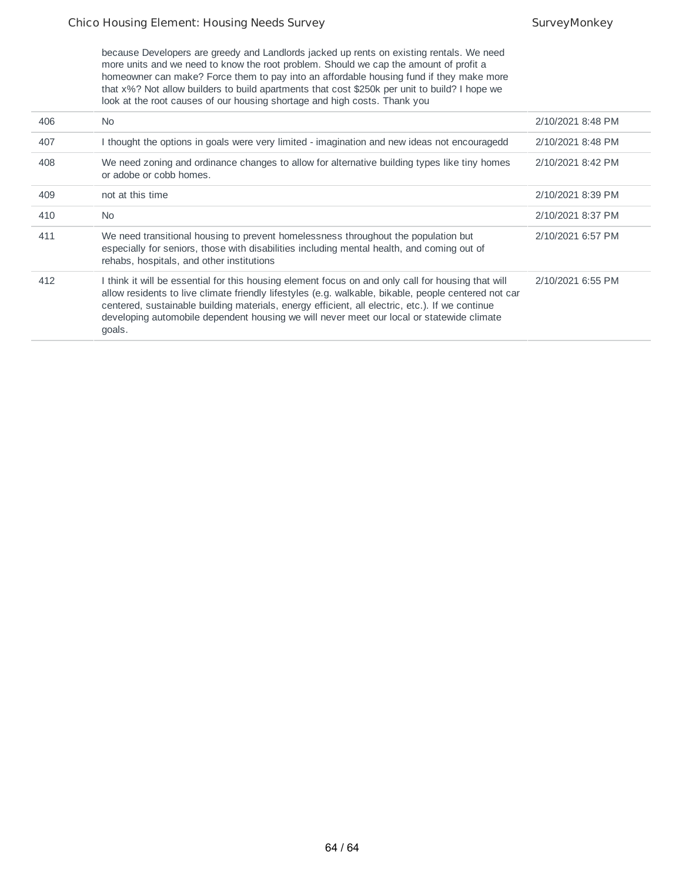| | | |
|---|---|---|
| | because Developers are greedy and Landlords jacked up rents on existing rentals. We need more units and we need to know the root problem. Should we cap the amount of profit a homeowner can make? Force them to pay into an affordable housing fund if they make more that x%? Not allow builders to build apartments that cost $250k per unit to build? I hope we look at the root causes of our housing shortage and high costs. Thank you | |
| 406 | No | 2/10/2021 8:48 PM |
| 407 | I thought the options in goals were very limited - imagination and new ideas not encouragedd | 2/10/2021 8:48 PM |
| 408 | We need zoning and ordinance changes to allow for alternative building types like tiny homes or adobe or cobb homes. | 2/10/2021 8:42 PM |
| 409 | not at this time | 2/10/2021 8:39 PM |
| 410 | No | 2/10/2021 8:37 PM |
| 411 | We need transitional housing to prevent homelessness throughout the population but especially for seniors, those with disabilities including mental health, and coming out of rehabs, hospitals, and other institutions | 2/10/2021 6:57 PM |
| 412 | I think it will be essential for this housing element focus on and only call for housing that will allow residents to live climate friendly lifestyles (e.g. walkable, bikable, people centered not car centered, sustainable building materials, energy efficient, all electric, etc.). If we continue developing automobile dependent housing we will never meet our local or statewide climate goals. | 2/10/2021 6:55 PM |